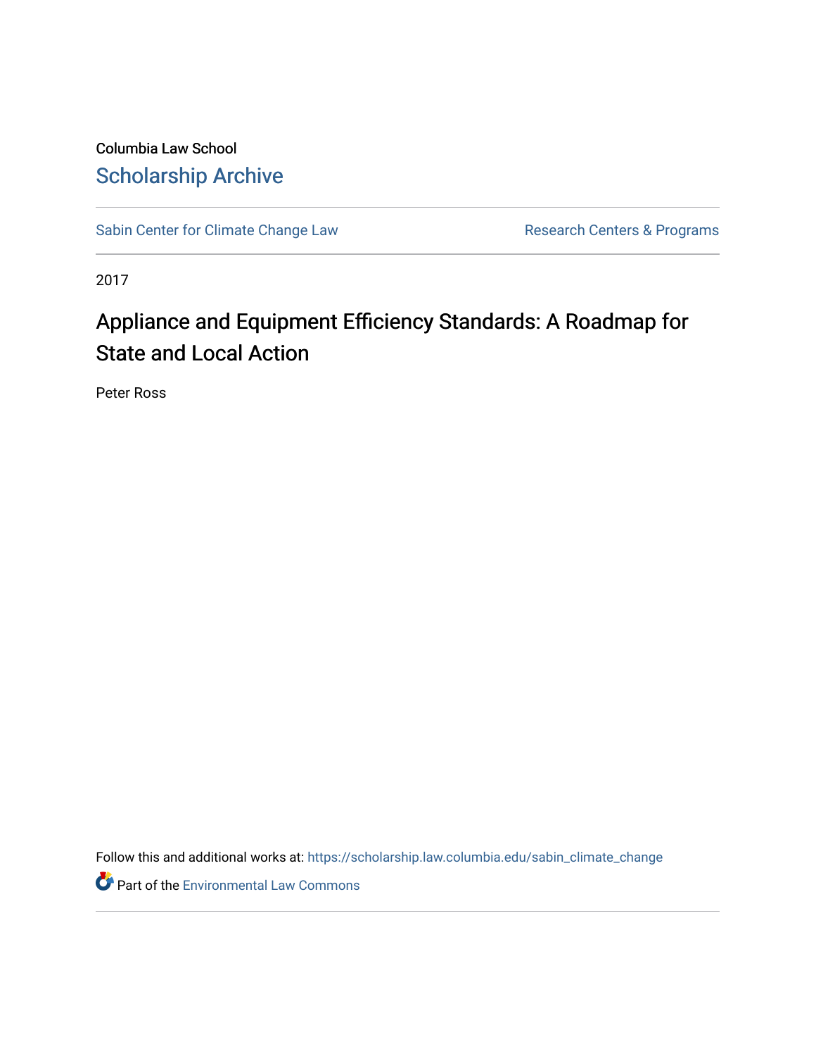Columbia Law School

Scholarship Archive

Sabin Center for Climate Change Law | Research Centers & Programs

2017

# Appliance and Equipment Efficiency Standards: A Roadmap for State and Local Action

Peter Ross

Follow this and additional works at: https://scholarship.law.columbia.edu/sabin_climate_change

Part of the Environmental Law Commons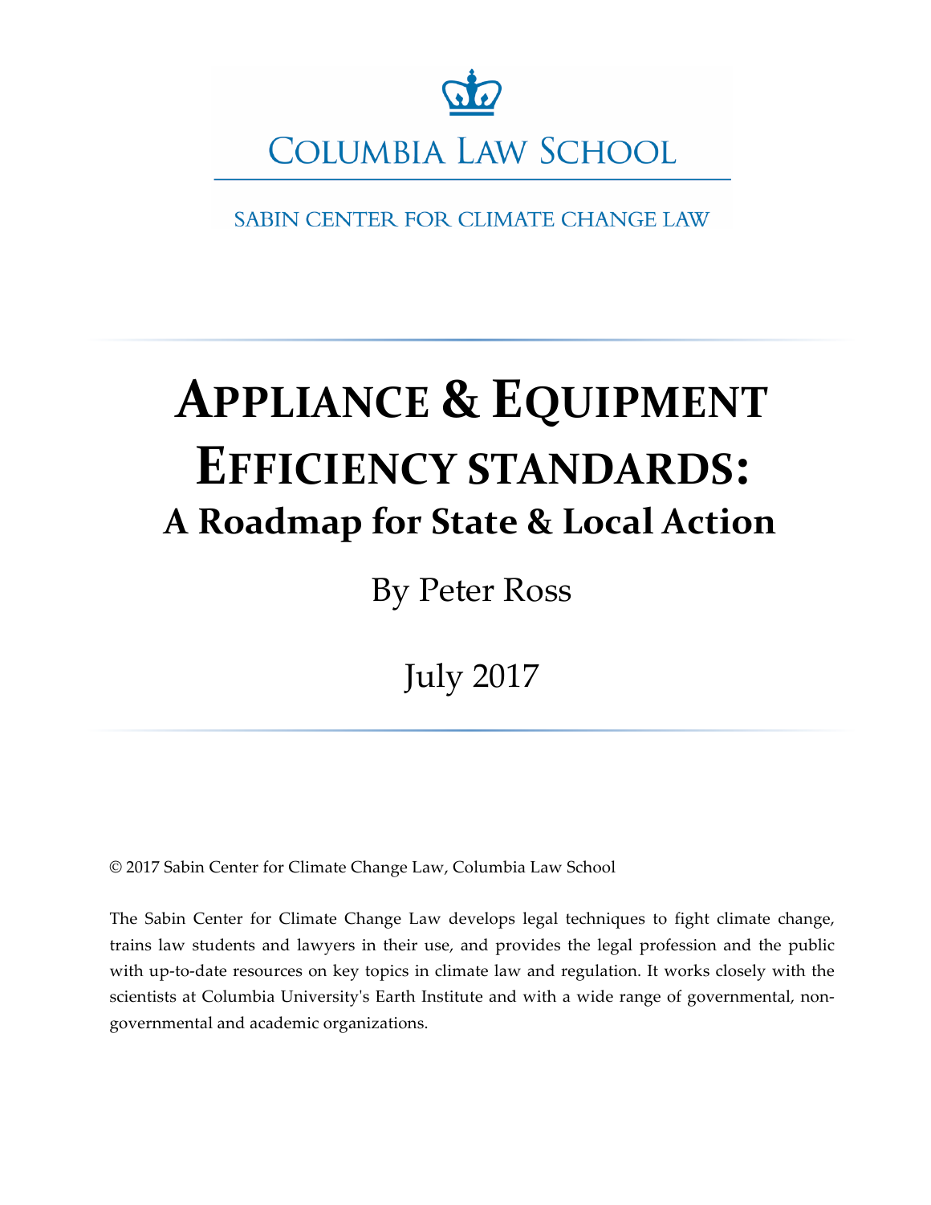COLUMBIA LAW SCHOOL

SABIN CENTER FOR CLIMATE CHANGE LAW

# APPLIANCE & EQUIPMENT EFFICIENCY STANDARDS:

## A Roadmap for State & Local Action

By Peter Ross

July 2017

© 2017 Sabin Center for Climate Change Law, Columbia Law School

The Sabin Center for Climate Change Law develops legal techniques to fight climate change, trains law students and lawyers in their use, and provides the legal profession and the public with up-to-date resources on key topics in climate law and regulation. It works closely with the scientists at Columbia University's Earth Institute and with a wide range of governmental, non-governmental and academic organizations.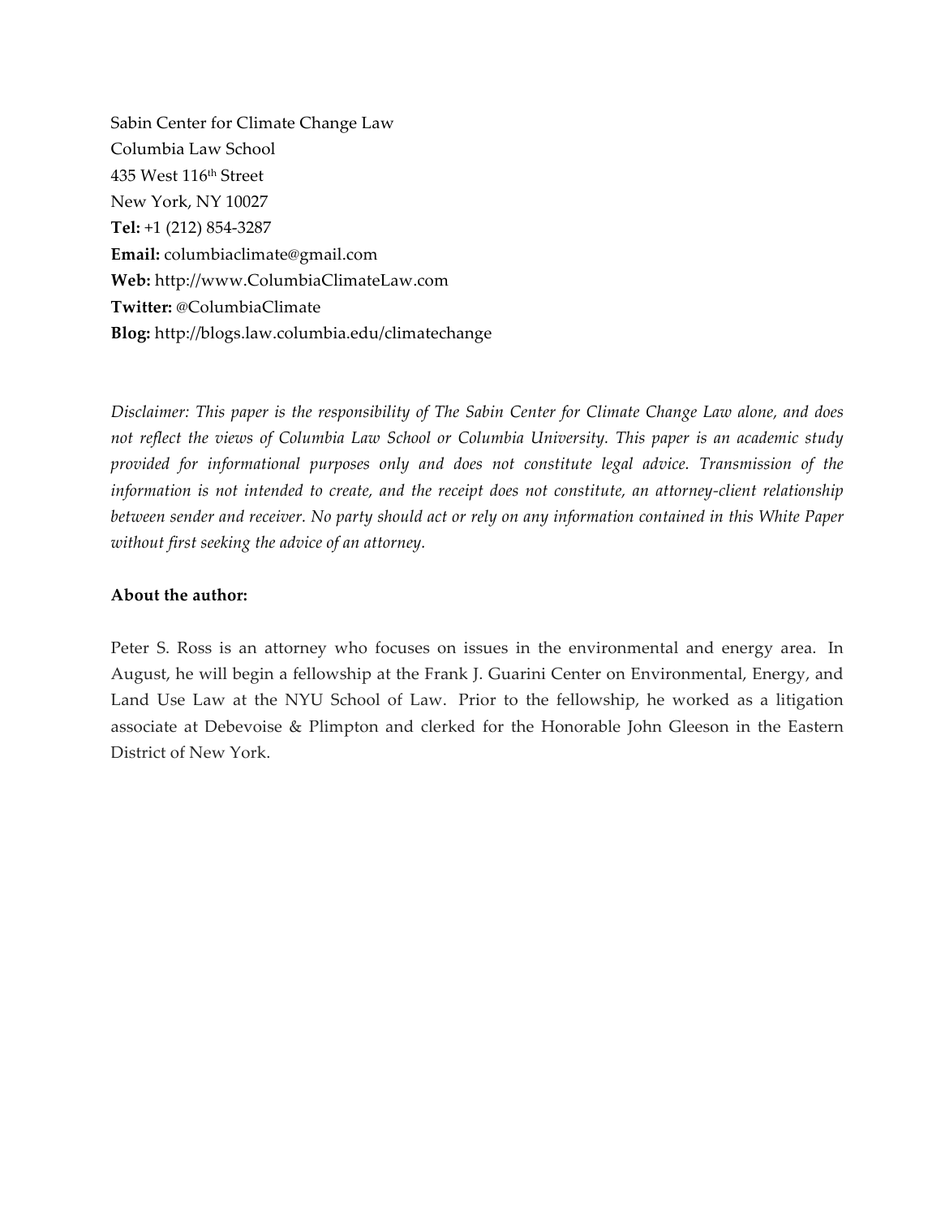Sabin Center for Climate Change Law
Columbia Law School
435 West 116th Street
New York, NY 10027
**Tel:** +1 (212) 854-3287
**Email:** columbiaclimate@gmail.com
**Web:** http://www.ColumbiaClimateLaw.com
**Twitter:** @ColumbiaClimate
**Blog:** http://blogs.law.columbia.edu/climatechange

*Disclaimer: This paper is the responsibility of The Sabin Center for Climate Change Law alone, and does not reflect the views of Columbia Law School or Columbia University. This paper is an academic study provided for informational purposes only and does not constitute legal advice. Transmission of the information is not intended to create, and the receipt does not constitute, an attorney-client relationship between sender and receiver. No party should act or rely on any information contained in this White Paper without first seeking the advice of an attorney.*

**About the author:**

Peter S. Ross is an attorney who focuses on issues in the environmental and energy area. In August, he will begin a fellowship at the Frank J. Guarini Center on Environmental, Energy, and Land Use Law at the NYU School of Law. Prior to the fellowship, he worked as a litigation associate at Debevoise & Plimpton and clerked for the Honorable John Gleeson in the Eastern District of New York.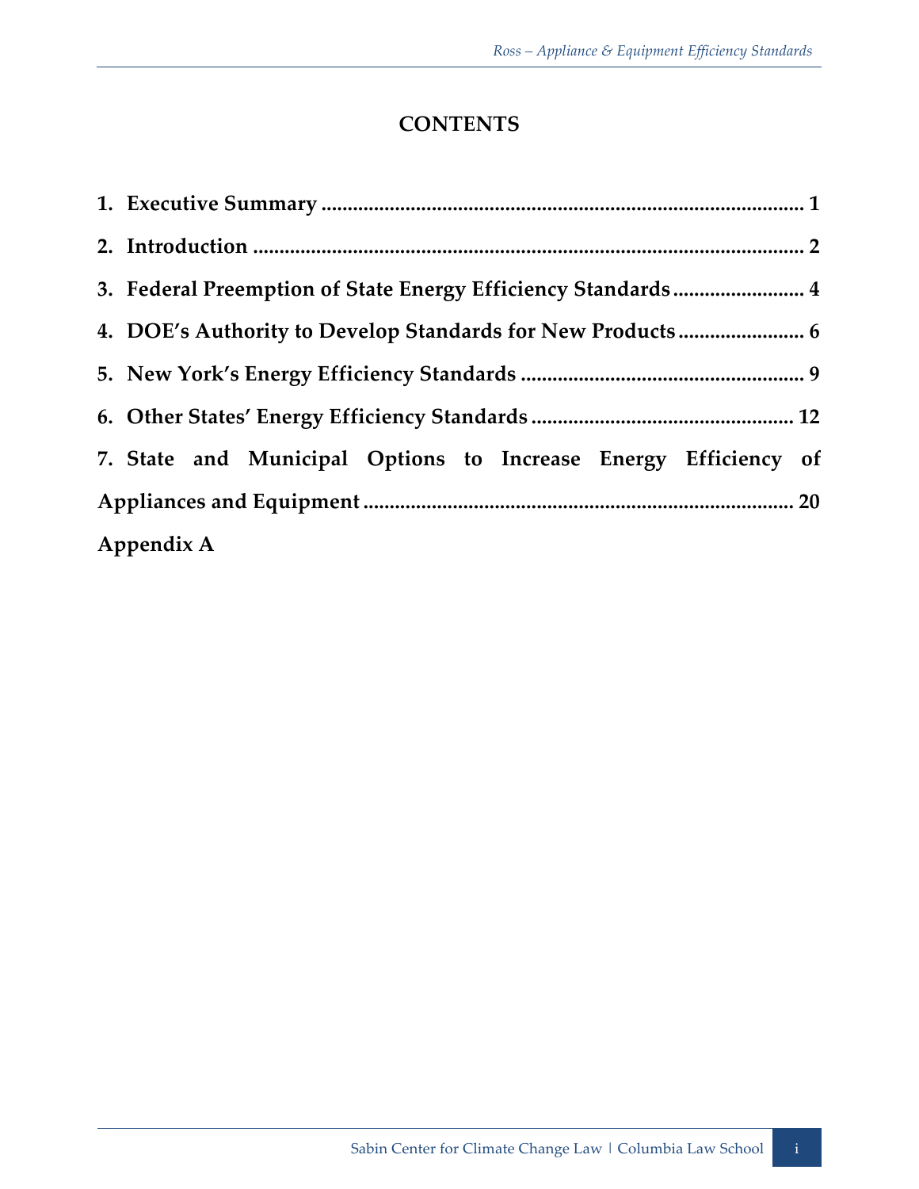# CONTENTS

1. **Executive Summary** ............................................................................................ 1
2. **Introduction** ........................................................................................................ 2
3. **Federal Preemption of State Energy Efficiency Standards** ........................ 4
4. **DOE's Authority to Develop Standards for New Products** ....................... 6
5. **New York's Energy Efficiency Standards** ..................................................... 9
6. **Other States' Energy Efficiency Standards** .................................................. 12
7. **State and Municipal Options to Increase Energy Efficiency of Appliances and Equipment** ................................................................................ 20

**Appendix A**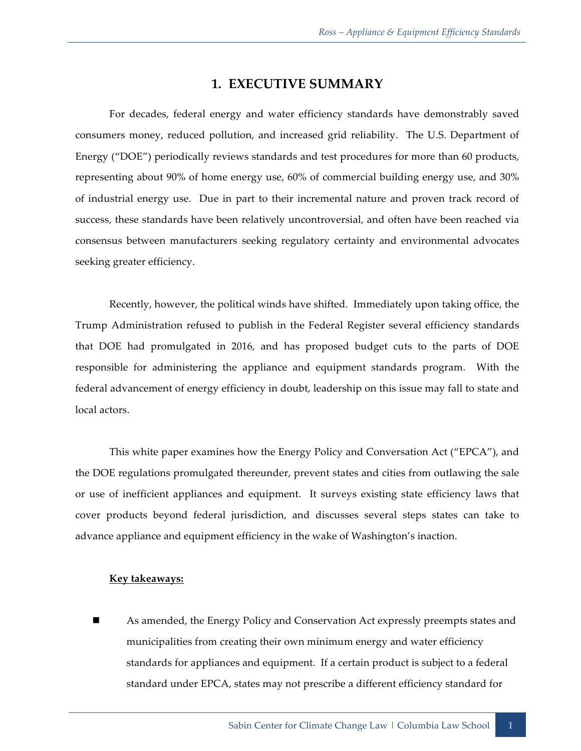# 1. EXECUTIVE SUMMARY

For decades, federal energy and water efficiency standards have demonstrably saved consumers money, reduced pollution, and increased grid reliability. The U.S. Department of Energy ("DOE") periodically reviews standards and test procedures for more than 60 products, representing about 90% of home energy use, 60% of commercial building energy use, and 30% of industrial energy use. Due in part to their incremental nature and proven track record of success, these standards have been relatively uncontroversial, and often have been reached via consensus between manufacturers seeking regulatory certainty and environmental advocates seeking greater efficiency.

Recently, however, the political winds have shifted. Immediately upon taking office, the Trump Administration refused to publish in the Federal Register several efficiency standards that DOE had promulgated in 2016, and has proposed budget cuts to the parts of DOE responsible for administering the appliance and equipment standards program. With the federal advancement of energy efficiency in doubt, leadership on this issue may fall to state and local actors.

This white paper examines how the Energy Policy and Conversation Act ("EPCA"), and the DOE regulations promulgated thereunder, prevent states and cities from outlawing the sale or use of inefficient appliances and equipment. It surveys existing state efficiency laws that cover products beyond federal jurisdiction, and discusses several steps states can take to advance appliance and equipment efficiency in the wake of Washington's inaction.

**Key takeaways:**

- As amended, the Energy Policy and Conservation Act expressly preempts states and municipalities from creating their own minimum energy and water efficiency standards for appliances and equipment. If a certain product is subject to a federal standard under EPCA, states may not prescribe a different efficiency standard for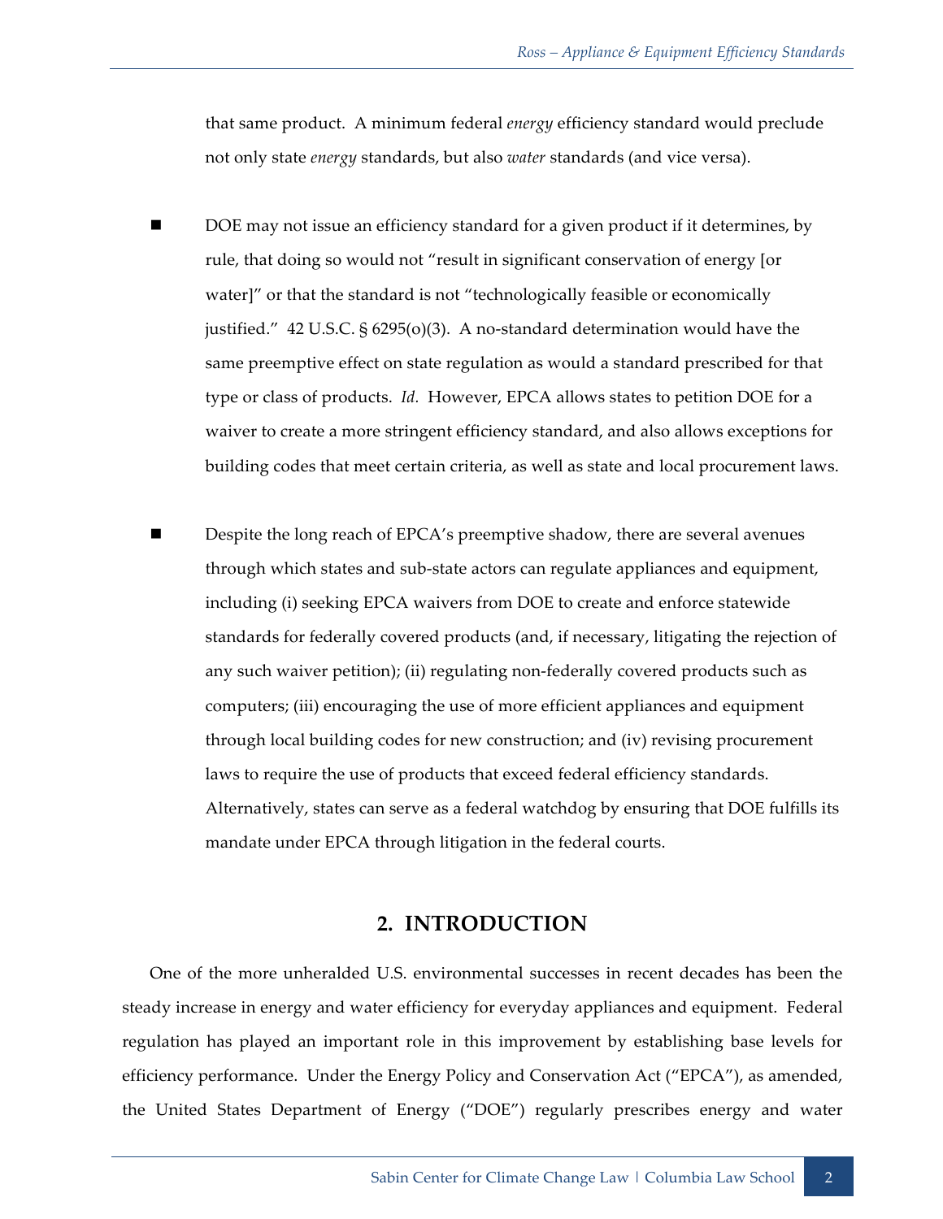that same product. A minimum federal *energy* efficiency standard would preclude not only state *energy* standards, but also *water* standards (and vice versa).

- DOE may not issue an efficiency standard for a given product if it determines, by rule, that doing so would not "result in significant conservation of energy [or water]" or that the standard is not "technologically feasible or economically justified." 42 U.S.C. § 6295(o)(3). A no-standard determination would have the same preemptive effect on state regulation as would a standard prescribed for that type or class of products. *Id.* However, EPCA allows states to petition DOE for a waiver to create a more stringent efficiency standard, and also allows exceptions for building codes that meet certain criteria, as well as state and local procurement laws.

- Despite the long reach of EPCA's preemptive shadow, there are several avenues through which states and sub-state actors can regulate appliances and equipment, including (i) seeking EPCA waivers from DOE to create and enforce statewide standards for federally covered products (and, if necessary, litigating the rejection of any such waiver petition); (ii) regulating non-federally covered products such as computers; (iii) encouraging the use of more efficient appliances and equipment through local building codes for new construction; and (iv) revising procurement laws to require the use of products that exceed federal efficiency standards. Alternatively, states can serve as a federal watchdog by ensuring that DOE fulfills its mandate under EPCA through litigation in the federal courts.

## 2. INTRODUCTION

One of the more unheralded U.S. environmental successes in recent decades has been the steady increase in energy and water efficiency for everyday appliances and equipment. Federal regulation has played an important role in this improvement by establishing base levels for efficiency performance. Under the Energy Policy and Conservation Act ("EPCA"), as amended, the United States Department of Energy ("DOE") regularly prescribes energy and water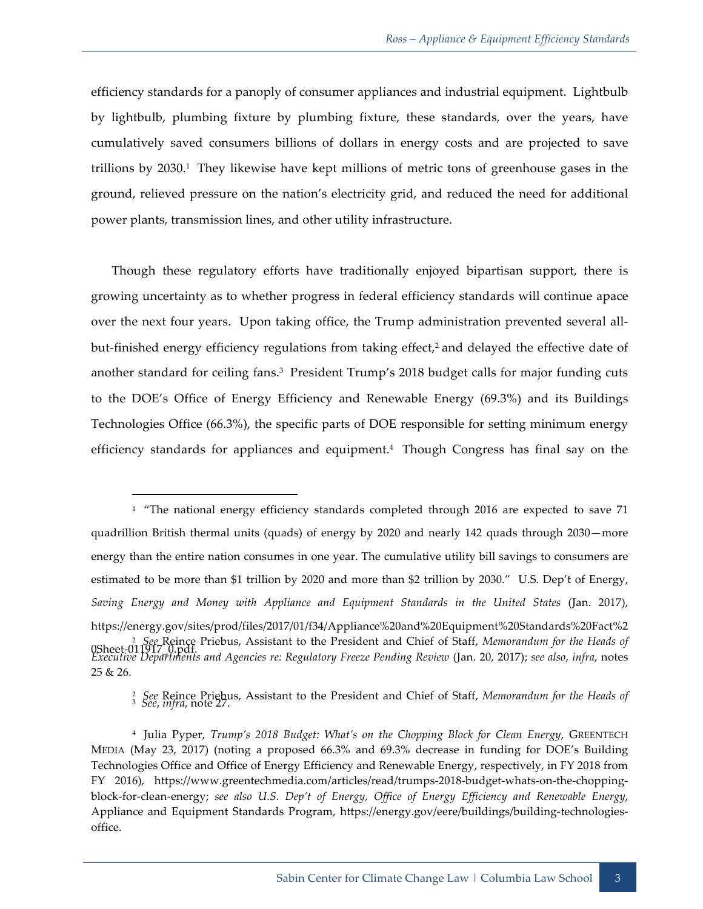efficiency standards for a panoply of consumer appliances and industrial equipment. Lightbulb by lightbulb, plumbing fixture by plumbing fixture, these standards, over the years, have cumulatively saved consumers billions of dollars in energy costs and are projected to save trillions by 2030.[1] They likewise have kept millions of metric tons of greenhouse gases in the ground, relieved pressure on the nation's electricity grid, and reduced the need for additional power plants, transmission lines, and other utility infrastructure.

Though these regulatory efforts have traditionally enjoyed bipartisan support, there is growing uncertainty as to whether progress in federal efficiency standards will continue apace over the next four years. Upon taking office, the Trump administration prevented several all-but-finished energy efficiency regulations from taking effect,[2] and delayed the effective date of another standard for ceiling fans.[3] President Trump's 2018 budget calls for major funding cuts to the DOE's Office of Energy Efficiency and Renewable Energy (69.3%) and its Buildings Technologies Office (66.3%), the specific parts of DOE responsible for setting minimum energy efficiency standards for appliances and equipment.[4] Though Congress has final say on the

---

[1] "The national energy efficiency standards completed through 2016 are expected to save 71 quadrillion British thermal units (quads) of energy by 2020 and nearly 142 quads through 2030—more energy than the entire nation consumes in one year. The cumulative utility bill savings to consumers are estimated to be more than $1 trillion by 2020 and more than $2 trillion by 2030." U.S. Dep't of Energy, *Saving Energy and Money with Appliance and Equipment Standards in the United States* (Jan. 2017), https://energy.gov/sites/prod/files/2017/01/f34/Appliance%20and%20Equipment%20Standards%20Fact%20Sheet-011917_0.pdf.

[2] *See* Reince Priebus, Assistant to the President and Chief of Staff, *Memorandum for the Heads of Executive Departments and Agencies re: Regulatory Freeze Pending Review* (Jan. 20, 2017); *see also*, *infra*, notes 25 & 26.

[3] *See*, *infra*, note 27.

[4] Julia Pyper, *Trump's 2018 Budget: What's on the Chopping Block for Clean Energy*, GREENTECH MEDIA (May 23, 2017) (noting a proposed 66.3% and 69.3% decrease in funding for DOE's Building Technologies Office and Office of Energy Efficiency and Renewable Energy, respectively, in FY 2018 from FY 2016), https://www.greentechmedia.com/articles/read/trumps-2018-budget-whats-on-the-chopping-block-for-clean-energy; *see also U.S. Dep't of Energy, Office of Energy Efficiency and Renewable Energy*, Appliance and Equipment Standards Program, https://energy.gov/eere/buildings/building-technologies-office.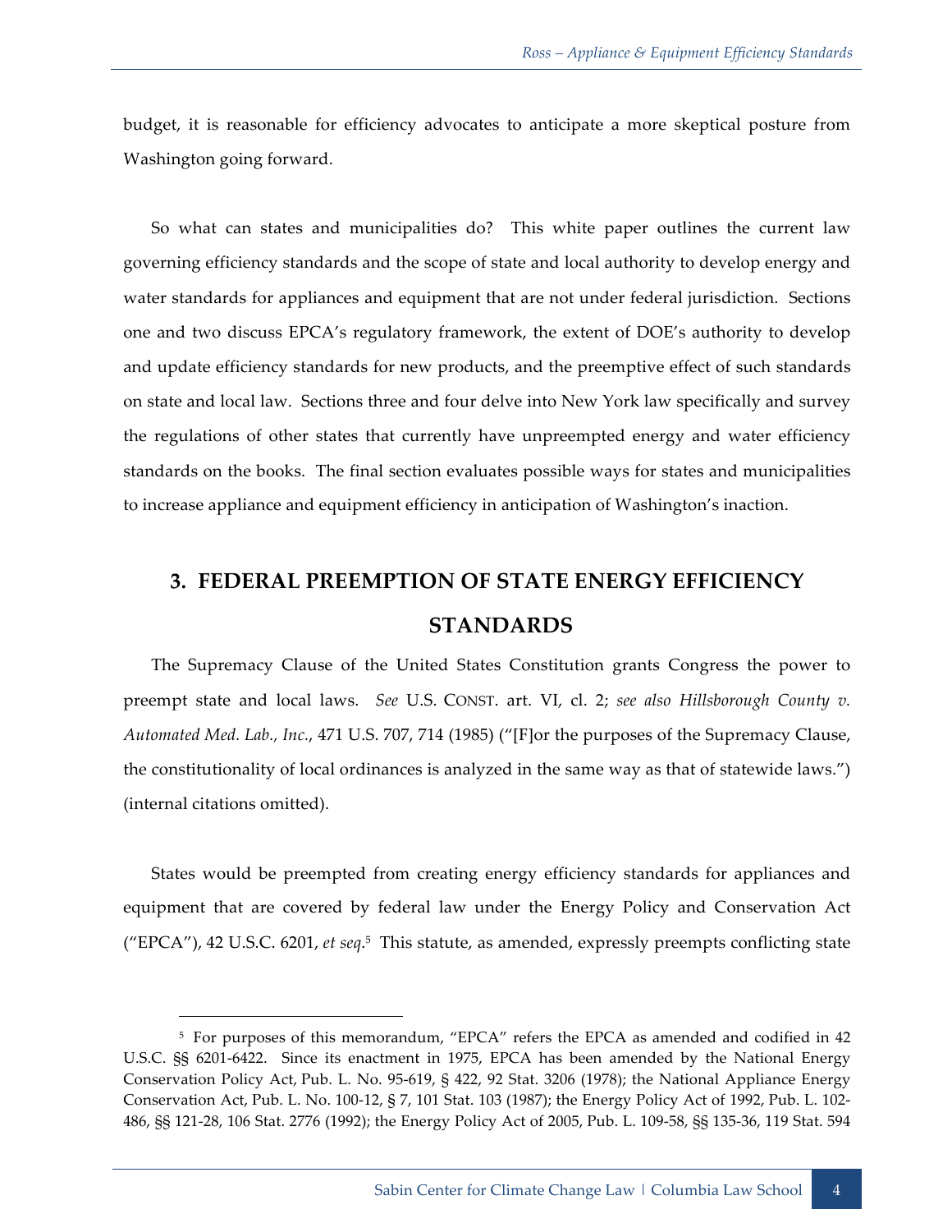budget, it is reasonable for efficiency advocates to anticipate a more skeptical posture from Washington going forward.

So what can states and municipalities do? This white paper outlines the current law governing efficiency standards and the scope of state and local authority to develop energy and water standards for appliances and equipment that are not under federal jurisdiction. Sections one and two discuss EPCA's regulatory framework, the extent of DOE's authority to develop and update efficiency standards for new products, and the preemptive effect of such standards on state and local law. Sections three and four delve into New York law specifically and survey the regulations of other states that currently have unpreempted energy and water efficiency standards on the books. The final section evaluates possible ways for states and municipalities to increase appliance and equipment efficiency in anticipation of Washington's inaction.

## 3. FEDERAL PREEMPTION OF STATE ENERGY EFFICIENCY STANDARDS

The Supremacy Clause of the United States Constitution grants Congress the power to preempt state and local laws. *See* U.S. CONST. art. VI, cl. 2; *see also Hillsborough County v. Automated Med. Lab., Inc.*, 471 U.S. 707, 714 (1985) ("[F]or the purposes of the Supremacy Clause, the constitutionality of local ordinances is analyzed in the same way as that of statewide laws.") (internal citations omitted).

States would be preempted from creating energy efficiency standards for appliances and equipment that are covered by federal law under the Energy Policy and Conservation Act ("EPCA"), 42 U.S.C. 6201, *et seq.*[5] This statute, as amended, expressly preempts conflicting state

[5] For purposes of this memorandum, "EPCA" refers the EPCA as amended and codified in 42 U.S.C. §§ 6201-6422. Since its enactment in 1975, EPCA has been amended by the National Energy Conservation Policy Act, Pub. L. No. 95-619, § 422, 92 Stat. 3206 (1978); the National Appliance Energy Conservation Act, Pub. L. No. 100-12, § 7, 101 Stat. 103 (1987); the Energy Policy Act of 1992, Pub. L. 102-486, §§ 121-28, 106 Stat. 2776 (1992); the Energy Policy Act of 2005, Pub. L. 109-58, §§ 135-36, 119 Stat. 594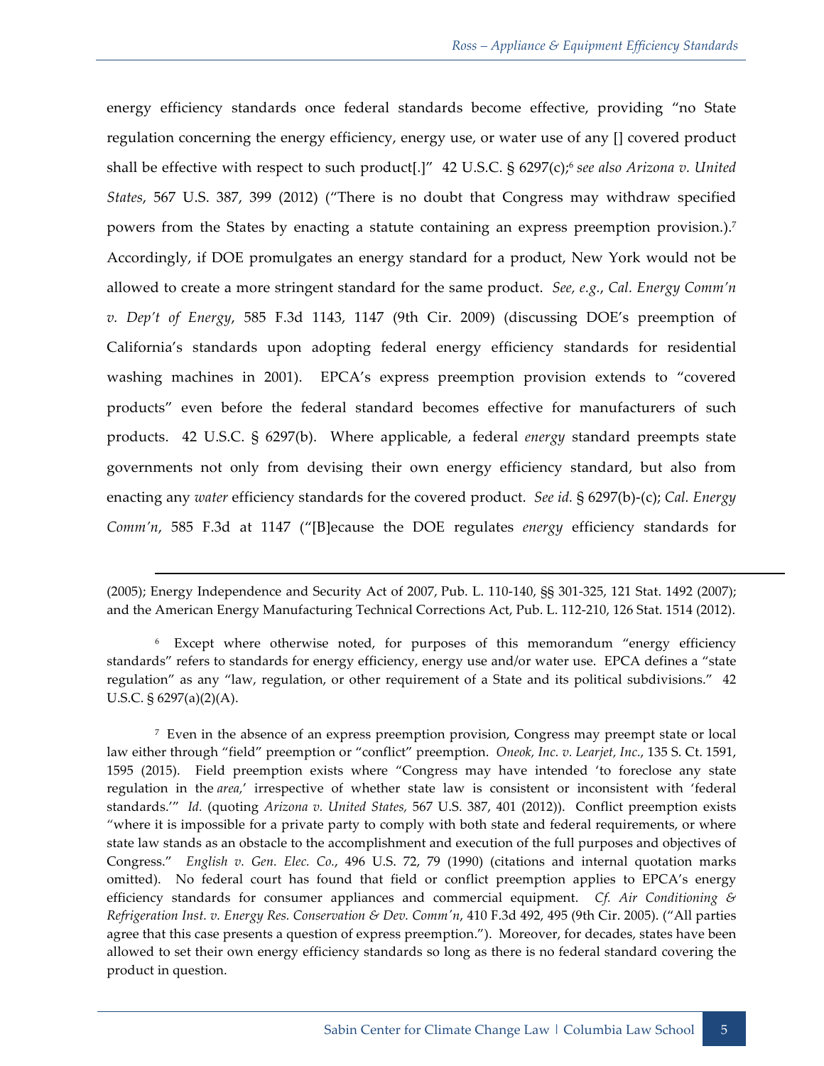energy efficiency standards once federal standards become effective, providing "no State regulation concerning the energy efficiency, energy use, or water use of any [] covered product shall be effective with respect to such product[.]" 42 U.S.C. § 6297(c);[6] *see also Arizona v. United States*, 567 U.S. 387, 399 (2012) ("There is no doubt that Congress may withdraw specified powers from the States by enacting a statute containing an express preemption provision.).[7] Accordingly, if DOE promulgates an energy standard for a product, New York would not be allowed to create a more stringent standard for the same product. *See, e.g.*, *Cal. Energy Comm'n v. Dep't of Energy*, 585 F.3d 1143, 1147 (9th Cir. 2009) (discussing DOE's preemption of California's standards upon adopting federal energy efficiency standards for residential washing machines in 2001). EPCA's express preemption provision extends to "covered products" even before the federal standard becomes effective for manufacturers of such products. 42 U.S.C. § 6297(b). Where applicable, a federal *energy* standard preempts state governments not only from devising their own energy efficiency standard, but also from enacting any *water* efficiency standards for the covered product. *See id.* § 6297(b)-(c); *Cal. Energy Comm'n*, 585 F.3d at 1147 ("[B]ecause the DOE regulates *energy* efficiency standards for

---

(2005); Energy Independence and Security Act of 2007, Pub. L. 110-140, §§ 301-325, 121 Stat. 1492 (2007); and the American Energy Manufacturing Technical Corrections Act, Pub. L. 112-210, 126 Stat. 1514 (2012).

[6] Except where otherwise noted, for purposes of this memorandum "energy efficiency standards" refers to standards for energy efficiency, energy use and/or water use. EPCA defines a "state regulation" as any "law, regulation, or other requirement of a State and its political subdivisions." 42 U.S.C. § 6297(a)(2)(A).

[7] Even in the absence of an express preemption provision, Congress may preempt state or local law either through "field" preemption or "conflict" preemption. *Oneok, Inc. v. Learjet, Inc.*, 135 S. Ct. 1591, 1595 (2015). Field preemption exists where "Congress may have intended 'to foreclose any state regulation in the *area,*' irrespective of whether state law is consistent or inconsistent with 'federal standards.'" *Id.* (quoting *Arizona v. United States,* 567 U.S. 387, 401 (2012)). Conflict preemption exists "where it is impossible for a private party to comply with both state and federal requirements, or where state law stands as an obstacle to the accomplishment and execution of the full purposes and objectives of Congress." *English v. Gen. Elec. Co.*, 496 U.S. 72, 79 (1990) (citations and internal quotation marks omitted). No federal court has found that field or conflict preemption applies to EPCA's energy efficiency standards for consumer appliances and commercial equipment. *Cf. Air Conditioning & Refrigeration Inst. v. Energy Res. Conservation & Dev. Comm'n*, 410 F.3d 492, 495 (9th Cir. 2005). ("All parties agree that this case presents a question of express preemption."). Moreover, for decades, states have been allowed to set their own energy efficiency standards so long as there is no federal standard covering the product in question.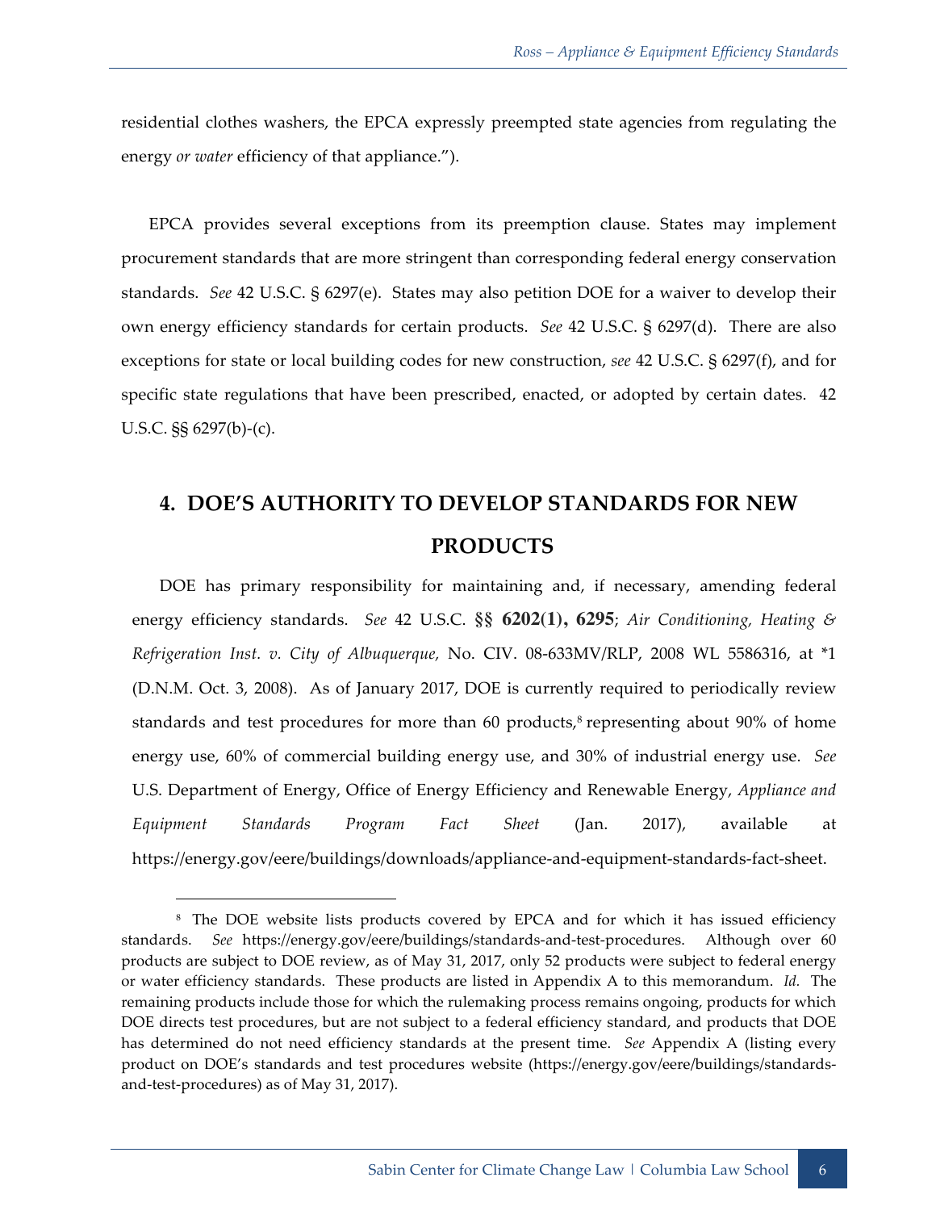residential clothes washers, the EPCA expressly preempted state agencies from regulating the energy *or water* efficiency of that appliance.").

EPCA provides several exceptions from its preemption clause. States may implement procurement standards that are more stringent than corresponding federal energy conservation standards. *See* 42 U.S.C. § 6297(e). States may also petition DOE for a waiver to develop their own energy efficiency standards for certain products. *See* 42 U.S.C. § 6297(d). There are also exceptions for state or local building codes for new construction, *see* 42 U.S.C. § 6297(f), and for specific state regulations that have been prescribed, enacted, or adopted by certain dates. 42 U.S.C. §§ 6297(b)-(c).

## 4. DOE'S AUTHORITY TO DEVELOP STANDARDS FOR NEW PRODUCTS

DOE has primary responsibility for maintaining and, if necessary, amending federal energy efficiency standards. *See* 42 U.S.C. §§ 6202(1), 6295; *Air Conditioning, Heating & Refrigeration Inst. v. City of Albuquerque*, No. CIV. 08-633MV/RLP, 2008 WL 5586316, at *1 (D.N.M. Oct. 3, 2008). As of January 2017, DOE is currently required to periodically review standards and test procedures for more than 60 products,[8] representing about 90% of home energy use, 60% of commercial building energy use, and 30% of industrial energy use. *See* U.S. Department of Energy, Office of Energy Efficiency and Renewable Energy, *Appliance and Equipment Standards Program Fact Sheet* (Jan. 2017), available at https://energy.gov/eere/buildings/downloads/appliance-and-equipment-standards-fact-sheet.

---

[8] The DOE website lists products covered by EPCA and for which it has issued efficiency standards. *See* https://energy.gov/eere/buildings/standards-and-test-procedures. Although over 60 products are subject to DOE review, as of May 31, 2017, only 52 products were subject to federal energy or water efficiency standards. These products are listed in Appendix A to this memorandum. *Id.* The remaining products include those for which the rulemaking process remains ongoing, products for which DOE directs test procedures, but are not subject to a federal efficiency standard, and products that DOE has determined do not need efficiency standards at the present time. *See* Appendix A (listing every product on DOE's standards and test procedures website (https://energy.gov/eere/buildings/standards-and-test-procedures) as of May 31, 2017).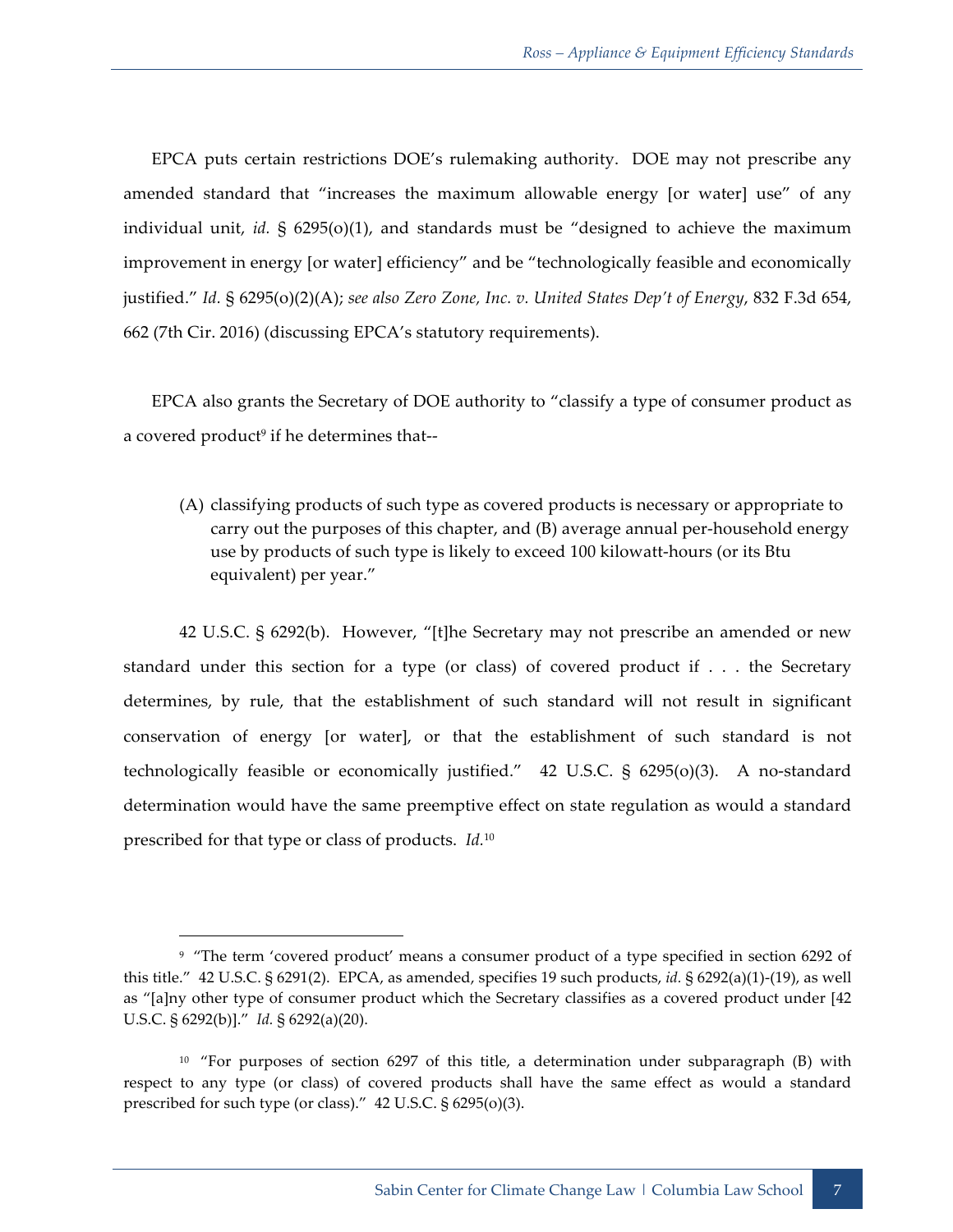EPCA puts certain restrictions DOE's rulemaking authority. DOE may not prescribe any amended standard that "increases the maximum allowable energy [or water] use" of any individual unit, *id.* § 6295(o)(1), and standards must be "designed to achieve the maximum improvement in energy [or water] efficiency" and be "technologically feasible and economically justified." *Id.* § 6295(o)(2)(A); *see also Zero Zone, Inc. v. United States Dep't of Energy*, 832 F.3d 654, 662 (7th Cir. 2016) (discussing EPCA's statutory requirements).

EPCA also grants the Secretary of DOE authority to "classify a type of consumer product as a covered product[9] if he determines that--

> (A) classifying products of such type as covered products is necessary or appropriate to carry out the purposes of this chapter, and (B) average annual per-household energy use by products of such type is likely to exceed 100 kilowatt-hours (or its Btu equivalent) per year."

42 U.S.C. § 6292(b). However, "[t]he Secretary may not prescribe an amended or new standard under this section for a type (or class) of covered product if . . . the Secretary determines, by rule, that the establishment of such standard will not result in significant conservation of energy [or water], or that the establishment of such standard is not technologically feasible or economically justified." 42 U.S.C. § 6295(o)(3). A no-standard determination would have the same preemptive effect on state regulation as would a standard prescribed for that type or class of products. *Id.*[10]

---

[9] "The term 'covered product' means a consumer product of a type specified in section 6292 of this title." 42 U.S.C. § 6291(2). EPCA, as amended, specifies 19 such products, *id.* § 6292(a)(1)-(19), as well as "[a]ny other type of consumer product which the Secretary classifies as a covered product under [42 U.S.C. § 6292(b)]." *Id.* § 6292(a)(20).

[10] "For purposes of section 6297 of this title, a determination under subparagraph (B) with respect to any type (or class) of covered products shall have the same effect as would a standard prescribed for such type (or class)." 42 U.S.C. § 6295(o)(3).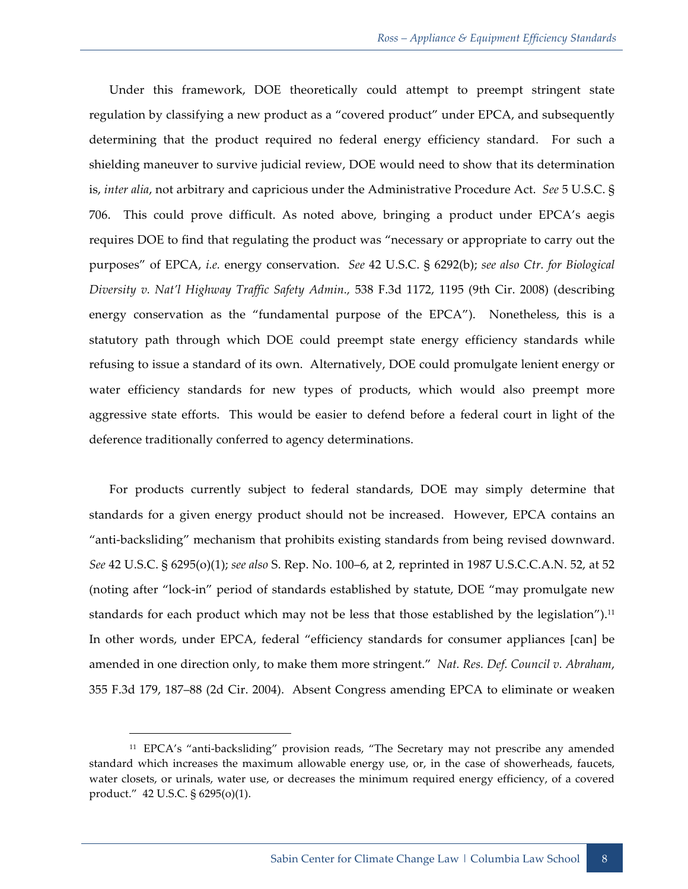Under this framework, DOE theoretically could attempt to preempt stringent state regulation by classifying a new product as a "covered product" under EPCA, and subsequently determining that the product required no federal energy efficiency standard. For such a shielding maneuver to survive judicial review, DOE would need to show that its determination is, *inter alia*, not arbitrary and capricious under the Administrative Procedure Act. *See* 5 U.S.C. § 706. This could prove difficult. As noted above, bringing a product under EPCA's aegis requires DOE to find that regulating the product was "necessary or appropriate to carry out the purposes" of EPCA, *i.e.* energy conservation. *See* 42 U.S.C. § 6292(b); *see also Ctr. for Biological Diversity v. Nat'l Highway Traffic Safety Admin.*, 538 F.3d 1172, 1195 (9th Cir. 2008) (describing energy conservation as the "fundamental purpose of the EPCA"). Nonetheless, this is a statutory path through which DOE could preempt state energy efficiency standards while refusing to issue a standard of its own. Alternatively, DOE could promulgate lenient energy or water efficiency standards for new types of products, which would also preempt more aggressive state efforts. This would be easier to defend before a federal court in light of the deference traditionally conferred to agency determinations.

For products currently subject to federal standards, DOE may simply determine that standards for a given energy product should not be increased. However, EPCA contains an "anti-backsliding" mechanism that prohibits existing standards from being revised downward. *See* 42 U.S.C. § 6295(o)(1); *see also* S. Rep. No. 100–6, at 2, reprinted in 1987 U.S.C.C.A.N. 52, at 52 (noting after "lock-in" period of standards established by statute, DOE "may promulgate new standards for each product which may not be less that those established by the legislation").[11] In other words, under EPCA, federal "efficiency standards for consumer appliances [can] be amended in one direction only, to make them more stringent." *Nat. Res. Def. Council v. Abraham*, 355 F.3d 179, 187–88 (2d Cir. 2004). Absent Congress amending EPCA to eliminate or weaken

[11] EPCA's "anti-backsliding" provision reads, "The Secretary may not prescribe any amended standard which increases the maximum allowable energy use, or, in the case of showerheads, faucets, water closets, or urinals, water use, or decreases the minimum required energy efficiency, of a covered product." 42 U.S.C. § 6295(o)(1).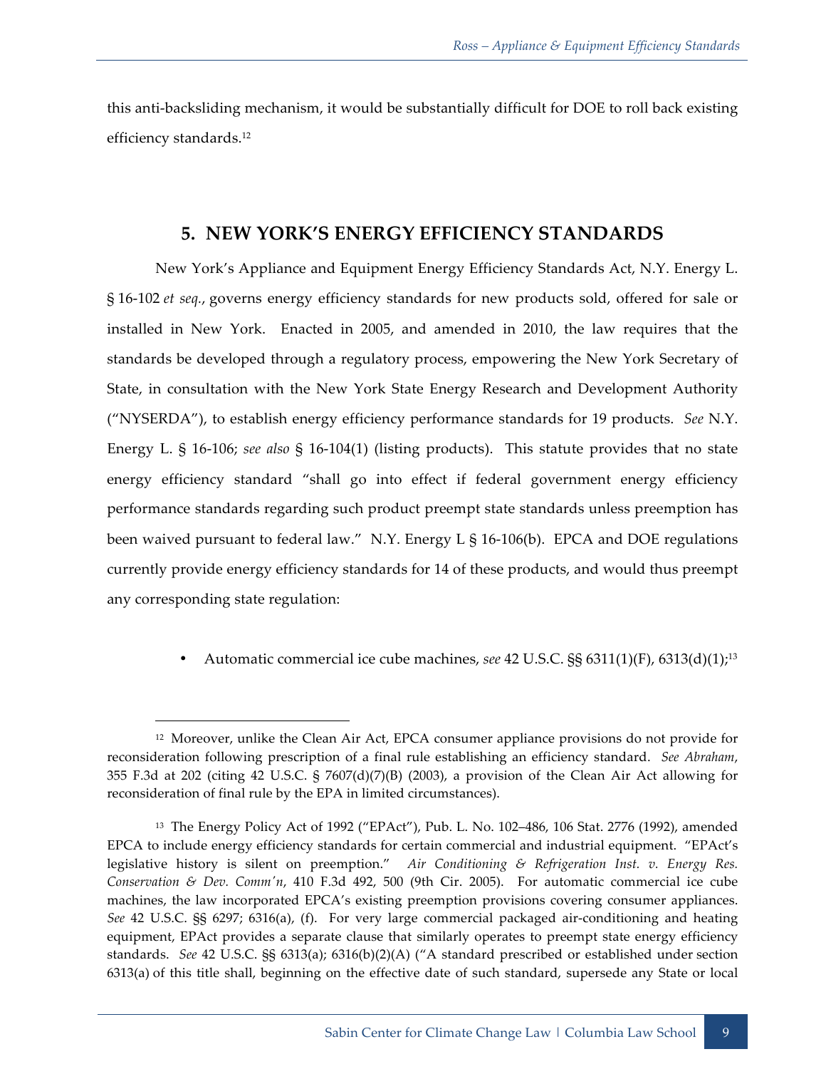this anti-backsliding mechanism, it would be substantially difficult for DOE to roll back existing efficiency standards.[12]

## 5. NEW YORK'S ENERGY EFFICIENCY STANDARDS

New York's Appliance and Equipment Energy Efficiency Standards Act, N.Y. Energy L. § 16-102 *et seq.*, governs energy efficiency standards for new products sold, offered for sale or installed in New York. Enacted in 2005, and amended in 2010, the law requires that the standards be developed through a regulatory process, empowering the New York Secretary of State, in consultation with the New York State Energy Research and Development Authority ("NYSERDA"), to establish energy efficiency performance standards for 19 products. *See* N.Y. Energy L. § 16-106; *see also* § 16-104(1) (listing products). This statute provides that no state energy efficiency standard "shall go into effect if federal government energy efficiency performance standards regarding such product preempt state standards unless preemption has been waived pursuant to federal law." N.Y. Energy L § 16-106(b). EPCA and DOE regulations currently provide energy efficiency standards for 14 of these products, and would thus preempt any corresponding state regulation:

- Automatic commercial ice cube machines, *see* 42 U.S.C. §§ 6311(1)(F), 6313(d)(1);[13]

---

[12] Moreover, unlike the Clean Air Act, EPCA consumer appliance provisions do not provide for reconsideration following prescription of a final rule establishing an efficiency standard. *See Abraham*, 355 F.3d at 202 (citing 42 U.S.C. § 7607(d)(7)(B) (2003), a provision of the Clean Air Act allowing for reconsideration of final rule by the EPA in limited circumstances).

[13] The Energy Policy Act of 1992 ("EPAct"), Pub. L. No. 102–486, 106 Stat. 2776 (1992), amended EPCA to include energy efficiency standards for certain commercial and industrial equipment. "EPAct's legislative history is silent on preemption." *Air Conditioning & Refrigeration Inst. v. Energy Res. Conservation & Dev. Comm'n*, 410 F.3d 492, 500 (9th Cir. 2005). For automatic commercial ice cube machines, the law incorporated EPCA's existing preemption provisions covering consumer appliances. *See* 42 U.S.C. §§ 6297; 6316(a), (f). For very large commercial packaged air-conditioning and heating equipment, EPAct provides a separate clause that similarly operates to preempt state energy efficiency standards. *See* 42 U.S.C. §§ 6313(a); 6316(b)(2)(A) ("A standard prescribed or established under section 6313(a) of this title shall, beginning on the effective date of such standard, supersede any State or local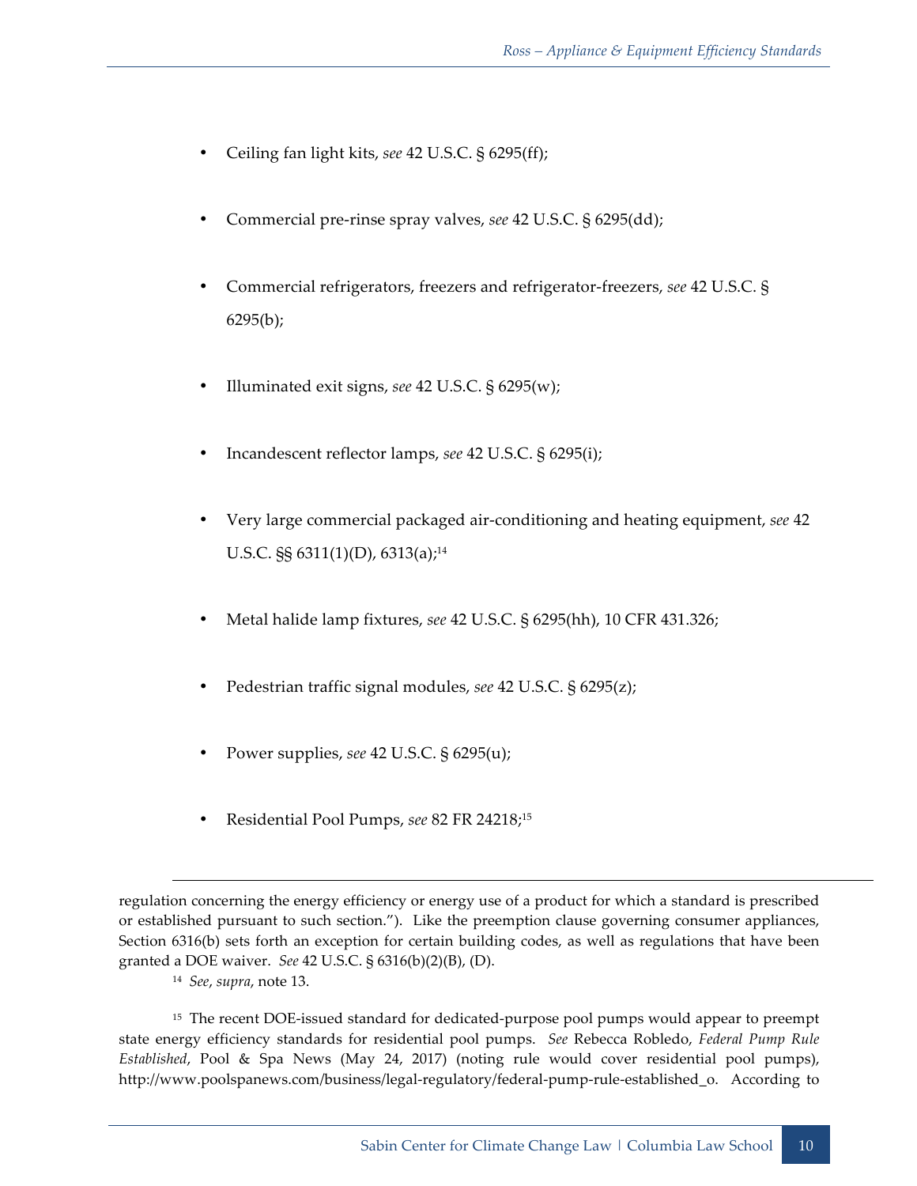- Ceiling fan light kits, *see* 42 U.S.C. § 6295(ff);
- Commercial pre-rinse spray valves, *see* 42 U.S.C. § 6295(dd);
- Commercial refrigerators, freezers and refrigerator-freezers, *see* 42 U.S.C. § 6295(b);
- Illuminated exit signs, *see* 42 U.S.C. § 6295(w);
- Incandescent reflector lamps, *see* 42 U.S.C. § 6295(i);
- Very large commercial packaged air-conditioning and heating equipment, *see* 42 U.S.C. §§ 6311(1)(D), 6313(a);[14]
- Metal halide lamp fixtures, *see* 42 U.S.C. § 6295(hh), 10 CFR 431.326;
- Pedestrian traffic signal modules, *see* 42 U.S.C. § 6295(z);
- Power supplies, *see* 42 U.S.C. § 6295(u);
- Residential Pool Pumps, *see* 82 FR 24218;[15]

---

regulation concerning the energy efficiency or energy use of a product for which a standard is prescribed or established pursuant to such section."). Like the preemption clause governing consumer appliances, Section 6316(b) sets forth an exception for certain building codes, as well as regulations that have been granted a DOE waiver. *See* 42 U.S.C. § 6316(b)(2)(B), (D).

[14] *See*, *supra*, note 13.

[15] The recent DOE-issued standard for dedicated-purpose pool pumps would appear to preempt state energy efficiency standards for residential pool pumps. *See* Rebecca Robledo, *Federal Pump Rule Established*, Pool & Spa News (May 24, 2017) (noting rule would cover residential pool pumps), http://www.poolspanews.com/business/legal-regulatory/federal-pump-rule-established_o. According to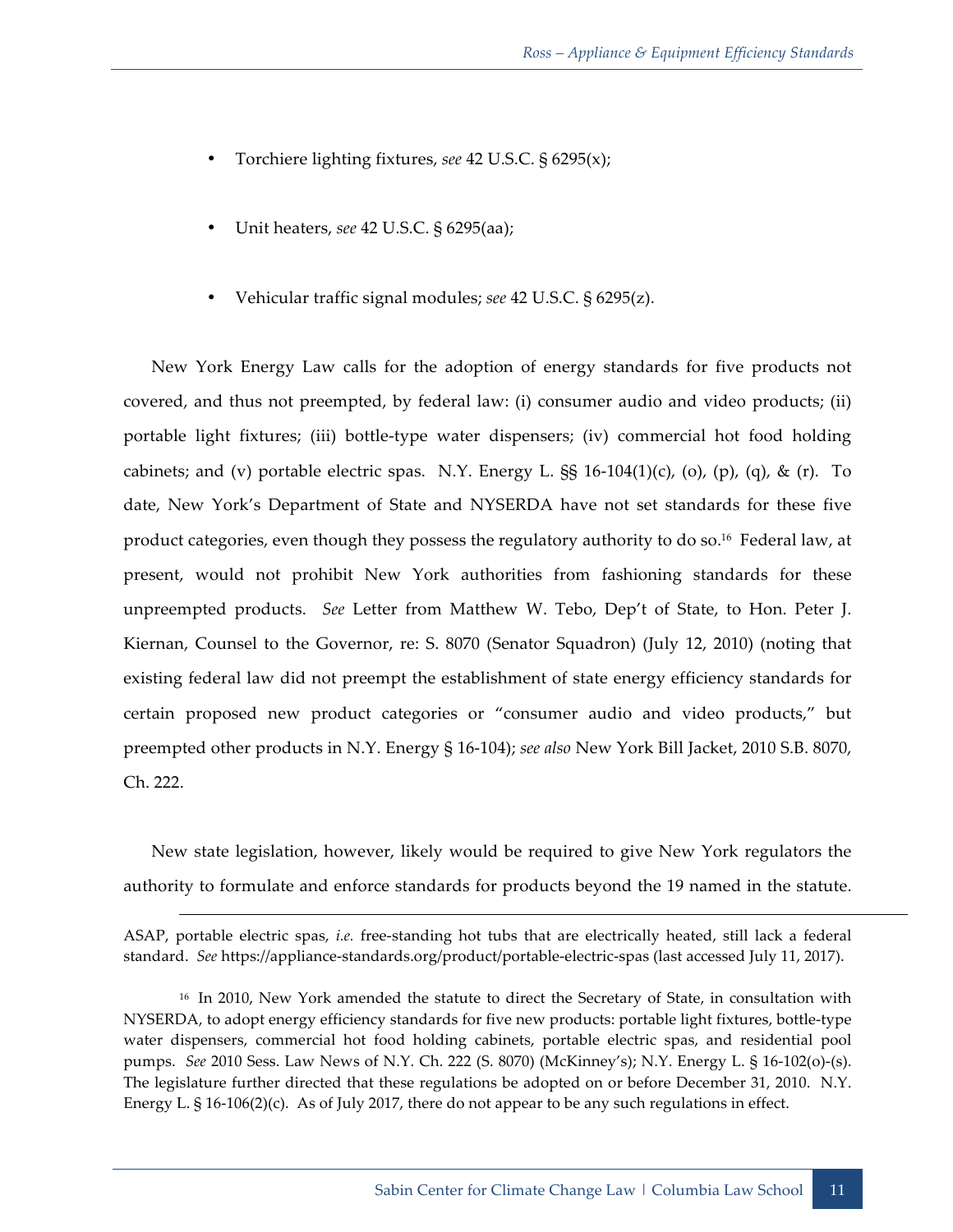- Torchiere lighting fixtures, *see* 42 U.S.C. § 6295(x);
- Unit heaters, *see* 42 U.S.C. § 6295(aa);
- Vehicular traffic signal modules; *see* 42 U.S.C. § 6295(z).

New York Energy Law calls for the adoption of energy standards for five products not covered, and thus not preempted, by federal law: (i) consumer audio and video products; (ii) portable light fixtures; (iii) bottle-type water dispensers; (iv) commercial hot food holding cabinets; and (v) portable electric spas. N.Y. Energy L. §§ 16-104(1)(c), (o), (p), (q), & (r). To date, New York's Department of State and NYSERDA have not set standards for these five product categories, even though they possess the regulatory authority to do so.[16] Federal law, at present, would not prohibit New York authorities from fashioning standards for these unpreempted products. *See* Letter from Matthew W. Tebo, Dep't of State, to Hon. Peter J. Kiernan, Counsel to the Governor, re: S. 8070 (Senator Squadron) (July 12, 2010) (noting that existing federal law did not preempt the establishment of state energy efficiency standards for certain proposed new product categories or "consumer audio and video products," but preempted other products in N.Y. Energy § 16-104); *see also* New York Bill Jacket, 2010 S.B. 8070, Ch. 222.

New state legislation, however, likely would be required to give New York regulators the authority to formulate and enforce standards for products beyond the 19 named in the statute.

---

ASAP, portable electric spas, *i.e.* free-standing hot tubs that are electrically heated, still lack a federal standard. *See* https://appliance-standards.org/product/portable-electric-spas (last accessed July 11, 2017).

[16] In 2010, New York amended the statute to direct the Secretary of State, in consultation with NYSERDA, to adopt energy efficiency standards for five new products: portable light fixtures, bottle-type water dispensers, commercial hot food holding cabinets, portable electric spas, and residential pool pumps. *See* 2010 Sess. Law News of N.Y. Ch. 222 (S. 8070) (McKinney's); N.Y. Energy L. § 16-102(o)-(s). The legislature further directed that these regulations be adopted on or before December 31, 2010. N.Y. Energy L. § 16-106(2)(c). As of July 2017, there do not appear to be any such regulations in effect.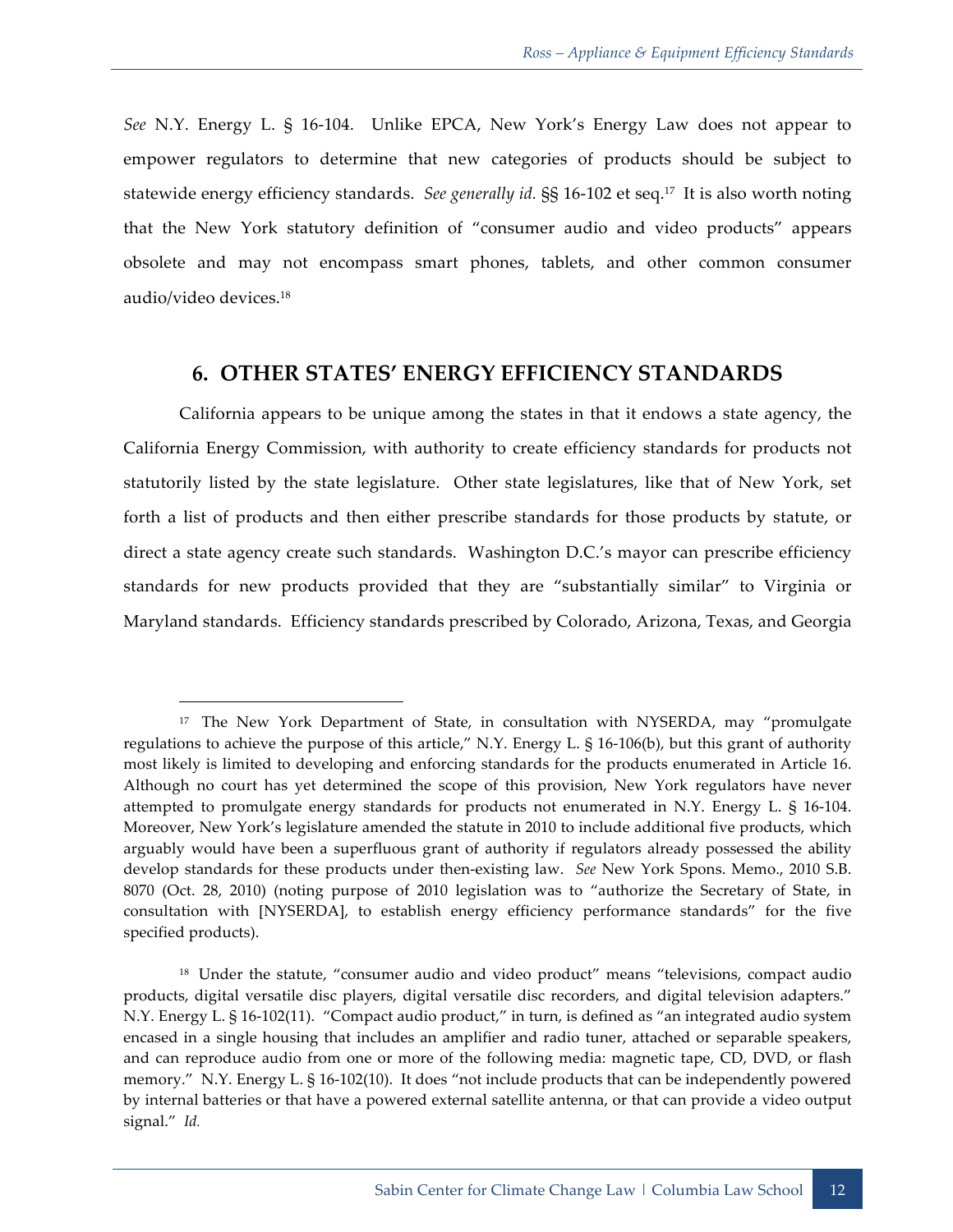*See* N.Y. Energy L. § 16-104. Unlike EPCA, New York's Energy Law does not appear to empower regulators to determine that new categories of products should be subject to statewide energy efficiency standards. *See generally id.* §§ 16-102 et seq.[17] It is also worth noting that the New York statutory definition of "consumer audio and video products" appears obsolete and may not encompass smart phones, tablets, and other common consumer audio/video devices.[18]

## 6. OTHER STATES' ENERGY EFFICIENCY STANDARDS

California appears to be unique among the states in that it endows a state agency, the California Energy Commission, with authority to create efficiency standards for products not statutorily listed by the state legislature. Other state legislatures, like that of New York, set forth a list of products and then either prescribe standards for those products by statute, or direct a state agency create such standards. Washington D.C.'s mayor can prescribe efficiency standards for new products provided that they are "substantially similar" to Virginia or Maryland standards. Efficiency standards prescribed by Colorado, Arizona, Texas, and Georgia

---

[17] The New York Department of State, in consultation with NYSERDA, may "promulgate regulations to achieve the purpose of this article," N.Y. Energy L. § 16-106(b), but this grant of authority most likely is limited to developing and enforcing standards for the products enumerated in Article 16. Although no court has yet determined the scope of this provision, New York regulators have never attempted to promulgate energy standards for products not enumerated in N.Y. Energy L. § 16-104. Moreover, New York's legislature amended the statute in 2010 to include additional five products, which arguably would have been a superfluous grant of authority if regulators already possessed the ability develop standards for these products under then-existing law. *See* New York Spons. Memo., 2010 S.B. 8070 (Oct. 28, 2010) (noting purpose of 2010 legislation was to "authorize the Secretary of State, in consultation with [NYSERDA], to establish energy efficiency performance standards" for the five specified products).

[18] Under the statute, "consumer audio and video product" means "televisions, compact audio products, digital versatile disc players, digital versatile disc recorders, and digital television adapters." N.Y. Energy L. § 16-102(11). "Compact audio product," in turn, is defined as "an integrated audio system encased in a single housing that includes an amplifier and radio tuner, attached or separable speakers, and can reproduce audio from one or more of the following media: magnetic tape, CD, DVD, or flash memory." N.Y. Energy L. § 16-102(10). It does "not include products that can be independently powered by internal batteries or that have a powered external satellite antenna, or that can provide a video output signal." *Id.*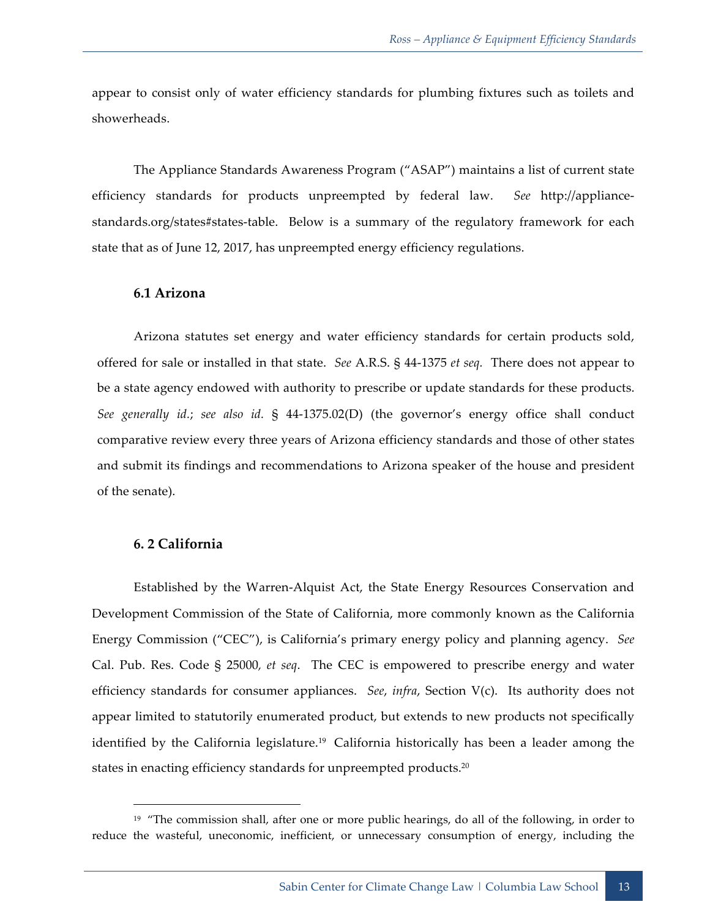appear to consist only of water efficiency standards for plumbing fixtures such as toilets and showerheads.

The Appliance Standards Awareness Program ("ASAP") maintains a list of current state efficiency standards for products unpreempted by federal law. *See* http://appliance-standards.org/states#states-table. Below is a summary of the regulatory framework for each state that as of June 12, 2017, has unpreempted energy efficiency regulations.

### 6.1 Arizona

Arizona statutes set energy and water efficiency standards for certain products sold, offered for sale or installed in that state. *See* A.R.S. § 44-1375 *et seq.* There does not appear to be a state agency endowed with authority to prescribe or update standards for these products. *See generally id.*; *see also id.* § 44-1375.02(D) (the governor's energy office shall conduct comparative review every three years of Arizona efficiency standards and those of other states and submit its findings and recommendations to Arizona speaker of the house and president of the senate).

### 6. 2 California

Established by the Warren-Alquist Act, the State Energy Resources Conservation and Development Commission of the State of California, more commonly known as the California Energy Commission ("CEC"), is California's primary energy policy and planning agency. *See* Cal. Pub. Res. Code § 25000, *et seq*. The CEC is empowered to prescribe energy and water efficiency standards for consumer appliances. *See*, *infra*, Section V(c). Its authority does not appear limited to statutorily enumerated product, but extends to new products not specifically identified by the California legislature.[19] California historically has been a leader among the states in enacting efficiency standards for unpreempted products.[20]

---

[19] "The commission shall, after one or more public hearings, do all of the following, in order to reduce the wasteful, uneconomic, inefficient, or unnecessary consumption of energy, including the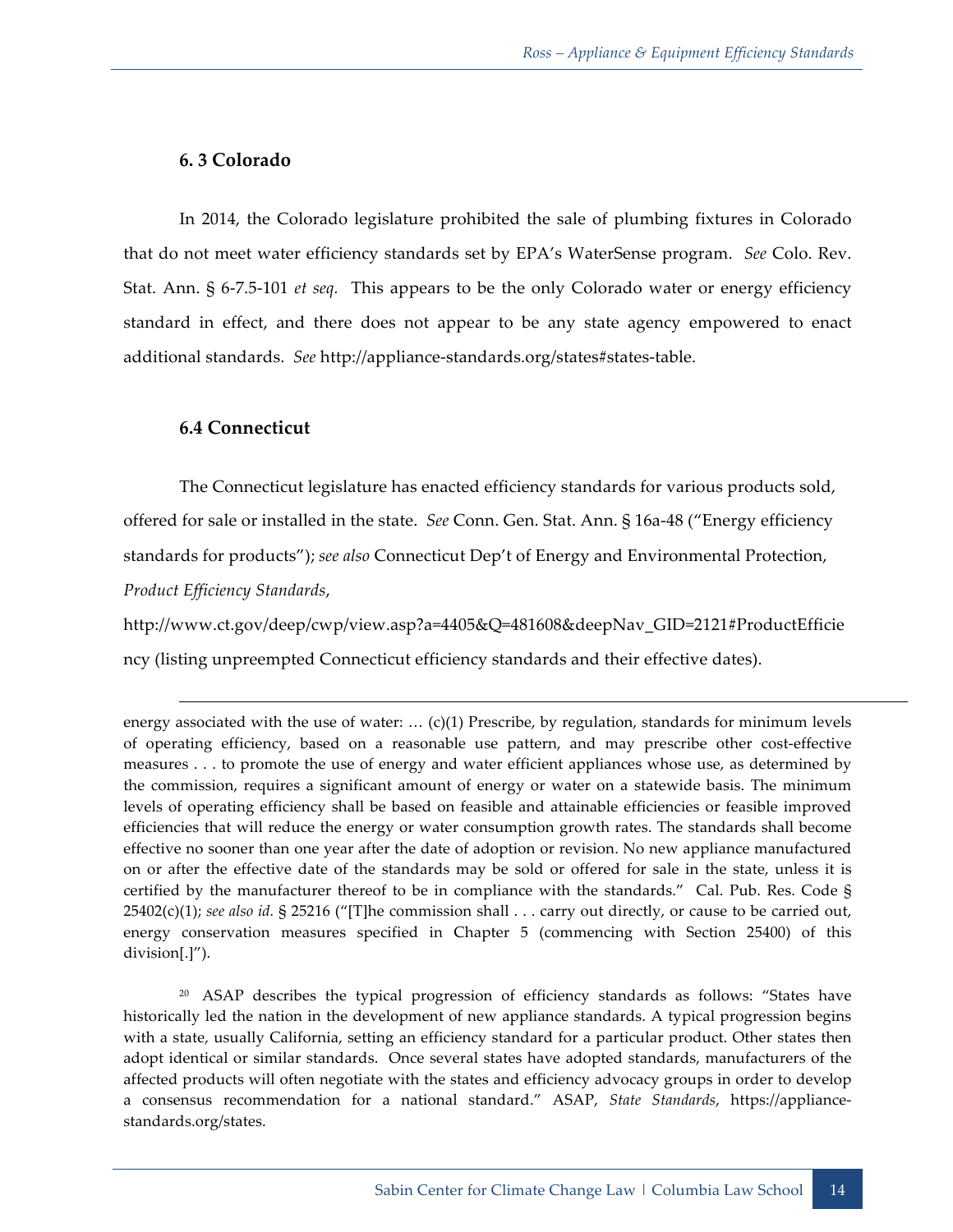### 6. 3 Colorado

In 2014, the Colorado legislature prohibited the sale of plumbing fixtures in Colorado that do not meet water efficiency standards set by EPA's WaterSense program. *See* Colo. Rev. Stat. Ann. § 6-7.5-101 *et seq.* This appears to be the only Colorado water or energy efficiency standard in effect, and there does not appear to be any state agency empowered to enact additional standards. *See* http://appliance-standards.org/states#states-table.

### 6.4 Connecticut

The Connecticut legislature has enacted efficiency standards for various products sold, offered for sale or installed in the state. *See* Conn. Gen. Stat. Ann. § 16a-48 ("Energy efficiency standards for products"); *see also* Connecticut Dep't of Energy and Environmental Protection, *Product Efficiency Standards*, http://www.ct.gov/deep/cwp/view.asp?a=4405&Q=481608&deepNav_GID=2121#ProductEfficiency (listing unpreempted Connecticut efficiency standards and their effective dates).

---

energy associated with the use of water: … (c)(1) Prescribe, by regulation, standards for minimum levels of operating efficiency, based on a reasonable use pattern, and may prescribe other cost-effective measures . . . to promote the use of energy and water efficient appliances whose use, as determined by the commission, requires a significant amount of energy or water on a statewide basis. The minimum levels of operating efficiency shall be based on feasible and attainable efficiencies or feasible improved efficiencies that will reduce the energy or water consumption growth rates. The standards shall become effective no sooner than one year after the date of adoption or revision. No new appliance manufactured on or after the effective date of the standards may be sold or offered for sale in the state, unless it is certified by the manufacturer thereof to be in compliance with the standards." Cal. Pub. Res. Code § 25402(c)(1); *see also id.* § 25216 ("[T]he commission shall . . . carry out directly, or cause to be carried out, energy conservation measures specified in Chapter 5 (commencing with Section 25400) of this division[.]").

[20] ASAP describes the typical progression of efficiency standards as follows: "States have historically led the nation in the development of new appliance standards. A typical progression begins with a state, usually California, setting an efficiency standard for a particular product. Other states then adopt identical or similar standards. Once several states have adopted standards, manufacturers of the affected products will often negotiate with the states and efficiency advocacy groups in order to develop a consensus recommendation for a national standard." ASAP, *State Standards*, https://appliance-standards.org/states.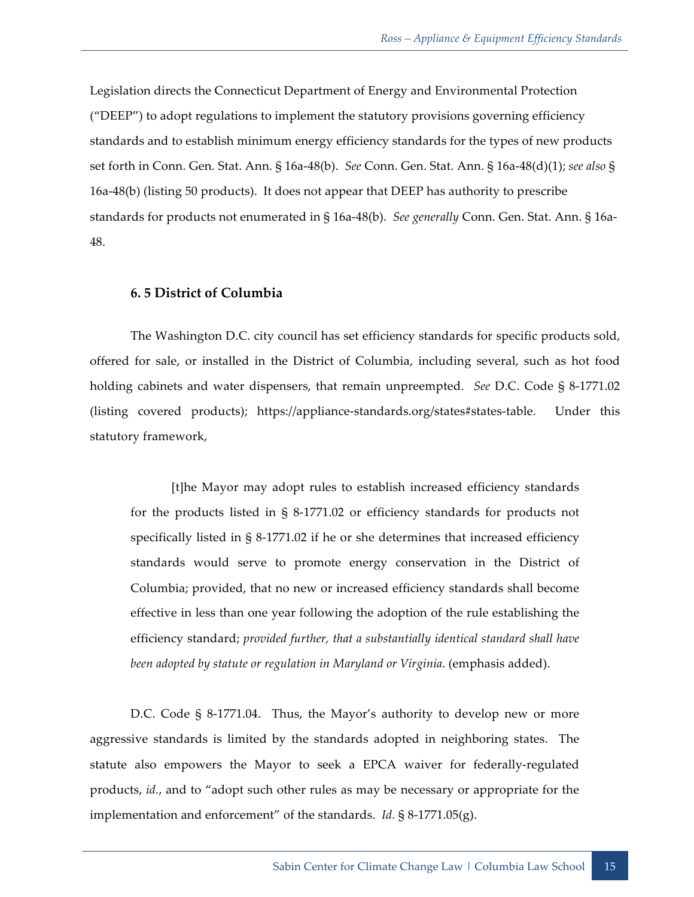Legislation directs the Connecticut Department of Energy and Environmental Protection ("DEEP") to adopt regulations to implement the statutory provisions governing efficiency standards and to establish minimum energy efficiency standards for the types of new products set forth in Conn. Gen. Stat. Ann. § 16a-48(b). *See* Conn. Gen. Stat. Ann. § 16a-48(d)(1); *see also* § 16a-48(b) (listing 50 products). It does not appear that DEEP has authority to prescribe standards for products not enumerated in § 16a-48(b). *See generally* Conn. Gen. Stat. Ann. § 16a-48.

### 6. 5 District of Columbia

The Washington D.C. city council has set efficiency standards for specific products sold, offered for sale, or installed in the District of Columbia, including several, such as hot food holding cabinets and water dispensers, that remain unpreempted. *See* D.C. Code § 8-1771.02 (listing covered products); https://appliance-standards.org/states#states-table. Under this statutory framework,

> [t]he Mayor may adopt rules to establish increased efficiency standards for the products listed in § 8-1771.02 or efficiency standards for products not specifically listed in § 8-1771.02 if he or she determines that increased efficiency standards would serve to promote energy conservation in the District of Columbia; provided, that no new or increased efficiency standards shall become effective in less than one year following the adoption of the rule establishing the efficiency standard; *provided further, that a substantially identical standard shall have been adopted by statute or regulation in Maryland or Virginia*. (emphasis added).

D.C. Code § 8-1771.04. Thus, the Mayor's authority to develop new or more aggressive standards is limited by the standards adopted in neighboring states. The statute also empowers the Mayor to seek a EPCA waiver for federally-regulated products, *id.*, and to "adopt such other rules as may be necessary or appropriate for the implementation and enforcement" of the standards. *Id.* § 8-1771.05(g).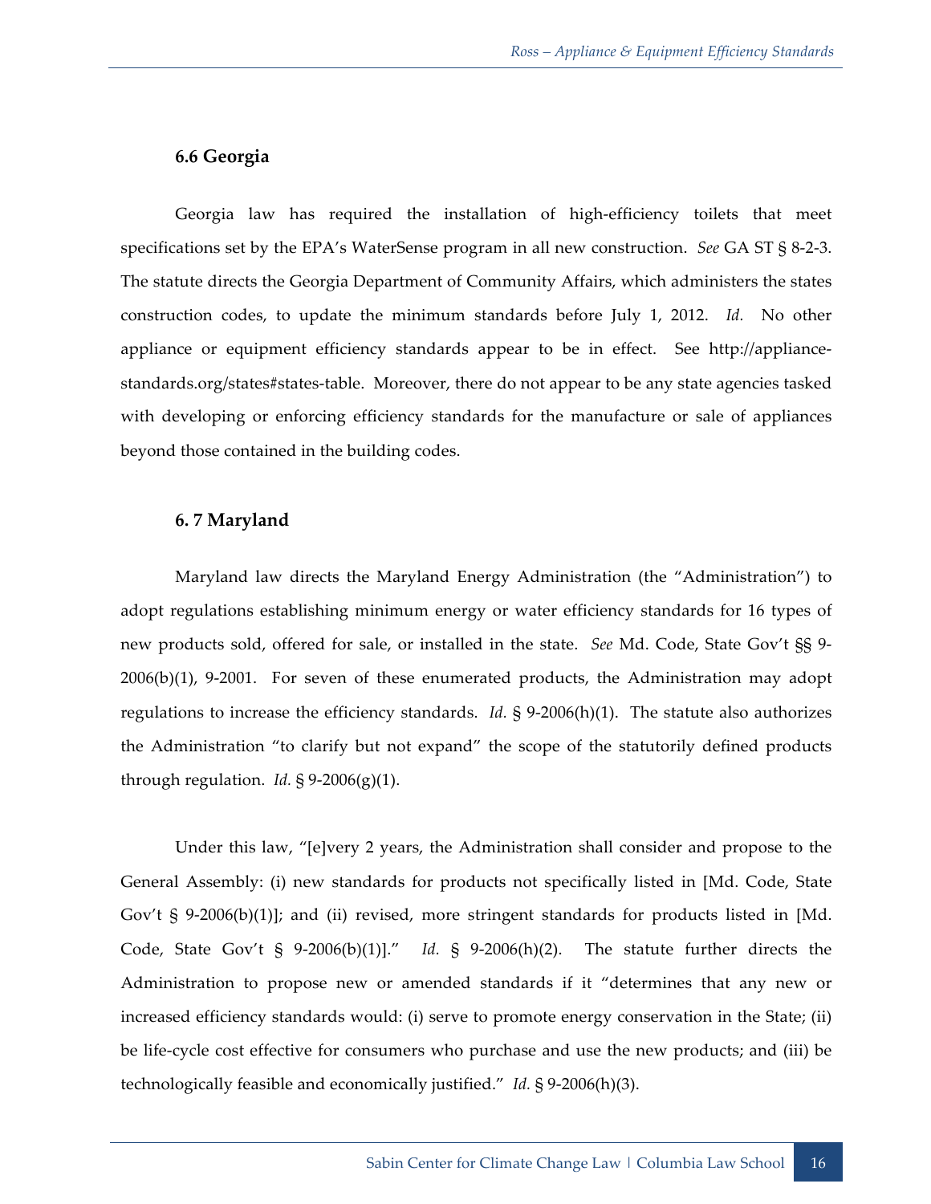### 6.6 Georgia

Georgia law has required the installation of high-efficiency toilets that meet specifications set by the EPA's WaterSense program in all new construction. *See* GA ST § 8-2-3. The statute directs the Georgia Department of Community Affairs, which administers the states construction codes, to update the minimum standards before July 1, 2012. *Id.* No other appliance or equipment efficiency standards appear to be in effect. See http://appliance-standards.org/states#states-table. Moreover, there do not appear to be any state agencies tasked with developing or enforcing efficiency standards for the manufacture or sale of appliances beyond those contained in the building codes.

### 6. 7 Maryland

Maryland law directs the Maryland Energy Administration (the "Administration") to adopt regulations establishing minimum energy or water efficiency standards for 16 types of new products sold, offered for sale, or installed in the state. *See* Md. Code, State Gov't §§ 9-2006(b)(1), 9-2001. For seven of these enumerated products, the Administration may adopt regulations to increase the efficiency standards. *Id.* § 9-2006(h)(1). The statute also authorizes the Administration "to clarify but not expand" the scope of the statutorily defined products through regulation. *Id.* § 9-2006(g)(1).

Under this law, "[e]very 2 years, the Administration shall consider and propose to the General Assembly: (i) new standards for products not specifically listed in [Md. Code, State Gov't § 9-2006(b)(1)]; and (ii) revised, more stringent standards for products listed in [Md. Code, State Gov't § 9-2006(b)(1)]." *Id.* § 9-2006(h)(2). The statute further directs the Administration to propose new or amended standards if it "determines that any new or increased efficiency standards would: (i) serve to promote energy conservation in the State; (ii) be life-cycle cost effective for consumers who purchase and use the new products; and (iii) be technologically feasible and economically justified." *Id.* § 9-2006(h)(3).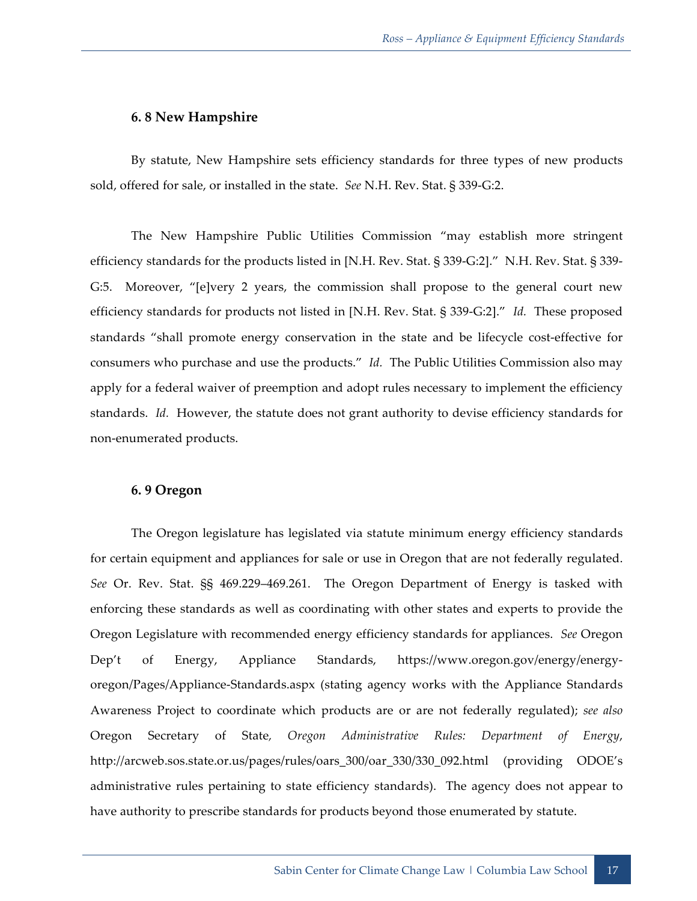### 6. 8 New Hampshire

By statute, New Hampshire sets efficiency standards for three types of new products sold, offered for sale, or installed in the state. *See* N.H. Rev. Stat. § 339-G:2.

The New Hampshire Public Utilities Commission "may establish more stringent efficiency standards for the products listed in [N.H. Rev. Stat. § 339-G:2]." N.H. Rev. Stat. § 339-G:5. Moreover, "[e]very 2 years, the commission shall propose to the general court new efficiency standards for products not listed in [N.H. Rev. Stat. § 339-G:2]." *Id.* These proposed standards "shall promote energy conservation in the state and be lifecycle cost-effective for consumers who purchase and use the products." *Id.* The Public Utilities Commission also may apply for a federal waiver of preemption and adopt rules necessary to implement the efficiency standards. *Id.* However, the statute does not grant authority to devise efficiency standards for non-enumerated products.

### 6. 9 Oregon

The Oregon legislature has legislated via statute minimum energy efficiency standards for certain equipment and appliances for sale or use in Oregon that are not federally regulated. *See* Or. Rev. Stat. §§ 469.229–469.261. The Oregon Department of Energy is tasked with enforcing these standards as well as coordinating with other states and experts to provide the Oregon Legislature with recommended energy efficiency standards for appliances. *See* Oregon Dep't of Energy, Appliance Standards, https://www.oregon.gov/energy/energy-oregon/Pages/Appliance-Standards.aspx (stating agency works with the Appliance Standards Awareness Project to coordinate which products are or are not federally regulated); *see also* Oregon Secretary of State, *Oregon Administrative Rules: Department of Energy*, http://arcweb.sos.state.or.us/pages/rules/oars_300/oar_330/330_092.html (providing ODOE's administrative rules pertaining to state efficiency standards). The agency does not appear to have authority to prescribe standards for products beyond those enumerated by statute.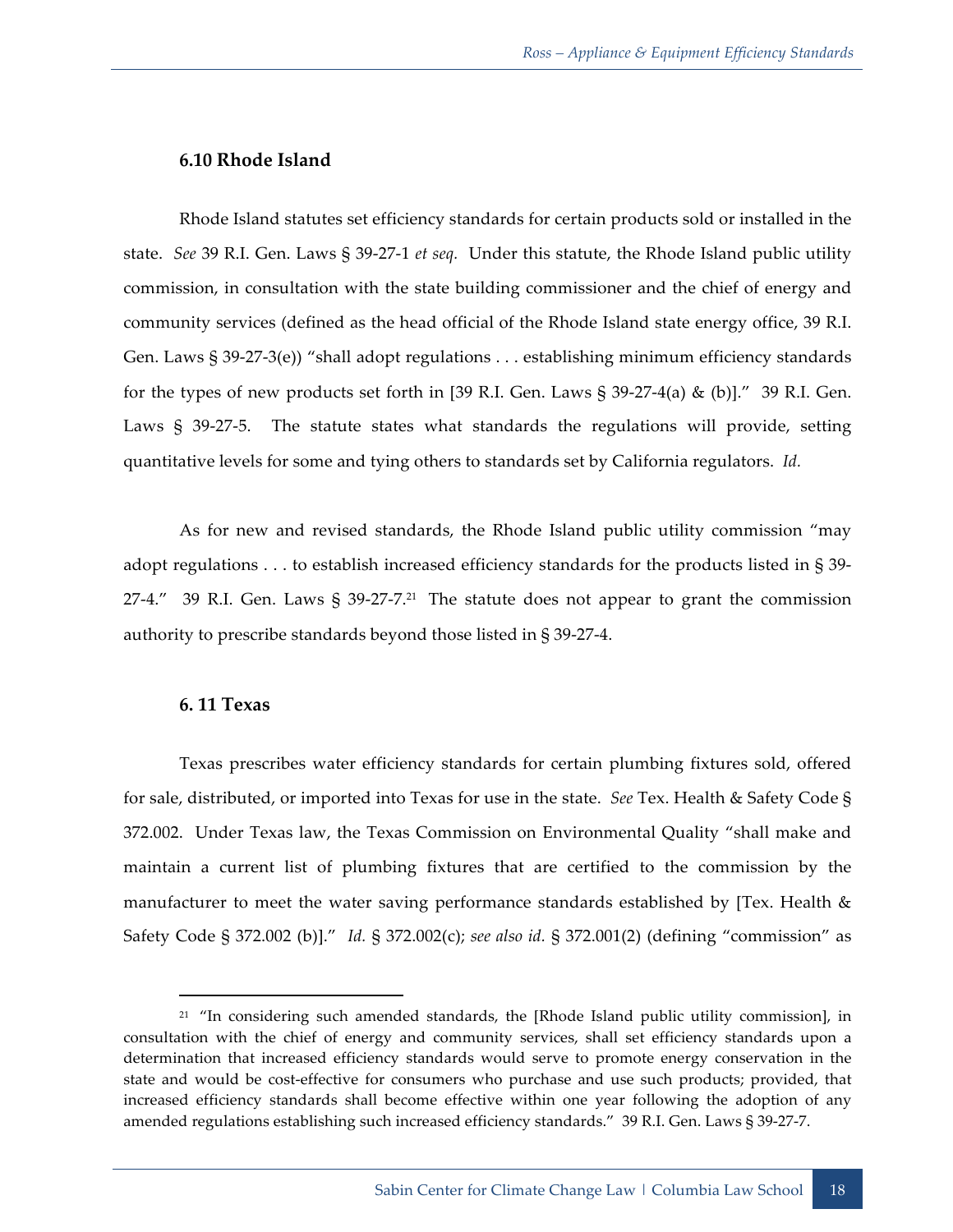### 6.10 Rhode Island

Rhode Island statutes set efficiency standards for certain products sold or installed in the state. *See* 39 R.I. Gen. Laws § 39-27-1 *et seq.* Under this statute, the Rhode Island public utility commission, in consultation with the state building commissioner and the chief of energy and community services (defined as the head official of the Rhode Island state energy office, 39 R.I. Gen. Laws § 39-27-3(e)) "shall adopt regulations . . . establishing minimum efficiency standards for the types of new products set forth in [39 R.I. Gen. Laws § 39-27-4(a) & (b)]." 39 R.I. Gen. Laws § 39-27-5. The statute states what standards the regulations will provide, setting quantitative levels for some and tying others to standards set by California regulators. *Id.*

As for new and revised standards, the Rhode Island public utility commission "may adopt regulations . . . to establish increased efficiency standards for the products listed in § 39-27-4." 39 R.I. Gen. Laws § 39-27-7.[21] The statute does not appear to grant the commission authority to prescribe standards beyond those listed in § 39-27-4.

### 6. 11 Texas

Texas prescribes water efficiency standards for certain plumbing fixtures sold, offered for sale, distributed, or imported into Texas for use in the state. *See* Tex. Health & Safety Code § 372.002. Under Texas law, the Texas Commission on Environmental Quality "shall make and maintain a current list of plumbing fixtures that are certified to the commission by the manufacturer to meet the water saving performance standards established by [Tex. Health & Safety Code § 372.002 (b)]." *Id.* § 372.002(c); *see also id.* § 372.001(2) (defining "commission" as

[21] "In considering such amended standards, the [Rhode Island public utility commission], in consultation with the chief of energy and community services, shall set efficiency standards upon a determination that increased efficiency standards would serve to promote energy conservation in the state and would be cost-effective for consumers who purchase and use such products; provided, that increased efficiency standards shall become effective within one year following the adoption of any amended regulations establishing such increased efficiency standards." 39 R.I. Gen. Laws § 39-27-7.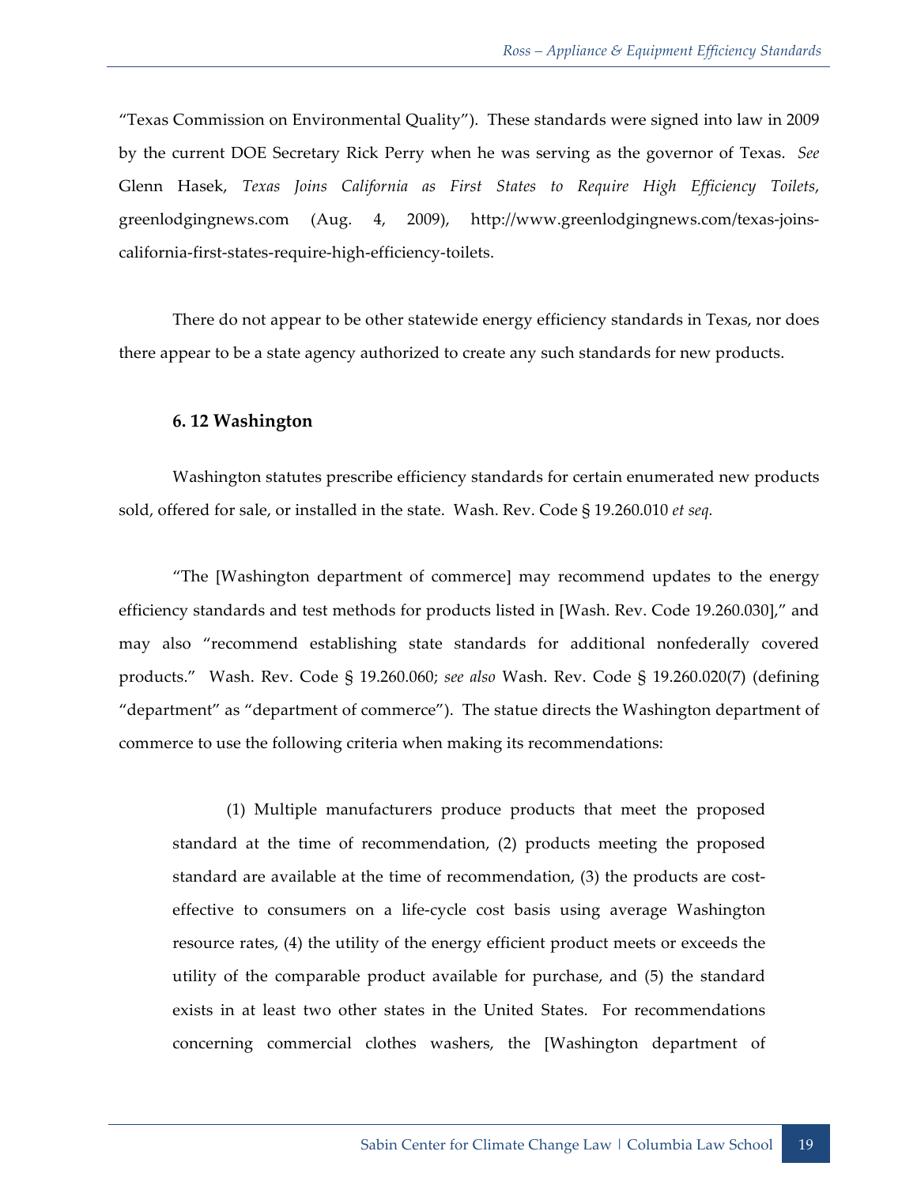"Texas Commission on Environmental Quality"). These standards were signed into law in 2009 by the current DOE Secretary Rick Perry when he was serving as the governor of Texas. *See* Glenn Hasek, *Texas Joins California as First States to Require High Efficiency Toilets*, greenlodgingnews.com (Aug. 4, 2009), http://www.greenlodgingnews.com/texas-joins-california-first-states-require-high-efficiency-toilets.

There do not appear to be other statewide energy efficiency standards in Texas, nor does there appear to be a state agency authorized to create any such standards for new products.

### 6. 12 Washington

Washington statutes prescribe efficiency standards for certain enumerated new products sold, offered for sale, or installed in the state. Wash. Rev. Code § 19.260.010 *et seq.*

"The [Washington department of commerce] may recommend updates to the energy efficiency standards and test methods for products listed in [Wash. Rev. Code 19.260.030]," and may also "recommend establishing state standards for additional nonfederally covered products." Wash. Rev. Code § 19.260.060; *see also* Wash. Rev. Code § 19.260.020(7) (defining "department" as "department of commerce"). The statue directs the Washington department of commerce to use the following criteria when making its recommendations:

> (1) Multiple manufacturers produce products that meet the proposed standard at the time of recommendation, (2) products meeting the proposed standard are available at the time of recommendation, (3) the products are cost-effective to consumers on a life-cycle cost basis using average Washington resource rates, (4) the utility of the energy efficient product meets or exceeds the utility of the comparable product available for purchase, and (5) the standard exists in at least two other states in the United States. For recommendations concerning commercial clothes washers, the [Washington department of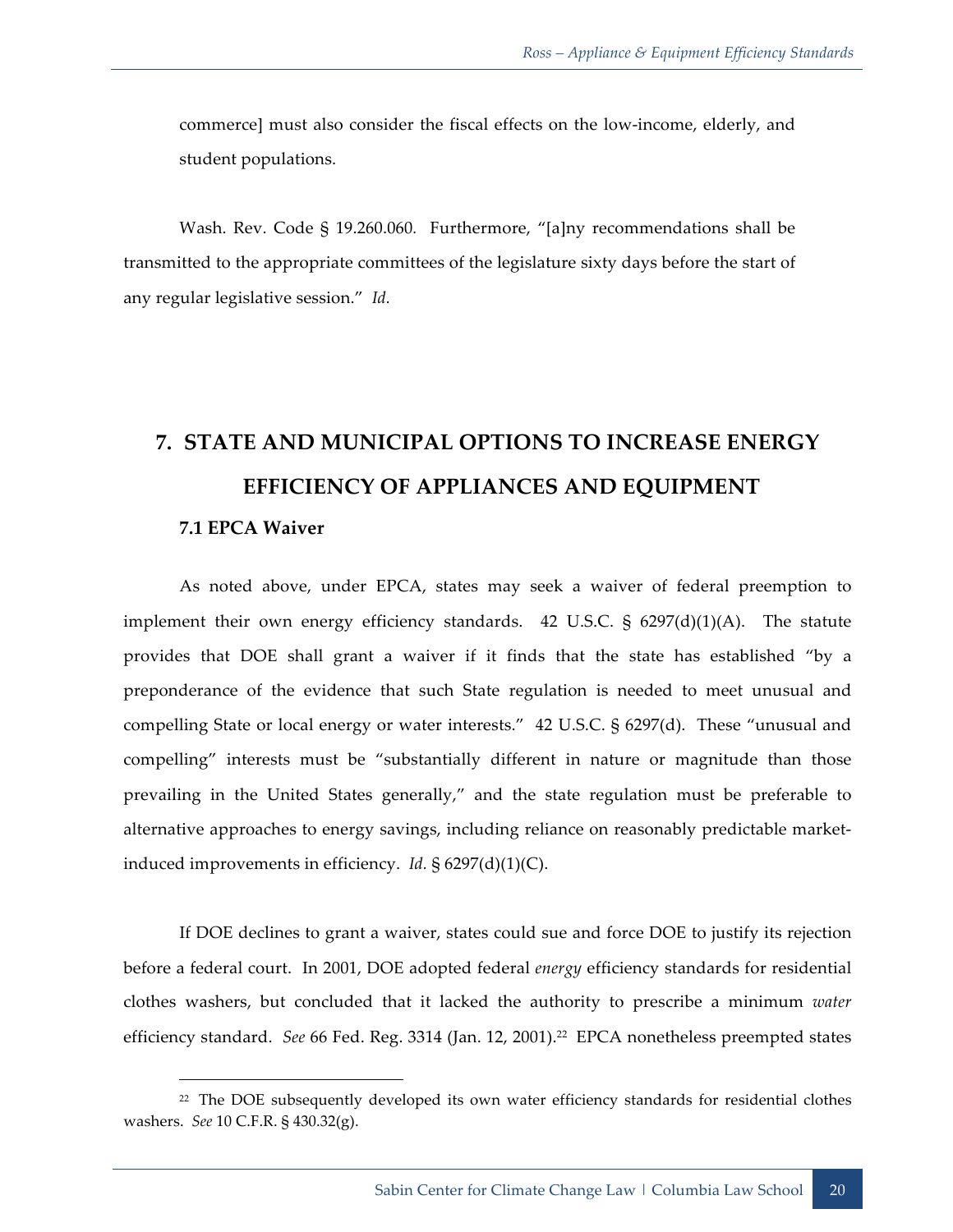commerce] must also consider the fiscal effects on the low-income, elderly, and student populations.

Wash. Rev. Code § 19.260.060. Furthermore, "[a]ny recommendations shall be transmitted to the appropriate committees of the legislature sixty days before the start of any regular legislative session." *Id.*

# 7. STATE AND MUNICIPAL OPTIONS TO INCREASE ENERGY EFFICIENCY OF APPLIANCES AND EQUIPMENT

## 7.1 EPCA Waiver

As noted above, under EPCA, states may seek a waiver of federal preemption to implement their own energy efficiency standards. 42 U.S.C. § 6297(d)(1)(A). The statute provides that DOE shall grant a waiver if it finds that the state has established "by a preponderance of the evidence that such State regulation is needed to meet unusual and compelling State or local energy or water interests." 42 U.S.C. § 6297(d). These "unusual and compelling" interests must be "substantially different in nature or magnitude than those prevailing in the United States generally," and the state regulation must be preferable to alternative approaches to energy savings, including reliance on reasonably predictable market-induced improvements in efficiency. *Id.* § 6297(d)(1)(C).

If DOE declines to grant a waiver, states could sue and force DOE to justify its rejection before a federal court. In 2001, DOE adopted federal *energy* efficiency standards for residential clothes washers, but concluded that it lacked the authority to prescribe a minimum *water* efficiency standard. *See* 66 Fed. Reg. 3314 (Jan. 12, 2001).[22] EPCA nonetheless preempted states

[22] The DOE subsequently developed its own water efficiency standards for residential clothes washers. *See* 10 C.F.R. § 430.32(g).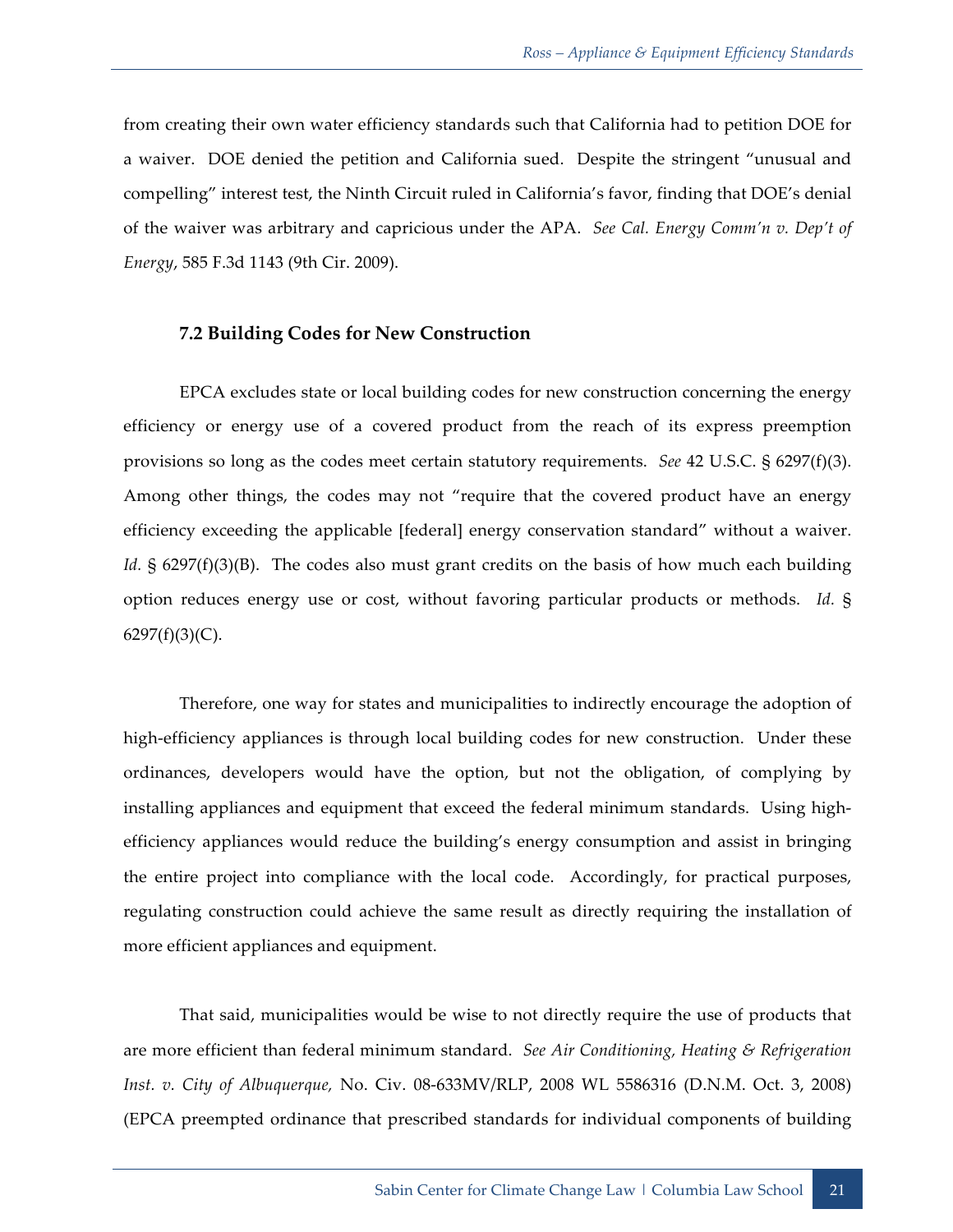from creating their own water efficiency standards such that California had to petition DOE for a waiver. DOE denied the petition and California sued. Despite the stringent "unusual and compelling" interest test, the Ninth Circuit ruled in California's favor, finding that DOE's denial of the waiver was arbitrary and capricious under the APA. *See Cal. Energy Comm'n v. Dep't of Energy*, 585 F.3d 1143 (9th Cir. 2009).

### 7.2 Building Codes for New Construction

EPCA excludes state or local building codes for new construction concerning the energy efficiency or energy use of a covered product from the reach of its express preemption provisions so long as the codes meet certain statutory requirements. *See* 42 U.S.C. § 6297(f)(3). Among other things, the codes may not "require that the covered product have an energy efficiency exceeding the applicable [federal] energy conservation standard" without a waiver. *Id.* § 6297(f)(3)(B). The codes also must grant credits on the basis of how much each building option reduces energy use or cost, without favoring particular products or methods. *Id.* § 6297(f)(3)(C).

Therefore, one way for states and municipalities to indirectly encourage the adoption of high-efficiency appliances is through local building codes for new construction. Under these ordinances, developers would have the option, but not the obligation, of complying by installing appliances and equipment that exceed the federal minimum standards. Using high-efficiency appliances would reduce the building's energy consumption and assist in bringing the entire project into compliance with the local code. Accordingly, for practical purposes, regulating construction could achieve the same result as directly requiring the installation of more efficient appliances and equipment.

That said, municipalities would be wise to not directly require the use of products that are more efficient than federal minimum standard. *See Air Conditioning, Heating & Refrigeration Inst. v. City of Albuquerque,* No. Civ. 08-633MV/RLP, 2008 WL 5586316 (D.N.M. Oct. 3, 2008) (EPCA preempted ordinance that prescribed standards for individual components of building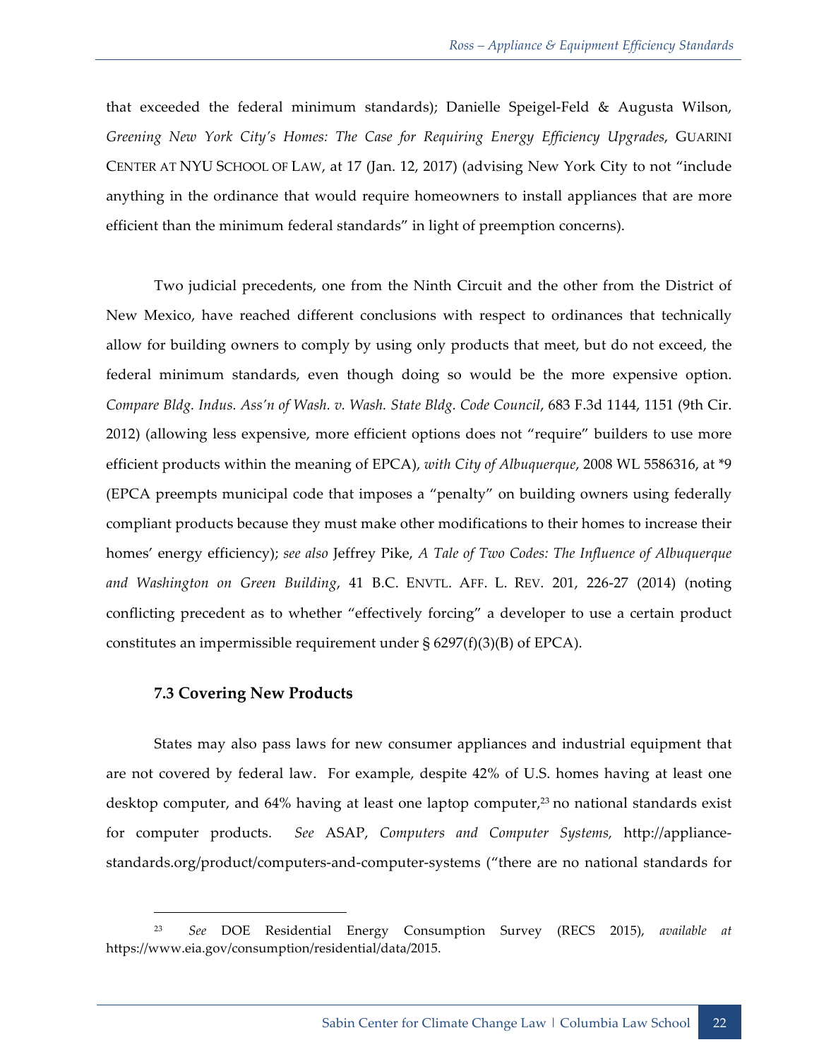that exceeded the federal minimum standards); Danielle Speigel-Feld & Augusta Wilson, *Greening New York City's Homes: The Case for Requiring Energy Efficiency Upgrades*, GUARINI CENTER AT NYU SCHOOL OF LAW, at 17 (Jan. 12, 2017) (advising New York City to not "include anything in the ordinance that would require homeowners to install appliances that are more efficient than the minimum federal standards" in light of preemption concerns).

Two judicial precedents, one from the Ninth Circuit and the other from the District of New Mexico, have reached different conclusions with respect to ordinances that technically allow for building owners to comply by using only products that meet, but do not exceed, the federal minimum standards, even though doing so would be the more expensive option. *Compare Bldg. Indus. Ass'n of Wash. v. Wash. State Bldg. Code Council*, 683 F.3d 1144, 1151 (9th Cir. 2012) (allowing less expensive, more efficient options does not "require" builders to use more efficient products within the meaning of EPCA), *with City of Albuquerque*, 2008 WL 5586316, at *9 (EPCA preempts municipal code that imposes a "penalty" on building owners using federally compliant products because they must make other modifications to their homes to increase their homes' energy efficiency); *see also* Jeffrey Pike, *A Tale of Two Codes: The Influence of Albuquerque and Washington on Green Building*, 41 B.C. ENVTL. AFF. L. REV. 201, 226-27 (2014) (noting conflicting precedent as to whether "effectively forcing" a developer to use a certain product constitutes an impermissible requirement under § 6297(f)(3)(B) of EPCA).

### 7.3 Covering New Products

States may also pass laws for new consumer appliances and industrial equipment that are not covered by federal law. For example, despite 42% of U.S. homes having at least one desktop computer, and 64% having at least one laptop computer,[23] no national standards exist for computer products. *See* ASAP, *Computers and Computer Systems,* http://appliance-standards.org/product/computers-and-computer-systems ("there are no national standards for

[23] *See* DOE Residential Energy Consumption Survey (RECS 2015), *available at* https://www.eia.gov/consumption/residential/data/2015.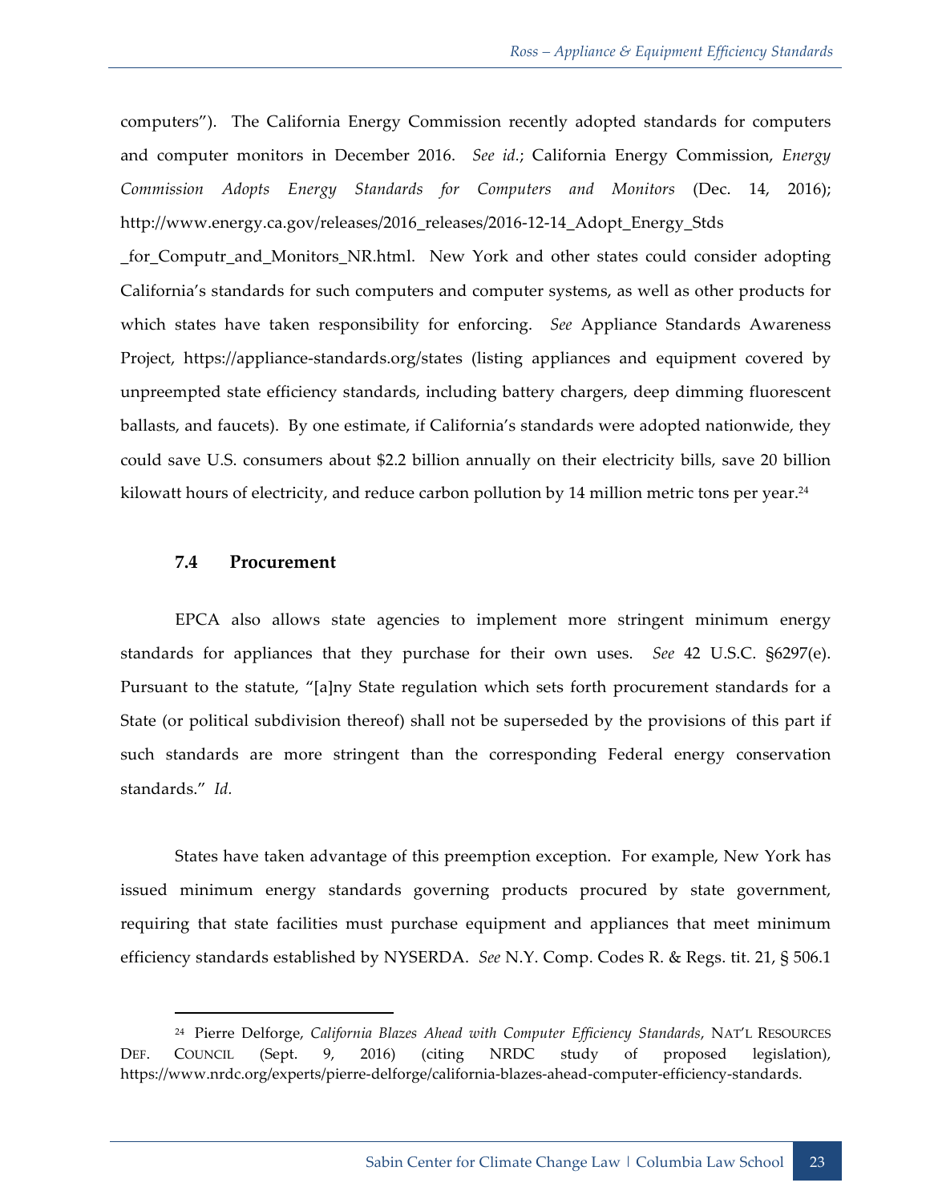computers"). The California Energy Commission recently adopted standards for computers and computer monitors in December 2016. *See id.*; California Energy Commission, *Energy Commission Adopts Energy Standards for Computers and Monitors* (Dec. 14, 2016); http://www.energy.ca.gov/releases/2016_releases/2016-12-14_Adopt_Energy_Stds_for_Computr_and_Monitors_NR.html. New York and other states could consider adopting California's standards for such computers and computer systems, as well as other products for which states have taken responsibility for enforcing. *See* Appliance Standards Awareness Project, https://appliance-standards.org/states (listing appliances and equipment covered by unpreempted state efficiency standards, including battery chargers, deep dimming fluorescent ballasts, and faucets). By one estimate, if California's standards were adopted nationwide, they could save U.S. consumers about $2.2 billion annually on their electricity bills, save 20 billion kilowatt hours of electricity, and reduce carbon pollution by 14 million metric tons per year.[24]

### 7.4 Procurement

EPCA also allows state agencies to implement more stringent minimum energy standards for appliances that they purchase for their own uses. *See* 42 U.S.C. §6297(e). Pursuant to the statute, "[a]ny State regulation which sets forth procurement standards for a State (or political subdivision thereof) shall not be superseded by the provisions of this part if such standards are more stringent than the corresponding Federal energy conservation standards." *Id.*

States have taken advantage of this preemption exception. For example, New York has issued minimum energy standards governing products procured by state government, requiring that state facilities must purchase equipment and appliances that meet minimum efficiency standards established by NYSERDA. *See* N.Y. Comp. Codes R. & Regs. tit. 21, § 506.1

---

[24] Pierre Delforge, *California Blazes Ahead with Computer Efficiency Standards*, NAT'L RESOURCES DEF. COUNCIL (Sept. 9, 2016) (citing NRDC study of proposed legislation), https://www.nrdc.org/experts/pierre-delforge/california-blazes-ahead-computer-efficiency-standards.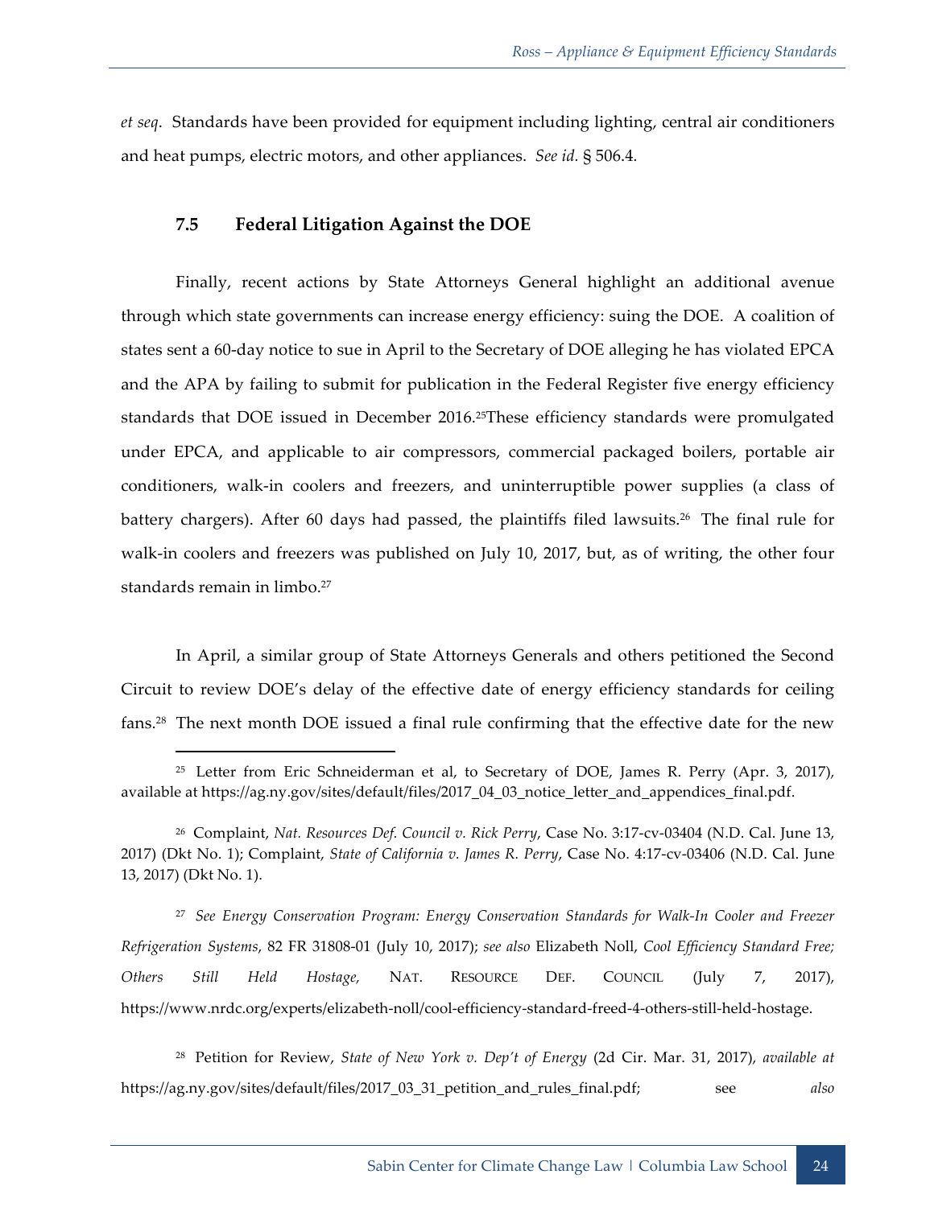*et seq*. Standards have been provided for equipment including lighting, central air conditioners and heat pumps, electric motors, and other appliances. *See id.* § 506.4.

### 7.5 Federal Litigation Against the DOE

Finally, recent actions by State Attorneys General highlight an additional avenue through which state governments can increase energy efficiency: suing the DOE. A coalition of states sent a 60-day notice to sue in April to the Secretary of DOE alleging he has violated EPCA and the APA by failing to submit for publication in the Federal Register five energy efficiency standards that DOE issued in December 2016.[25]These efficiency standards were promulgated under EPCA, and applicable to air compressors, commercial packaged boilers, portable air conditioners, walk-in coolers and freezers, and uninterruptible power supplies (a class of battery chargers). After 60 days had passed, the plaintiffs filed lawsuits.[26] The final rule for walk-in coolers and freezers was published on July 10, 2017, but, as of writing, the other four standards remain in limbo.[27]

In April, a similar group of State Attorneys Generals and others petitioned the Second Circuit to review DOE's delay of the effective date of energy efficiency standards for ceiling fans.[28] The next month DOE issued a final rule confirming that the effective date for the new

---

[25] Letter from Eric Schneiderman et al, to Secretary of DOE, James R. Perry (Apr. 3, 2017), available at https://ag.ny.gov/sites/default/files/2017_04_03_notice_letter_and_appendices_final.pdf.

[26] Complaint, *Nat. Resources Def. Council v. Rick Perry*, Case No. 3:17-cv-03404 (N.D. Cal. June 13, 2017) (Dkt No. 1); Complaint, *State of California v. James R. Perry*, Case No. 4:17-cv-03406 (N.D. Cal. June 13, 2017) (Dkt No. 1).

[27] *See Energy Conservation Program: Energy Conservation Standards for Walk-In Cooler and Freezer Refrigeration Systems*, 82 FR 31808-01 (July 10, 2017); *see also* Elizabeth Noll, *Cool Efficiency Standard Free; Others Still Held Hostage,* NAT. RESOURCE DEF. COUNCIL (July 7, 2017), https://www.nrdc.org/experts/elizabeth-noll/cool-efficiency-standard-freed-4-others-still-held-hostage.

[28] Petition for Review, *State of New York v. Dep't of Energy* (2d Cir. Mar. 31, 2017), *available at* https://ag.ny.gov/sites/default/files/2017_03_31_petition_and_rules_final.pdf; see *also*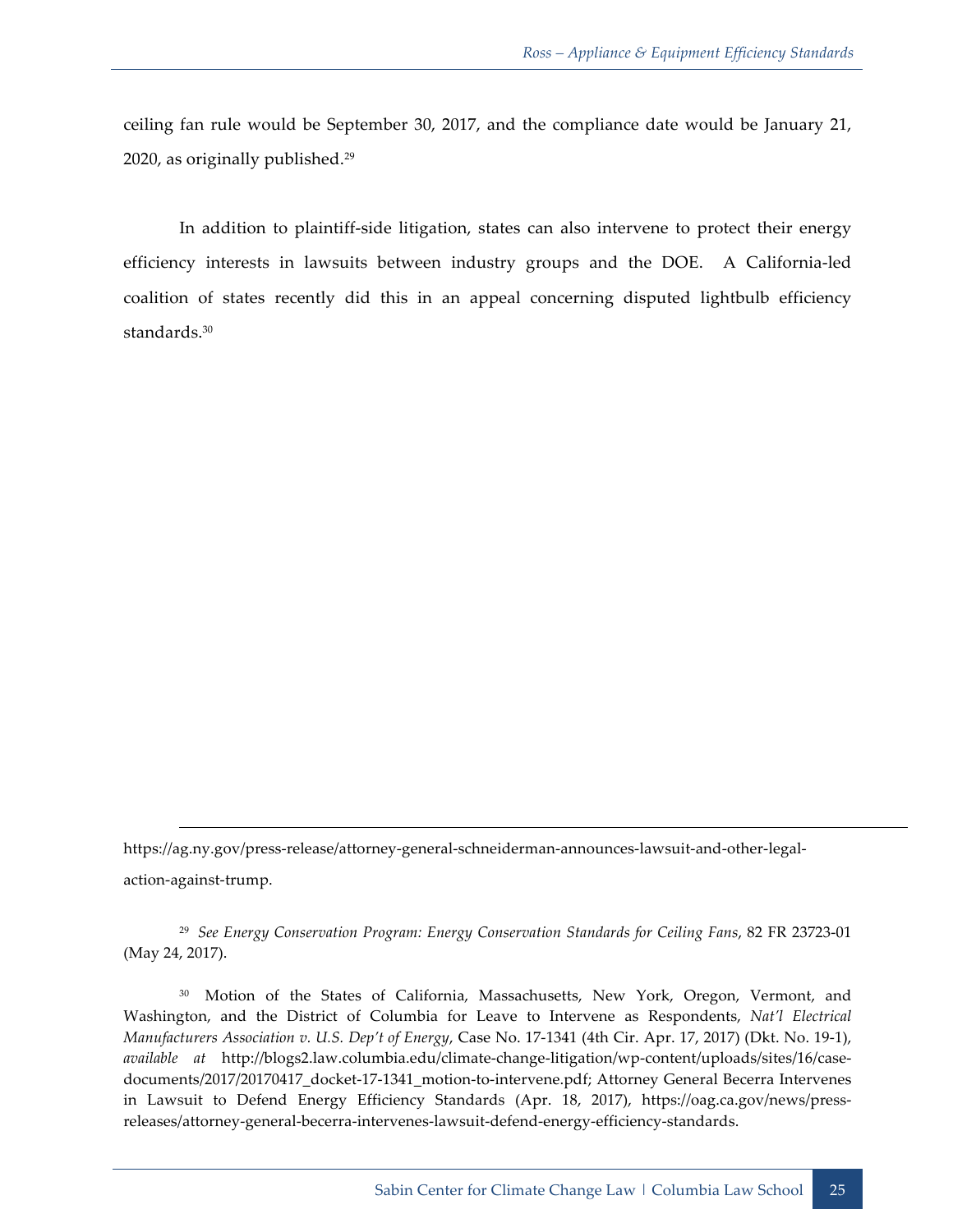ceiling fan rule would be September 30, 2017, and the compliance date would be January 21, 2020, as originally published.[29]

In addition to plaintiff-side litigation, states can also intervene to protect their energy efficiency interests in lawsuits between industry groups and the DOE. A California-led coalition of states recently did this in an appeal concerning disputed lightbulb efficiency standards.[30]

---

https://ag.ny.gov/press-release/attorney-general-schneiderman-announces-lawsuit-and-other-legal-action-against-trump.

[29] *See Energy Conservation Program: Energy Conservation Standards for Ceiling Fans*, 82 FR 23723-01 (May 24, 2017).

[30] Motion of the States of California, Massachusetts, New York, Oregon, Vermont, and Washington, and the District of Columbia for Leave to Intervene as Respondents, *Nat'l Electrical Manufacturers Association v. U.S. Dep't of Energy*, Case No. 17-1341 (4th Cir. Apr. 17, 2017) (Dkt. No. 19-1), *available at* http://blogs2.law.columbia.edu/climate-change-litigation/wp-content/uploads/sites/16/case-documents/2017/20170417_docket-17-1341_motion-to-intervene.pdf; Attorney General Becerra Intervenes in Lawsuit to Defend Energy Efficiency Standards (Apr. 18, 2017), https://oag.ca.gov/news/press-releases/attorney-general-becerra-intervenes-lawsuit-defend-energy-efficiency-standards.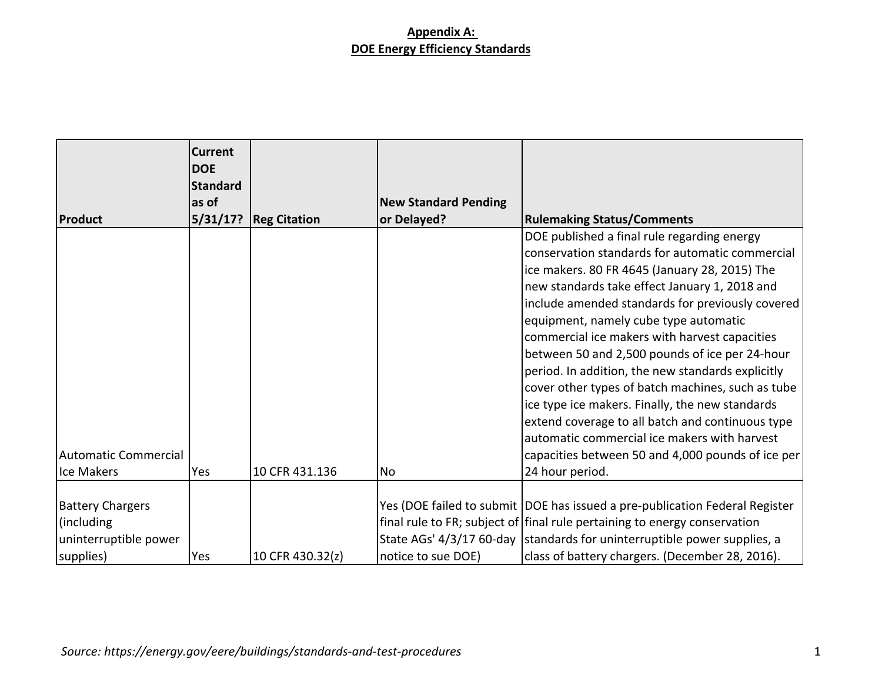**Appendix A:**
**DOE Energy Efficiency Standards**

| Product | Current DOE Standard as of 5/31/17? | Reg Citation | New Standard Pending or Delayed? | Rulemaking Status/Comments |
|---|---|---|---|---|
| Automatic Commercial Ice Makers | Yes | 10 CFR 431.136 | No | DOE published a final rule regarding energy conservation standards for automatic commercial ice makers. 80 FR 4645 (January 28, 2015) The new standards take effect January 1, 2018 and include amended standards for previously covered equipment, namely cube type automatic commercial ice makers with harvest capacities between 50 and 2,500 pounds of ice per 24-hour period. In addition, the new standards explicitly cover other types of batch machines, such as tube ice type ice makers. Finally, the new standards extend coverage to all batch and continuous type automatic commercial ice makers with harvest capacities between 50 and 4,000 pounds of ice per 24 hour period. |
| Battery Chargers (including uninterruptible power supplies) | Yes | 10 CFR 430.32(z) | Yes (DOE failed to submit final rule to FR; subject of State AGs' 4/3/17 60-day notice to sue DOE) | DOE has issued a pre-publication Federal Register final rule pertaining to energy conservation standards for uninterruptible power supplies, a class of battery chargers. (December 28, 2016). |

*Source: https://energy.gov/eere/buildings/standards-and-test-procedures*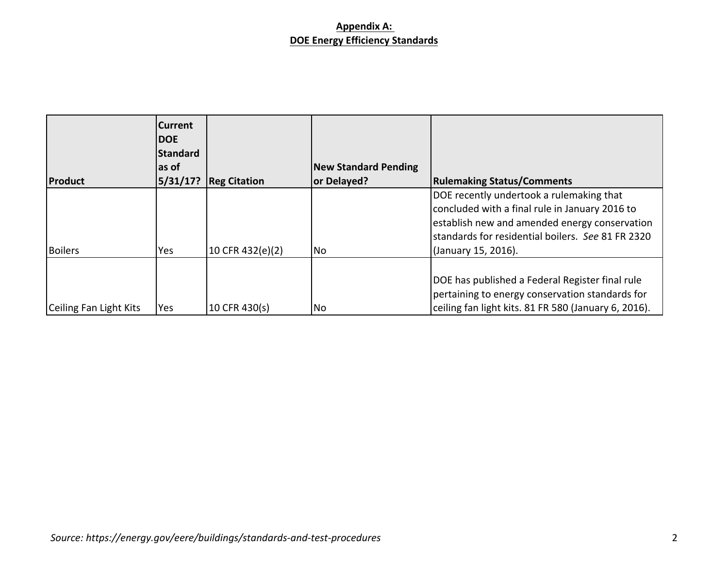**Appendix A:**
**DOE Energy Efficiency Standards**

| Product | Current DOE Standard as of 5/31/17? | Reg Citation | New Standard Pending or Delayed? | Rulemaking Status/Comments |
|---|---|---|---|---|
| Boilers | Yes | 10 CFR 432(e)(2) | No | DOE recently undertook a rulemaking that concluded with a final rule in January 2016 to establish new and amended energy conservation standards for residential boilers. *See* 81 FR 2320 (January 15, 2016). |
| Ceiling Fan Light Kits | Yes | 10 CFR 430(s) | No | DOE has published a Federal Register final rule pertaining to energy conservation standards for ceiling fan light kits. 81 FR 580 (January 6, 2016). |

*Source: https://energy.gov/eere/buildings/standards-and-test-procedures*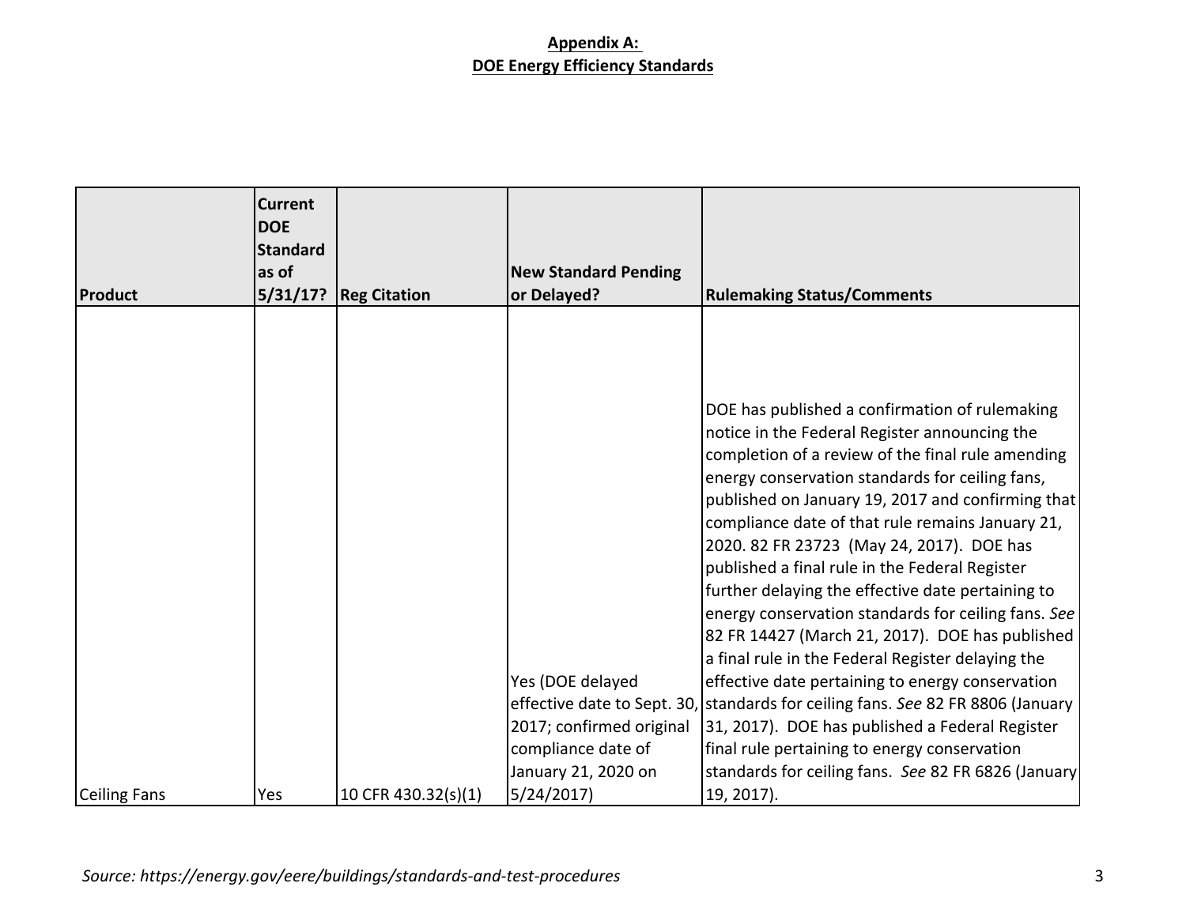**Appendix A:**
**DOE Energy Efficiency Standards**

| Product | Current DOE Standard as of 5/31/17? | Reg Citation | New Standard Pending or Delayed? | Rulemaking Status/Comments |
|---|---|---|---|---|
| Ceiling Fans | Yes | 10 CFR 430.32(s)(1) | Yes (DOE delayed effective date to Sept. 30, 2017; confirmed original compliance date of January 21, 2020 on 5/24/2017) | DOE has published a confirmation of rulemaking notice in the Federal Register announcing the completion of a review of the final rule amending energy conservation standards for ceiling fans, published on January 19, 2017 and confirming that compliance date of that rule remains January 21, 2020. 82 FR 23723 (May 24, 2017). DOE has published a final rule in the Federal Register further delaying the effective date pertaining to energy conservation standards for ceiling fans. *See* 82 FR 14427 (March 21, 2017). DOE has published a final rule in the Federal Register delaying the effective date pertaining to energy conservation standards for ceiling fans. *See* 82 FR 8806 (January 31, 2017). DOE has published a Federal Register final rule pertaining to energy conservation standards for ceiling fans. *See* 82 FR 6826 (January 19, 2017). |

*Source: https://energy.gov/eere/buildings/standards-and-test-procedures*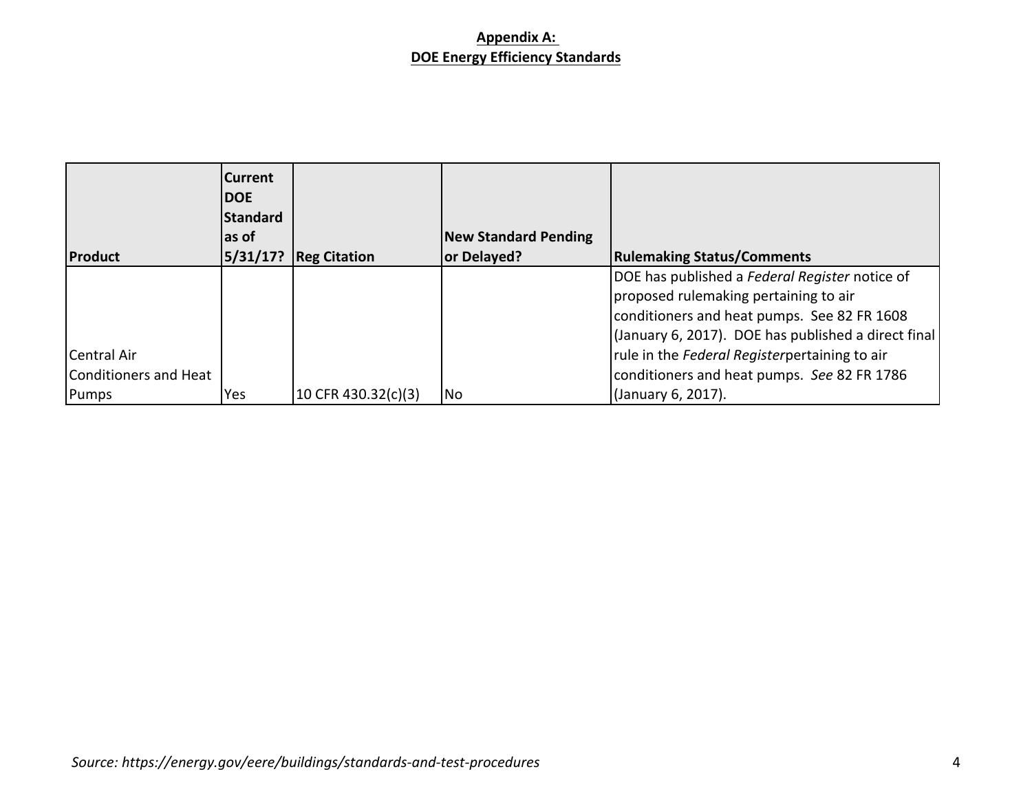**Appendix A:**
**DOE Energy Efficiency Standards**

| Product | Current DOE Standard as of 5/31/17? | Reg Citation | New Standard Pending or Delayed? | Rulemaking Status/Comments |
|---|---|---|---|---|
| Central Air Conditioners and Heat Pumps | Yes | 10 CFR 430.32(c)(3) | No | DOE has published a *Federal Register* notice of proposed rulemaking pertaining to air conditioners and heat pumps. See 82 FR 1608 (January 6, 2017). DOE has published a direct final rule in the *Federal Register*pertaining to air conditioners and heat pumps. *See* 82 FR 1786 (January 6, 2017). |

*Source: https://energy.gov/eere/buildings/standards-and-test-procedures*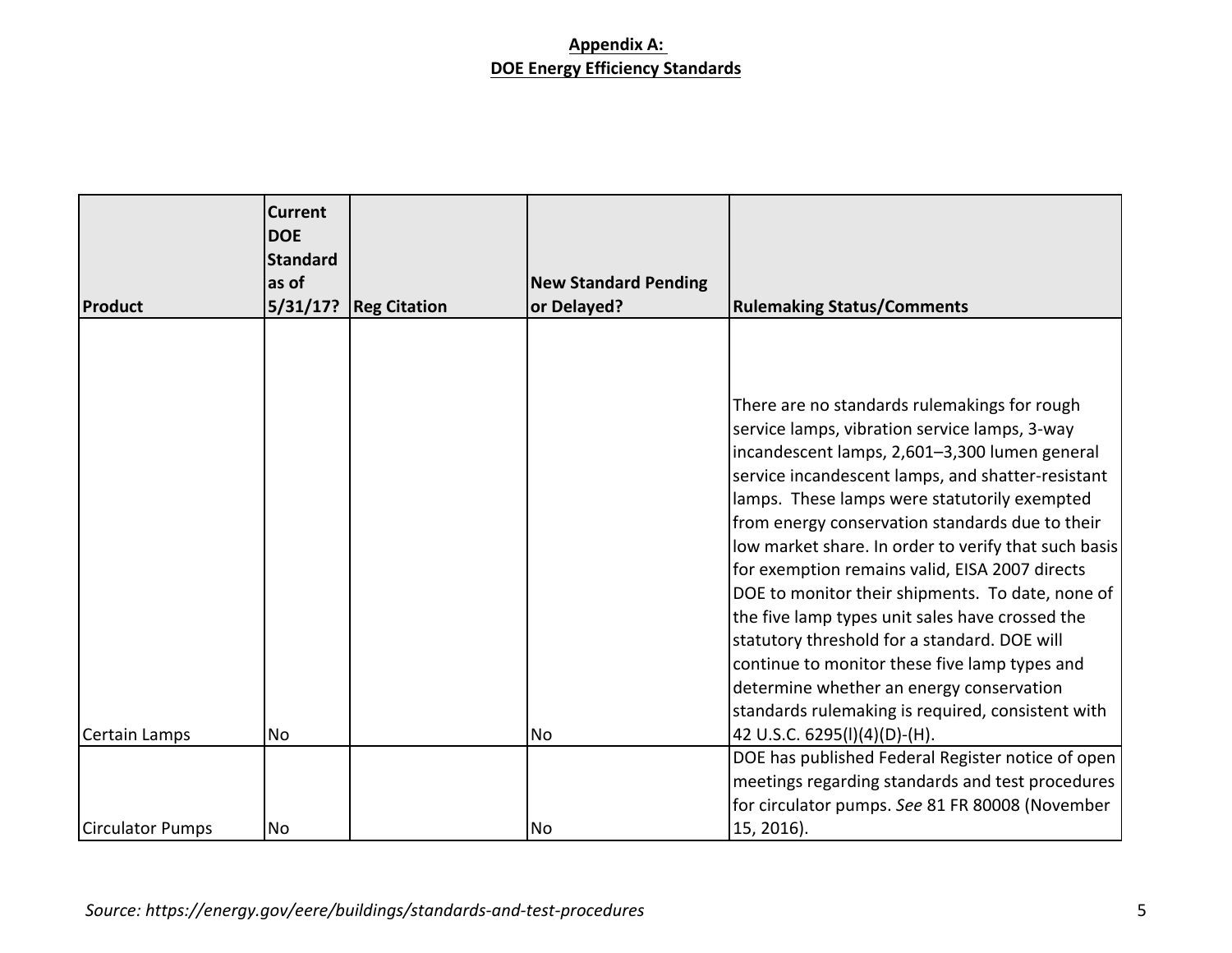**Appendix A:**
**DOE Energy Efficiency Standards**

| Product | Current DOE Standard as of 5/31/17? | Reg Citation | New Standard Pending or Delayed? | Rulemaking Status/Comments |
|---|---|---|---|---|
| Certain Lamps | No | | No | There are no standards rulemakings for rough service lamps, vibration service lamps, 3-way incandescent lamps, 2,601–3,300 lumen general service incandescent lamps, and shatter-resistant lamps. These lamps were statutorily exempted from energy conservation standards due to their low market share. In order to verify that such basis for exemption remains valid, EISA 2007 directs DOE to monitor their shipments. To date, none of the five lamp types unit sales have crossed the statutory threshold for a standard. DOE will continue to monitor these five lamp types and determine whether an energy conservation standards rulemaking is required, consistent with 42 U.S.C. 6295(l)(4)(D)-(H). |
| Circulator Pumps | No | | No | DOE has published Federal Register notice of open meetings regarding standards and test procedures for circulator pumps. *See* 81 FR 80008 (November 15, 2016). |

*Source: https://energy.gov/eere/buildings/standards-and-test-procedures*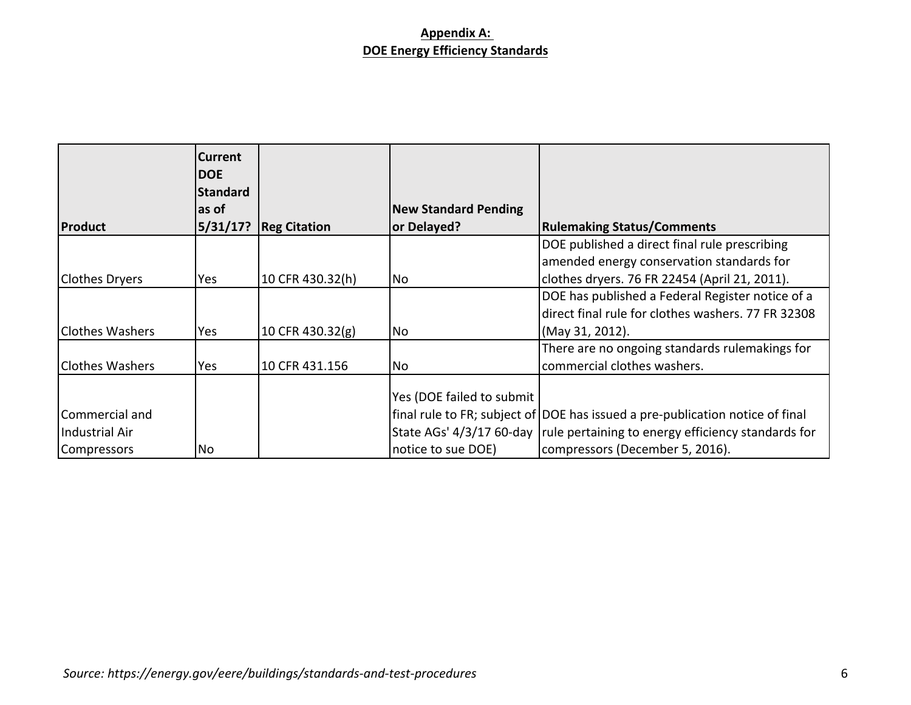**Appendix A:**
**DOE Energy Efficiency Standards**

| Product | Current DOE Standard as of 5/31/17? | Reg Citation | New Standard Pending or Delayed? | Rulemaking Status/Comments |
|---|---|---|---|---|
| Clothes Dryers | Yes | 10 CFR 430.32(h) | No | DOE published a direct final rule prescribing amended energy conservation standards for clothes dryers. 76 FR 22454 (April 21, 2011). |
| Clothes Washers | Yes | 10 CFR 430.32(g) | No | DOE has published a Federal Register notice of a direct final rule for clothes washers. 77 FR 32308 (May 31, 2012). |
| Clothes Washers | Yes | 10 CFR 431.156 | No | There are no ongoing standards rulemakings for commercial clothes washers. |
| Commercial and Industrial Air Compressors | No | | Yes (DOE failed to submit final rule to FR; subject of State AGs' 4/3/17 60-day notice to sue DOE) | DOE has issued a pre-publication notice of final rule pertaining to energy efficiency standards for compressors (December 5, 2016). |

*Source: https://energy.gov/eere/buildings/standards-and-test-procedures*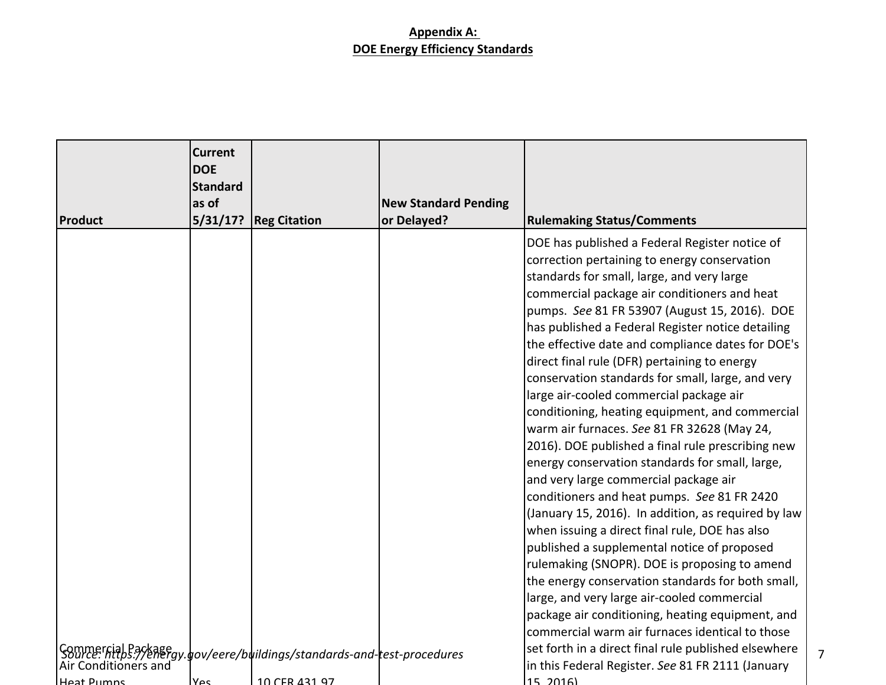**Appendix A:**
**DOE Energy Efficiency Standards**

| Product | Current DOE Standard as of 5/31/17? | Reg Citation | New Standard Pending or Delayed? | Rulemaking Status/Comments |
|---|---|---|---|---|
| Commercial Package Air Conditioners and Heat Pumps | Yes | 10 CFR 431.97 | | DOE has published a Federal Register notice of correction pertaining to energy conservation standards for small, large, and very large commercial package air conditioners and heat pumps. *See* 81 FR 53907 (August 15, 2016). DOE has published a Federal Register notice detailing the effective date and compliance dates for DOE's direct final rule (DFR) pertaining to energy conservation standards for small, large, and very large air-cooled commercial package air conditioning, heating equipment, and commercial warm air furnaces. *See* 81 FR 32628 (May 24, 2016). DOE published a final rule prescribing new energy conservation standards for small, large, and very large commercial package air conditioners and heat pumps. *See* 81 FR 2420 (January 15, 2016). In addition, as required by law when issuing a direct final rule, DOE has also published a supplemental notice of proposed rulemaking (SNOPR). DOE is proposing to amend the energy conservation standards for both small, large, and very large air-cooled commercial package air conditioning, heating equipment, and commercial warm air furnaces identical to those set forth in a direct final rule published elsewhere in this Federal Register. *See* 81 FR 2111 (January 15, 2016). |

*Source: https://energy.gov/eere/buildings/standards-and-test-procedures*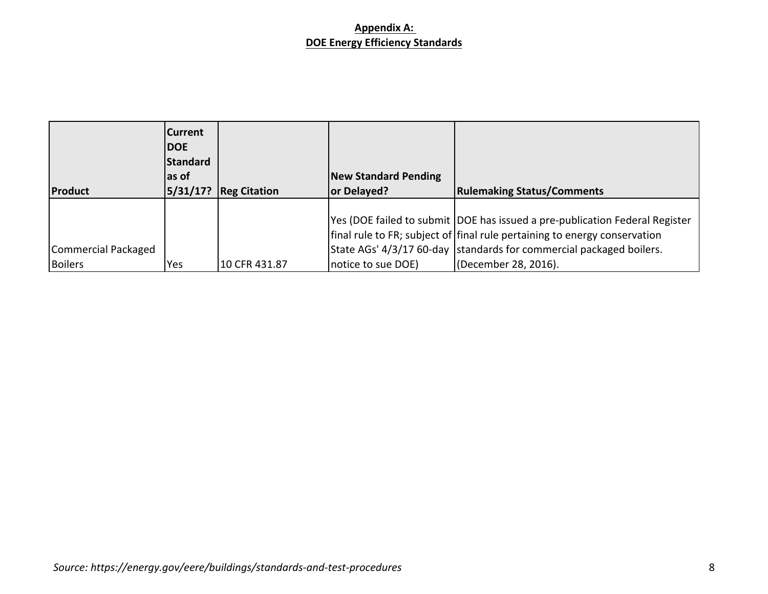**Appendix A:**
**DOE Energy Efficiency Standards**

| Product | Current DOE Standard as of 5/31/17? | Reg Citation | New Standard Pending or Delayed? | Rulemaking Status/Comments |
|---|---|---|---|---|
| Commercial Packaged Boilers | Yes | 10 CFR 431.87 | Yes (DOE failed to submit final rule to FR; subject of State AGs' 4/3/17 60-day notice to sue DOE) | DOE has issued a pre-publication Federal Register final rule pertaining to energy conservation standards for commercial packaged boilers. (December 28, 2016). |

*Source: https://energy.gov/eere/buildings/standards-and-test-procedures*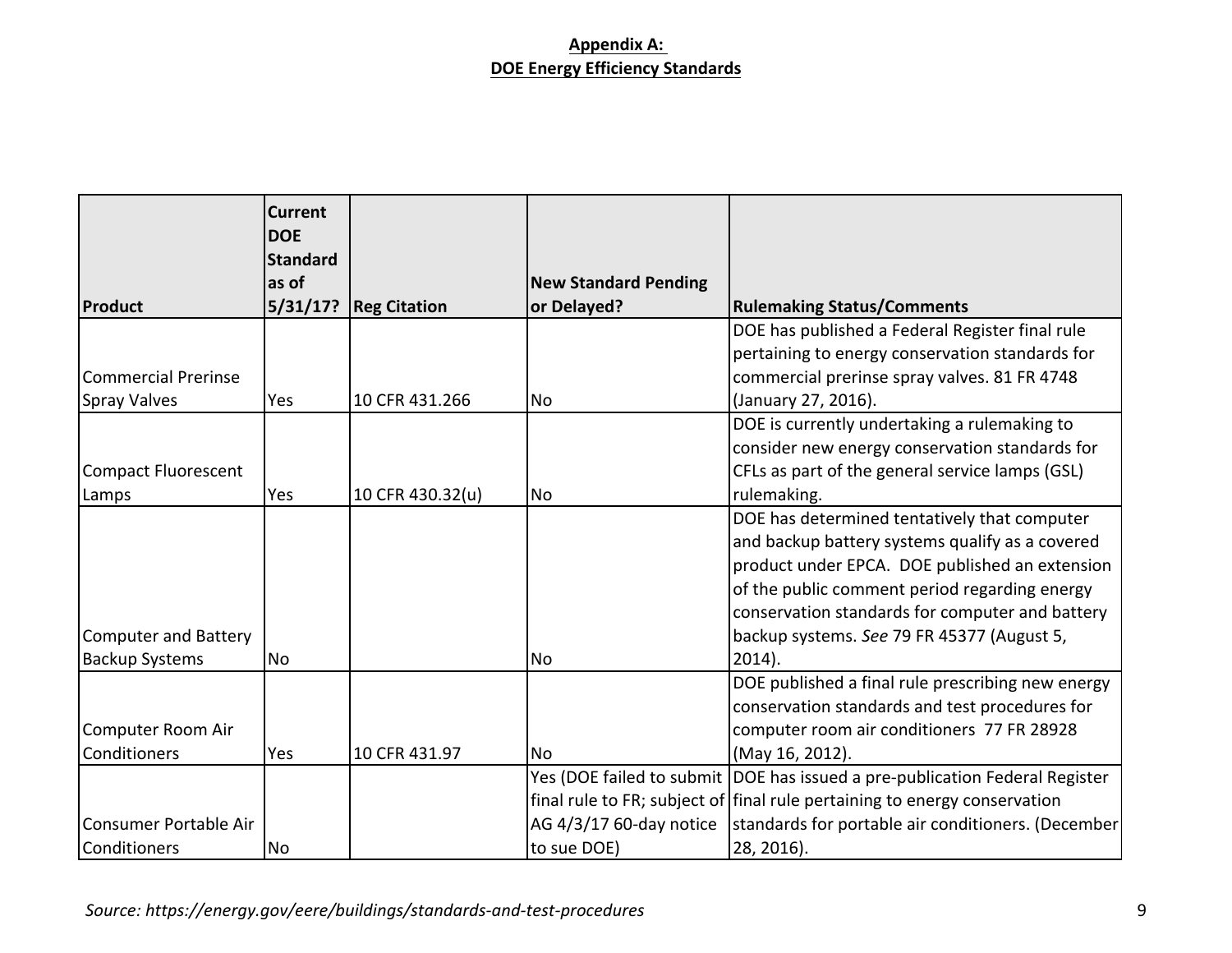**Appendix A:**
**DOE Energy Efficiency Standards**

| Product | Current DOE Standard as of 5/31/17? | Reg Citation | New Standard Pending or Delayed? | Rulemaking Status/Comments |
|---|---|---|---|---|
| Commercial Prerinse Spray Valves | Yes | 10 CFR 431.266 | No | DOE has published a Federal Register final rule pertaining to energy conservation standards for commercial prerinse spray valves. 81 FR 4748 (January 27, 2016). |
| Compact Fluorescent Lamps | Yes | 10 CFR 430.32(u) | No | DOE is currently undertaking a rulemaking to consider new energy conservation standards for CFLs as part of the general service lamps (GSL) rulemaking. |
| Computer and Battery Backup Systems | No | | No | DOE has determined tentatively that computer and backup battery systems qualify as a covered product under EPCA. DOE published an extension of the public comment period regarding energy conservation standards for computer and battery backup systems. *See* 79 FR 45377 (August 5, 2014). |
| Computer Room Air Conditioners | Yes | 10 CFR 431.97 | No | DOE published a final rule prescribing new energy conservation standards and test procedures for computer room air conditioners 77 FR 28928 (May 16, 2012). |
| Consumer Portable Air Conditioners | No | | Yes (DOE failed to submit final rule to FR; subject of AG 4/3/17 60-day notice to sue DOE) | DOE has issued a pre-publication Federal Register final rule pertaining to energy conservation standards for portable air conditioners. (December 28, 2016). |

*Source: https://energy.gov/eere/buildings/standards-and-test-procedures*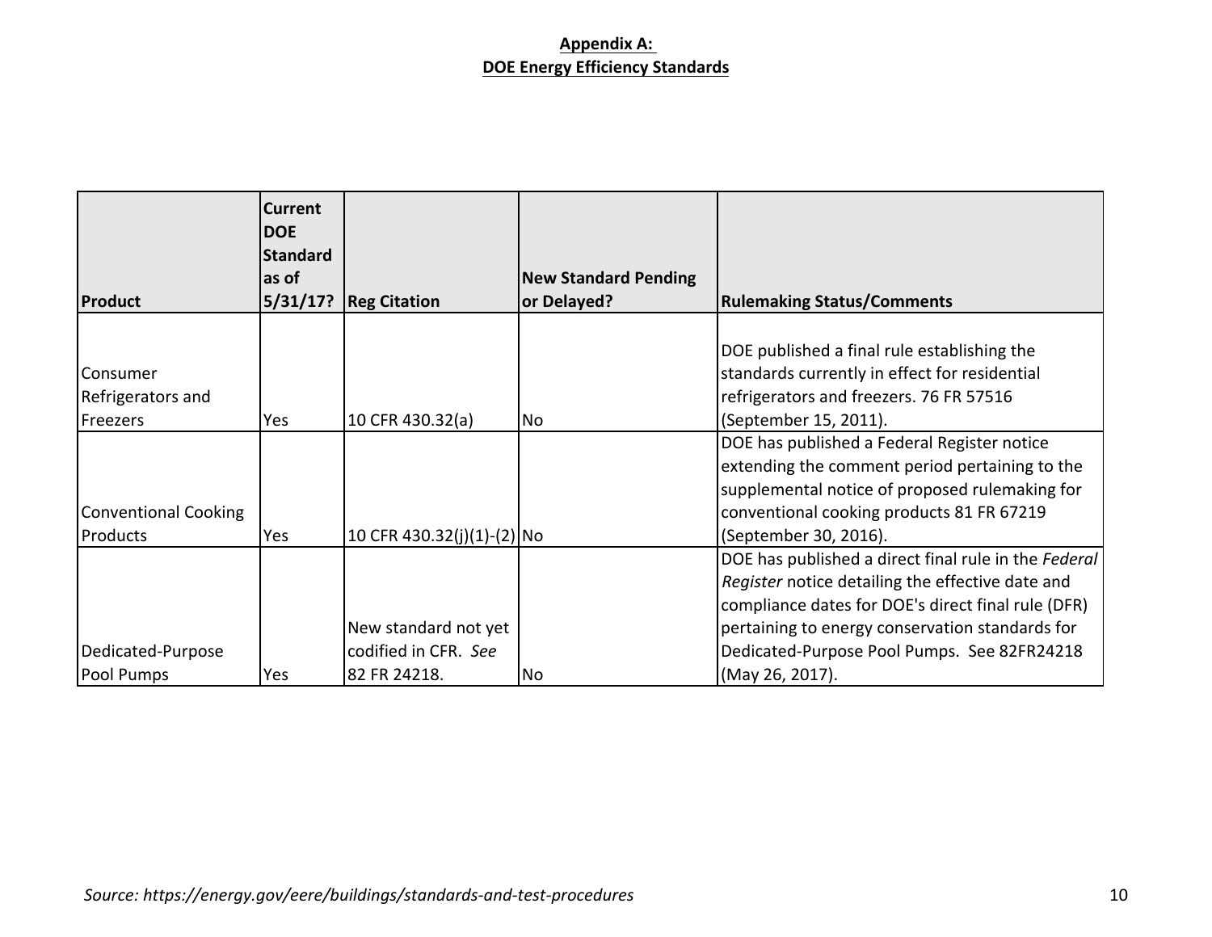**Appendix A:**
**DOE Energy Efficiency Standards**

| Product | Current DOE Standard as of 5/31/17? | Reg Citation | New Standard Pending or Delayed? | Rulemaking Status/Comments |
|---|---|---|---|---|
| Consumer Refrigerators and Freezers | Yes | 10 CFR 430.32(a) | No | DOE published a final rule establishing the standards currently in effect for residential refrigerators and freezers. 76 FR 57516 (September 15, 2011). |
| Conventional Cooking Products | Yes | 10 CFR 430.32(j)(1)-(2) | No | DOE has published a Federal Register notice extending the comment period pertaining to the supplemental notice of proposed rulemaking for conventional cooking products 81 FR 67219 (September 30, 2016). |
| Dedicated-Purpose Pool Pumps | Yes | New standard not yet codified in CFR. *See* 82 FR 24218. | No | DOE has published a direct final rule in the *Federal Register* notice detailing the effective date and compliance dates for DOE's direct final rule (DFR) pertaining to energy conservation standards for Dedicated-Purpose Pool Pumps. See 82FR24218 (May 26, 2017). |

*Source: https://energy.gov/eere/buildings/standards-and-test-procedures*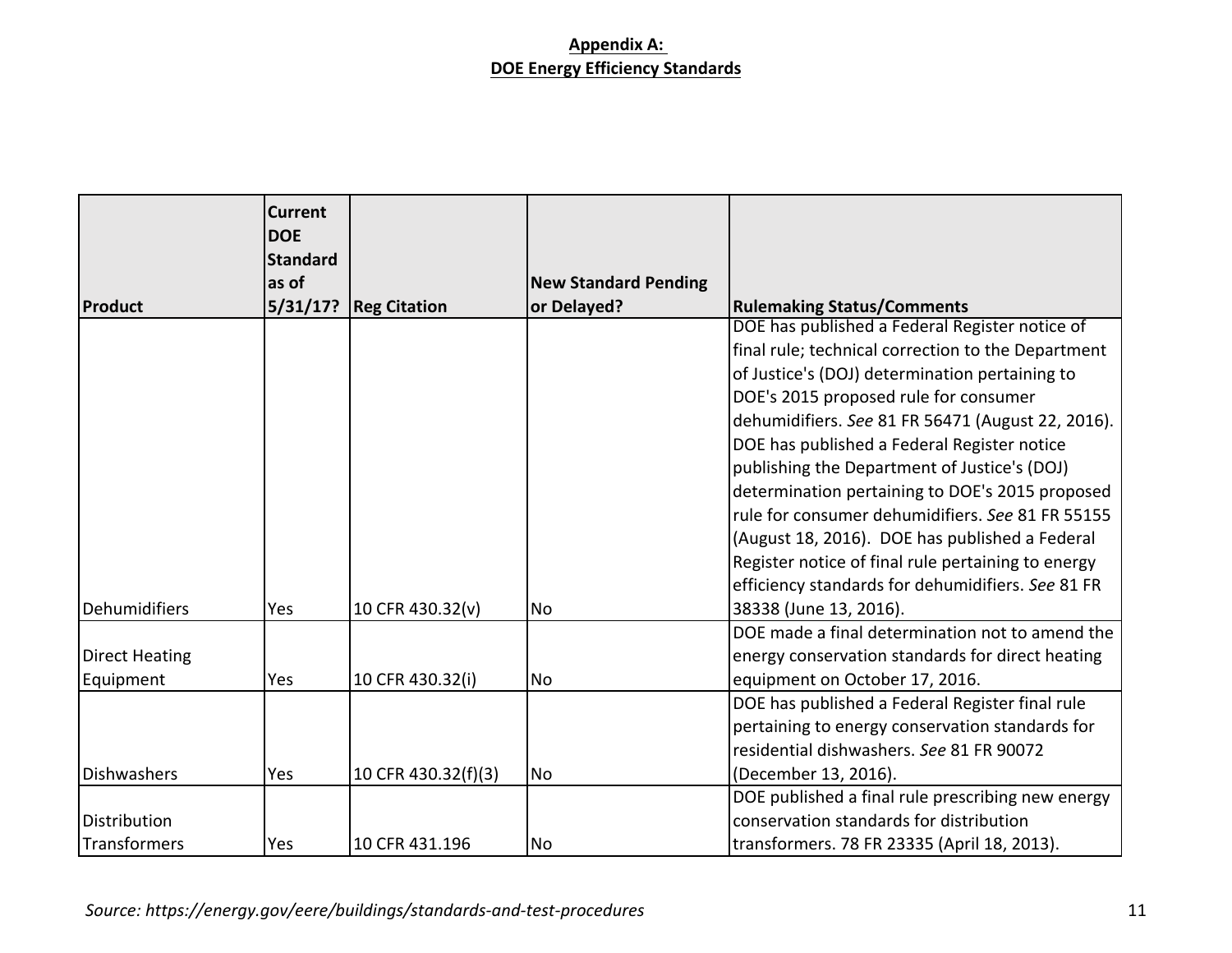**Appendix A:**
**DOE Energy Efficiency Standards**

| Product | Current DOE Standard as of 5/31/17? | Reg Citation | New Standard Pending or Delayed? | Rulemaking Status/Comments |
|---|---|---|---|---|
| Dehumidifiers | Yes | 10 CFR 430.32(v) | No | DOE has published a Federal Register notice of final rule; technical correction to the Department of Justice's (DOJ) determination pertaining to DOE's 2015 proposed rule for consumer dehumidifiers. *See* 81 FR 56471 (August 22, 2016). DOE has published a Federal Register notice publishing the Department of Justice's (DOJ) determination pertaining to DOE's 2015 proposed rule for consumer dehumidifiers. *See* 81 FR 55155 (August 18, 2016). DOE has published a Federal Register notice of final rule pertaining to energy efficiency standards for dehumidifiers. *See* 81 FR 38338 (June 13, 2016). |
| Direct Heating Equipment | Yes | 10 CFR 430.32(i) | No | DOE made a final determination not to amend the energy conservation standards for direct heating equipment on October 17, 2016. |
| Dishwashers | Yes | 10 CFR 430.32(f)(3) | No | DOE has published a Federal Register final rule pertaining to energy conservation standards for residential dishwashers. *See* 81 FR 90072 (December 13, 2016). |
| Distribution Transformers | Yes | 10 CFR 431.196 | No | DOE published a final rule prescribing new energy conservation standards for distribution transformers. 78 FR 23335 (April 18, 2013). |

*Source: https://energy.gov/eere/buildings/standards-and-test-procedures*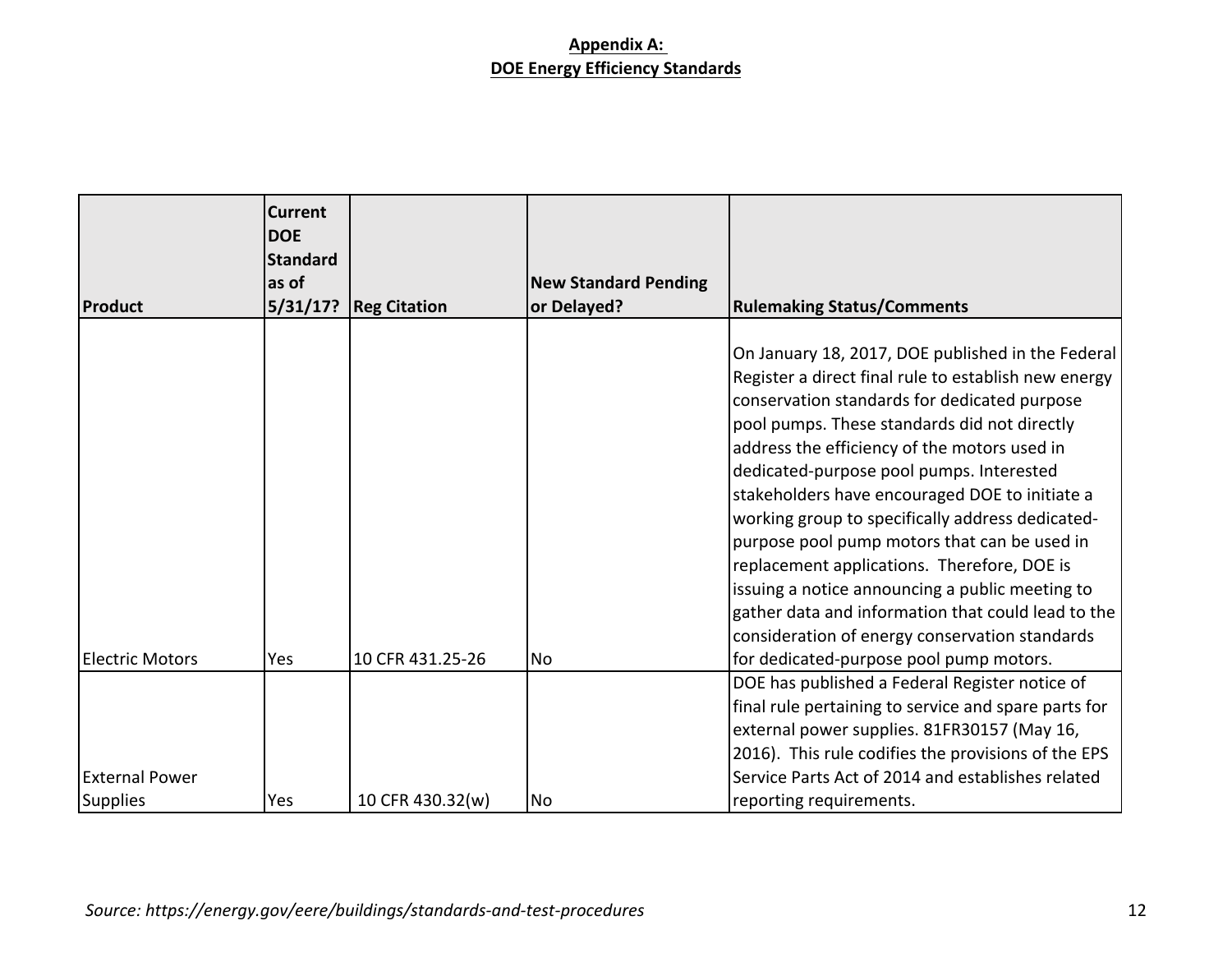**Appendix A:**
**DOE Energy Efficiency Standards**

| Product | Current DOE Standard as of 5/31/17? | Reg Citation | New Standard Pending or Delayed? | Rulemaking Status/Comments |
|---|---|---|---|---|
| Electric Motors | Yes | 10 CFR 431.25-26 | No | On January 18, 2017, DOE published in the Federal Register a direct final rule to establish new energy conservation standards for dedicated purpose pool pumps. These standards did not directly address the efficiency of the motors used in dedicated-purpose pool pumps. Interested stakeholders have encouraged DOE to initiate a working group to specifically address dedicated-purpose pool pump motors that can be used in replacement applications. Therefore, DOE is issuing a notice announcing a public meeting to gather data and information that could lead to the consideration of energy conservation standards for dedicated-purpose pool pump motors. |
| External Power Supplies | Yes | 10 CFR 430.32(w) | No | DOE has published a Federal Register notice of final rule pertaining to service and spare parts for external power supplies. 81FR30157 (May 16, 2016). This rule codifies the provisions of the EPS Service Parts Act of 2014 and establishes related reporting requirements. |

*Source: https://energy.gov/eere/buildings/standards-and-test-procedures*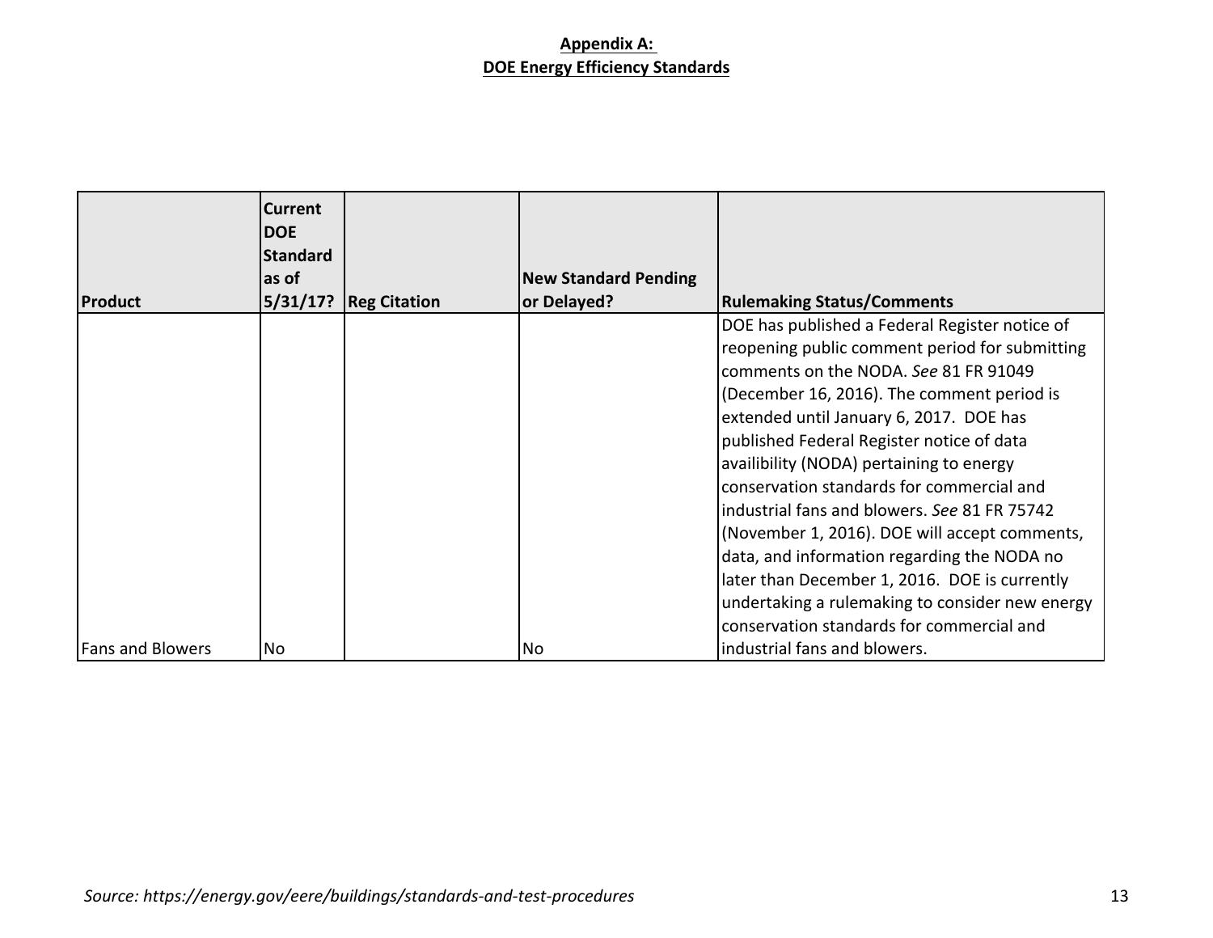**Appendix A:**
**DOE Energy Efficiency Standards**

| Product | Current DOE Standard as of 5/31/17? | Reg Citation | New Standard Pending or Delayed? | Rulemaking Status/Comments |
|---|---|---|---|---|
| Fans and Blowers | No | | No | DOE has published a Federal Register notice of reopening public comment period for submitting comments on the NODA. *See* 81 FR 91049 (December 16, 2016). The comment period is extended until January 6, 2017. DOE has published Federal Register notice of data availibility (NODA) pertaining to energy conservation standards for commercial and industrial fans and blowers. *See* 81 FR 75742 (November 1, 2016). DOE will accept comments, data, and information regarding the NODA no later than December 1, 2016. DOE is currently undertaking a rulemaking to consider new energy conservation standards for commercial and industrial fans and blowers. |

*Source: https://energy.gov/eere/buildings/standards-and-test-procedures*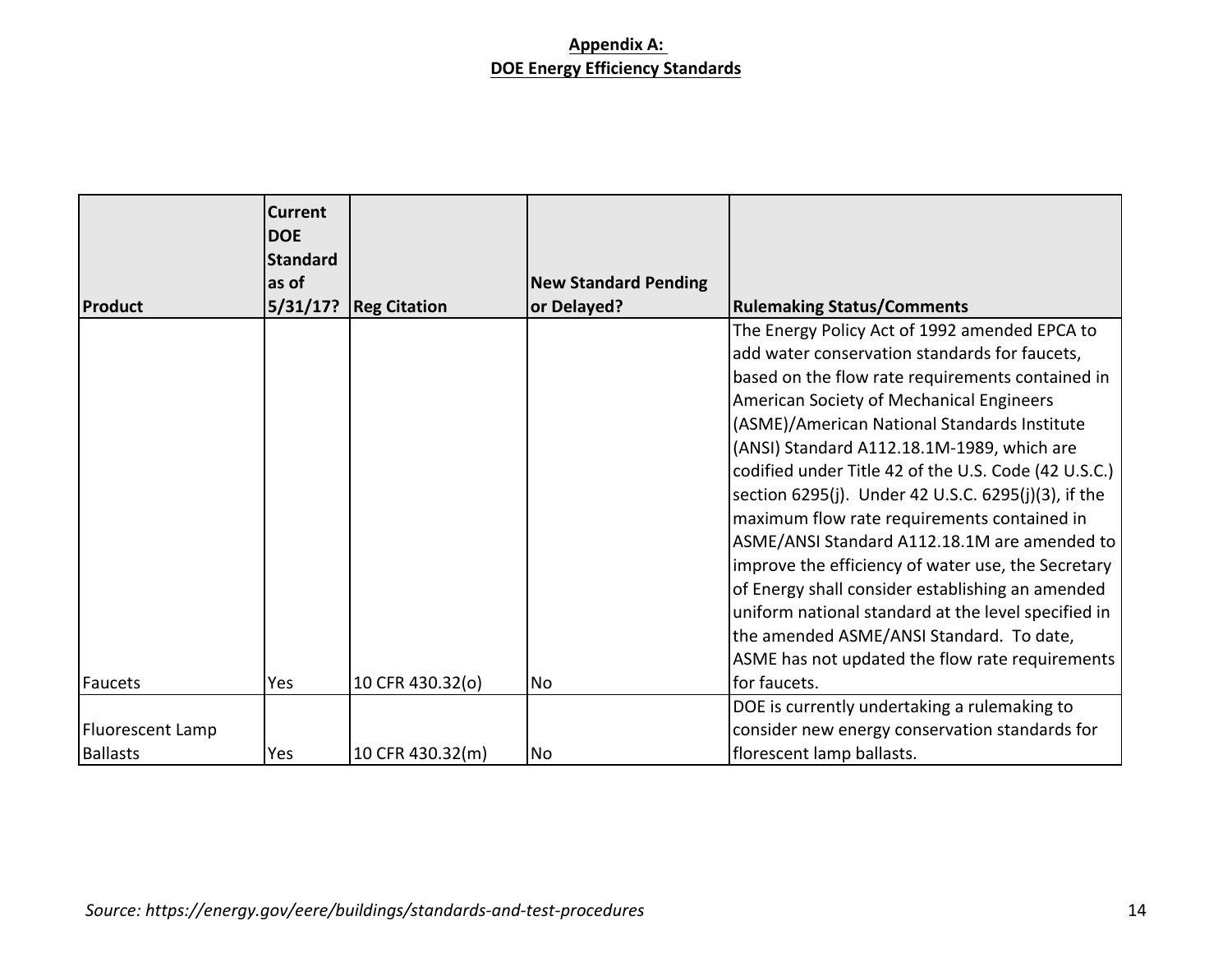**Appendix A:**
**DOE Energy Efficiency Standards**

| Product | Current DOE Standard as of 5/31/17? | Reg Citation | New Standard Pending or Delayed? | Rulemaking Status/Comments |
|---|---|---|---|---|
| Faucets | Yes | 10 CFR 430.32(o) | No | The Energy Policy Act of 1992 amended EPCA to add water conservation standards for faucets, based on the flow rate requirements contained in American Society of Mechanical Engineers (ASME)/American National Standards Institute (ANSI) Standard A112.18.1M-1989, which are codified under Title 42 of the U.S. Code (42 U.S.C.) section 6295(j). Under 42 U.S.C. 6295(j)(3), if the maximum flow rate requirements contained in ASME/ANSI Standard A112.18.1M are amended to improve the efficiency of water use, the Secretary of Energy shall consider establishing an amended uniform national standard at the level specified in the amended ASME/ANSI Standard. To date, ASME has not updated the flow rate requirements for faucets. |
| Fluorescent Lamp Ballasts | Yes | 10 CFR 430.32(m) | No | DOE is currently undertaking a rulemaking to consider new energy conservation standards for florescent lamp ballasts. |

*Source: https://energy.gov/eere/buildings/standards-and-test-procedures*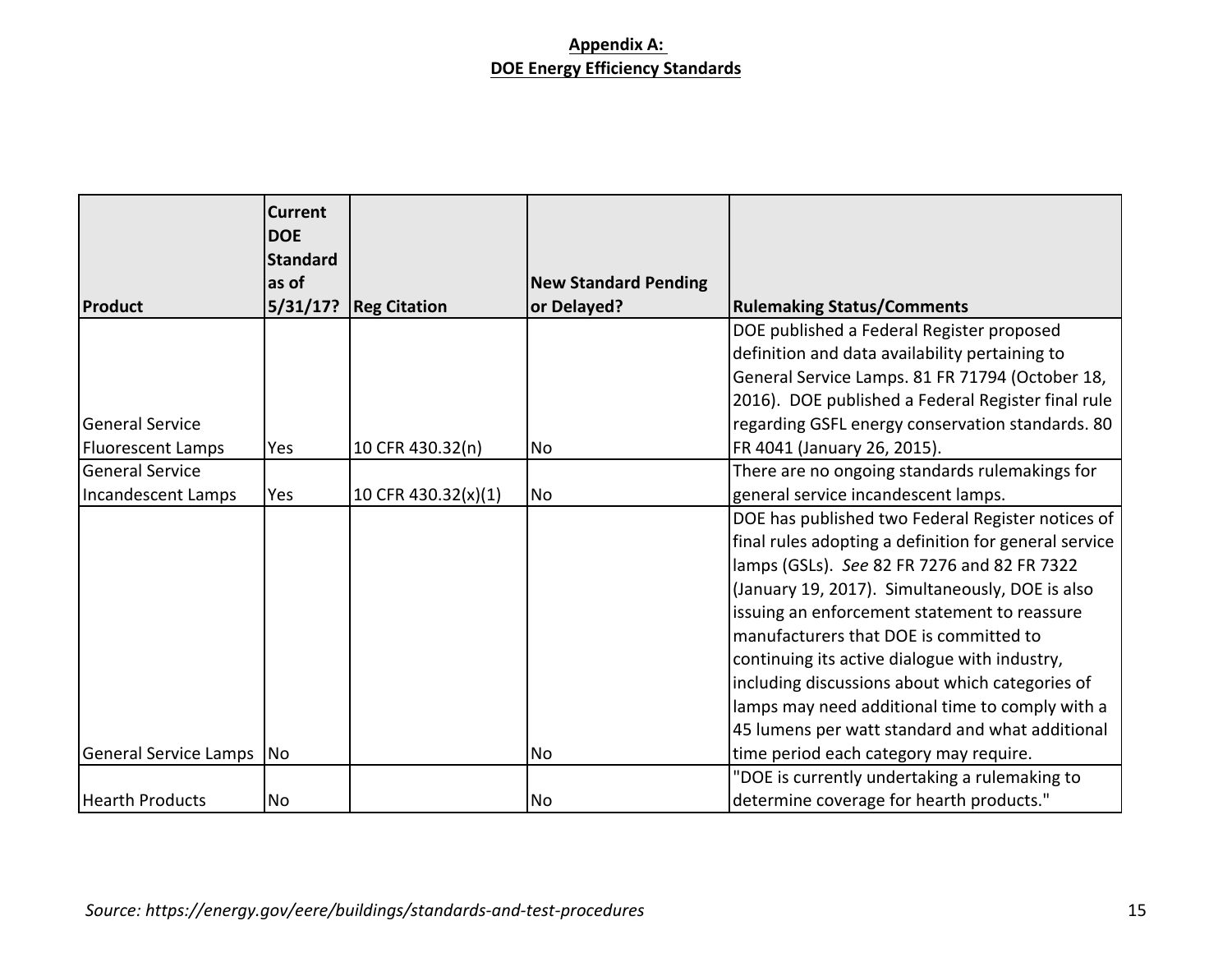**Appendix A:**
**DOE Energy Efficiency Standards**

| Product | Current DOE Standard as of 5/31/17? | Reg Citation | New Standard Pending or Delayed? | Rulemaking Status/Comments |
|---|---|---|---|---|
| General Service Fluorescent Lamps | Yes | 10 CFR 430.32(n) | No | DOE published a Federal Register proposed definition and data availability pertaining to General Service Lamps. 81 FR 71794 (October 18, 2016). DOE published a Federal Register final rule regarding GSFL energy conservation standards. 80 FR 4041 (January 26, 2015). |
| General Service Incandescent Lamps | Yes | 10 CFR 430.32(x)(1) | No | There are no ongoing standards rulemakings for general service incandescent lamps. |
| General Service Lamps | No | | No | DOE has published two Federal Register notices of final rules adopting a definition for general service lamps (GSLs). *See* 82 FR 7276 and 82 FR 7322 (January 19, 2017). Simultaneously, DOE is also issuing an enforcement statement to reassure manufacturers that DOE is committed to continuing its active dialogue with industry, including discussions about which categories of lamps may need additional time to comply with a 45 lumens per watt standard and what additional time period each category may require. |
| Hearth Products | No | | No | "DOE is currently undertaking a rulemaking to determine coverage for hearth products." |

*Source: https://energy.gov/eere/buildings/standards-and-test-procedures*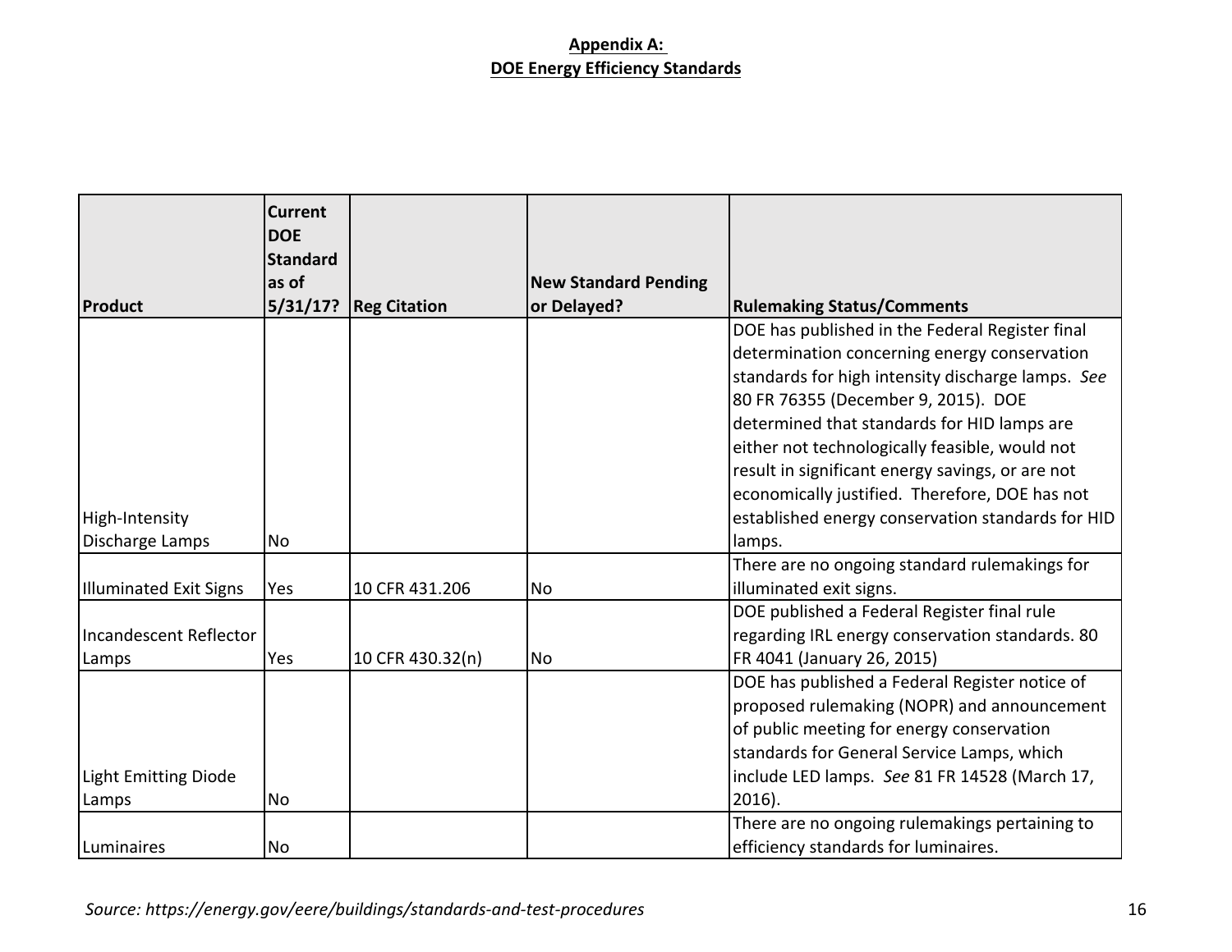**Appendix A:**
**DOE Energy Efficiency Standards**

| Product | Current DOE Standard as of 5/31/17? | Reg Citation | New Standard Pending or Delayed? | Rulemaking Status/Comments |
|---|---|---|---|---|
| High-Intensity Discharge Lamps | No | | | DOE has published in the Federal Register final determination concerning energy conservation standards for high intensity discharge lamps. *See* 80 FR 76355 (December 9, 2015). DOE determined that standards for HID lamps are either not technologically feasible, would not result in significant energy savings, or are not economically justified. Therefore, DOE has not established energy conservation standards for HID lamps. |
| Illuminated Exit Signs | Yes | 10 CFR 431.206 | No | There are no ongoing standard rulemakings for illuminated exit signs. |
| Incandescent Reflector Lamps | Yes | 10 CFR 430.32(n) | No | DOE published a Federal Register final rule regarding IRL energy conservation standards. 80 FR 4041 (January 26, 2015) |
| Light Emitting Diode Lamps | No | | | DOE has published a Federal Register notice of proposed rulemaking (NOPR) and announcement of public meeting for energy conservation standards for General Service Lamps, which include LED lamps. *See* 81 FR 14528 (March 17, 2016). |
| Luminaires | No | | | There are no ongoing rulemakings pertaining to efficiency standards for luminaires. |

*Source: https://energy.gov/eere/buildings/standards-and-test-procedures*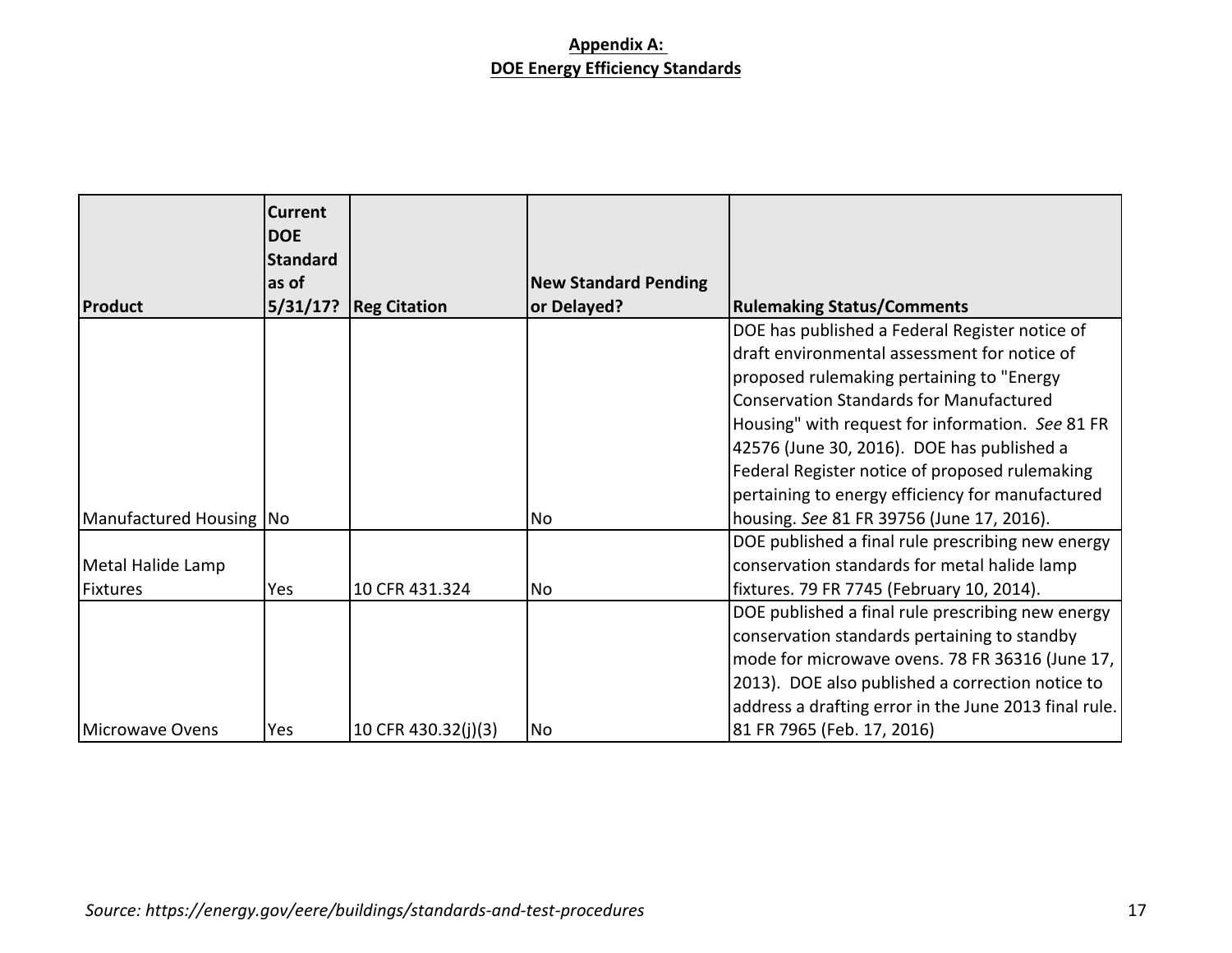**Appendix A:**
**DOE Energy Efficiency Standards**

| Product | Current DOE Standard as of 5/31/17? | Reg Citation | New Standard Pending or Delayed? | Rulemaking Status/Comments |
|---|---|---|---|---|
| Manufactured Housing | No | | No | DOE has published a Federal Register notice of draft environmental assessment for notice of proposed rulemaking pertaining to "Energy Conservation Standards for Manufactured Housing" with request for information. *See* 81 FR 42576 (June 30, 2016). DOE has published a Federal Register notice of proposed rulemaking pertaining to energy efficiency for manufactured housing. *See* 81 FR 39756 (June 17, 2016). |
| Metal Halide Lamp Fixtures | Yes | 10 CFR 431.324 | No | DOE published a final rule prescribing new energy conservation standards for metal halide lamp fixtures. 79 FR 7745 (February 10, 2014). |
| Microwave Ovens | Yes | 10 CFR 430.32(j)(3) | No | DOE published a final rule prescribing new energy conservation standards pertaining to standby mode for microwave ovens. 78 FR 36316 (June 17, 2013). DOE also published a correction notice to address a drafting error in the June 2013 final rule. 81 FR 7965 (Feb. 17, 2016) |

*Source: https://energy.gov/eere/buildings/standards-and-test-procedures*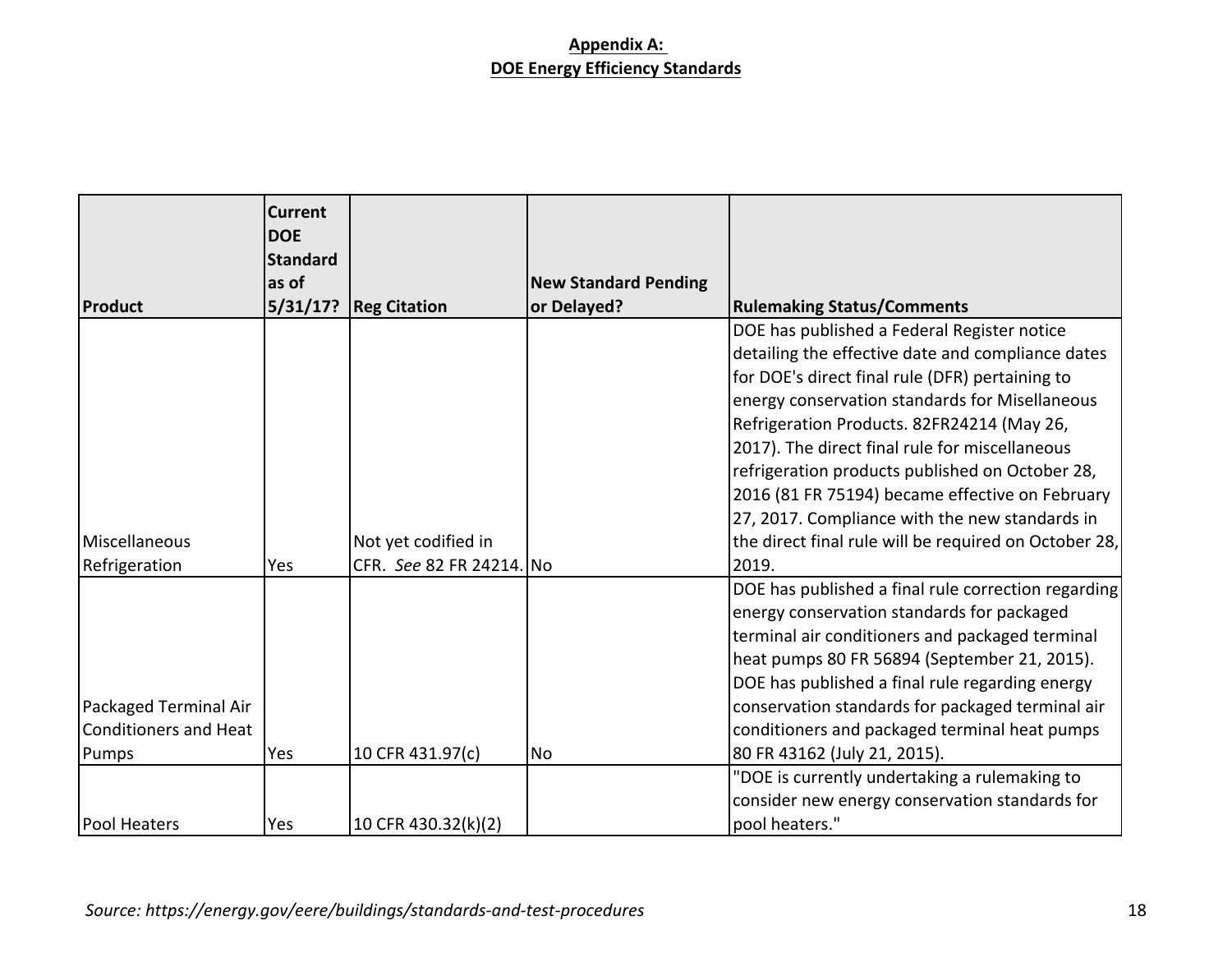**Appendix A:**
**DOE Energy Efficiency Standards**

| Product | Current DOE Standard as of 5/31/17? | Reg Citation | New Standard Pending or Delayed? | Rulemaking Status/Comments |
|---|---|---|---|---|
| Miscellaneous Refrigeration | Yes | Not yet codified in CFR. *See* 82 FR 24214. | No | DOE has published a Federal Register notice detailing the effective date and compliance dates for DOE's direct final rule (DFR) pertaining to energy conservation standards for Misellaneous Refrigeration Products. 82FR24214 (May 26, 2017). The direct final rule for miscellaneous refrigeration products published on October 28, 2016 (81 FR 75194) became effective on February 27, 2017. Compliance with the new standards in the direct final rule will be required on October 28, 2019. |
| Packaged Terminal Air Conditioners and Heat Pumps | Yes | 10 CFR 431.97(c) | No | DOE has published a final rule correction regarding energy conservation standards for packaged terminal air conditioners and packaged terminal heat pumps 80 FR 56894 (September 21, 2015). DOE has published a final rule regarding energy conservation standards for packaged terminal air conditioners and packaged terminal heat pumps 80 FR 43162 (July 21, 2015). |
| Pool Heaters | Yes | 10 CFR 430.32(k)(2) | | "DOE is currently undertaking a rulemaking to consider new energy conservation standards for pool heaters." |

*Source: https://energy.gov/eere/buildings/standards-and-test-procedures*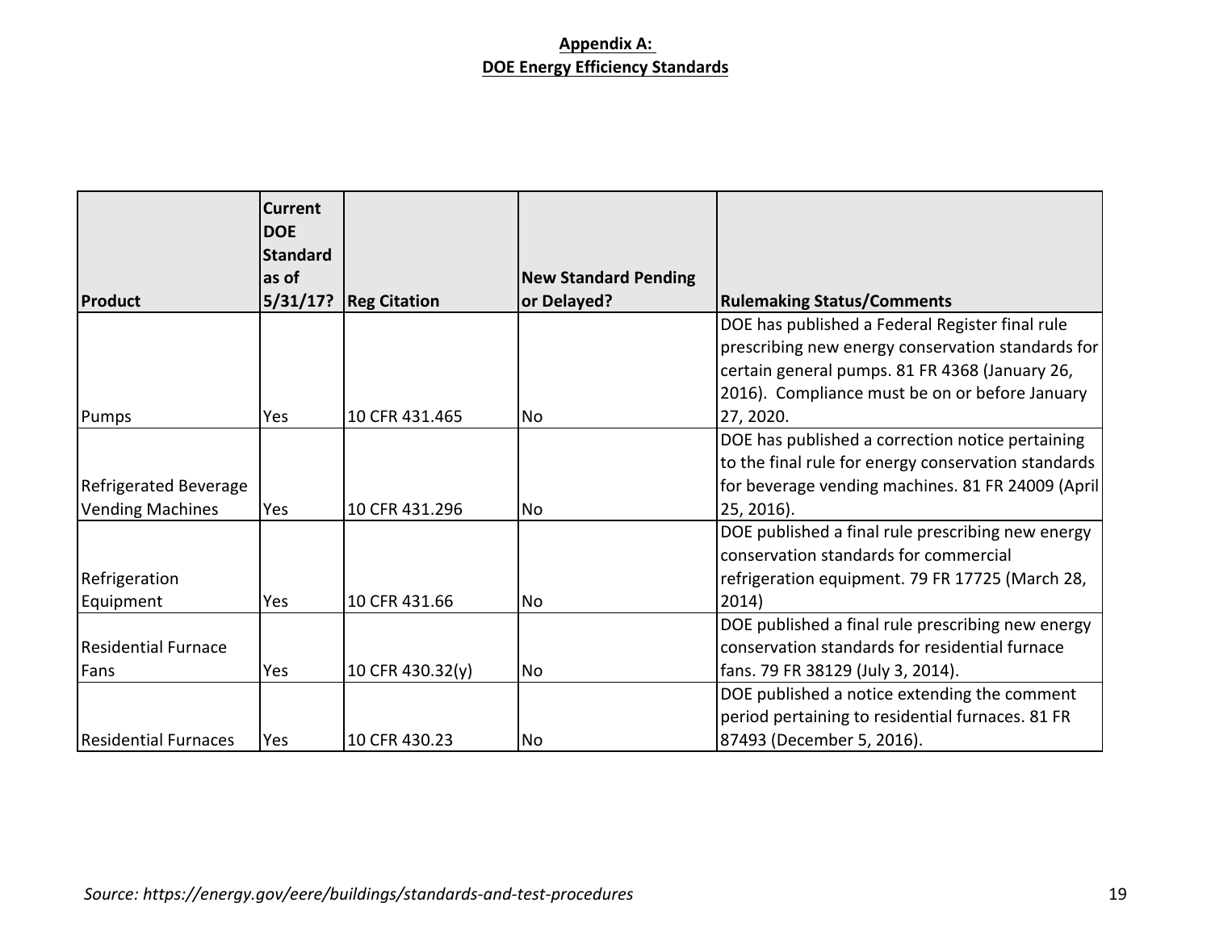**Appendix A:**
**DOE Energy Efficiency Standards**

| Product | Current DOE Standard as of 5/31/17? | Reg Citation | New Standard Pending or Delayed? | Rulemaking Status/Comments |
|---|---|---|---|---|
| Pumps | Yes | 10 CFR 431.465 | No | DOE has published a Federal Register final rule prescribing new energy conservation standards for certain general pumps. 81 FR 4368 (January 26, 2016). Compliance must be on or before January 27, 2020. |
| Refrigerated Beverage Vending Machines | Yes | 10 CFR 431.296 | No | DOE has published a correction notice pertaining to the final rule for energy conservation standards for beverage vending machines. 81 FR 24009 (April 25, 2016). |
| Refrigeration Equipment | Yes | 10 CFR 431.66 | No | DOE published a final rule prescribing new energy conservation standards for commercial refrigeration equipment. 79 FR 17725 (March 28, 2014) |
| Residential Furnace Fans | Yes | 10 CFR 430.32(y) | No | DOE published a final rule prescribing new energy conservation standards for residential furnace fans. 79 FR 38129 (July 3, 2014). |
| Residential Furnaces | Yes | 10 CFR 430.23 | No | DOE published a notice extending the comment period pertaining to residential furnaces. 81 FR 87493 (December 5, 2016). |

*Source: https://energy.gov/eere/buildings/standards-and-test-procedures*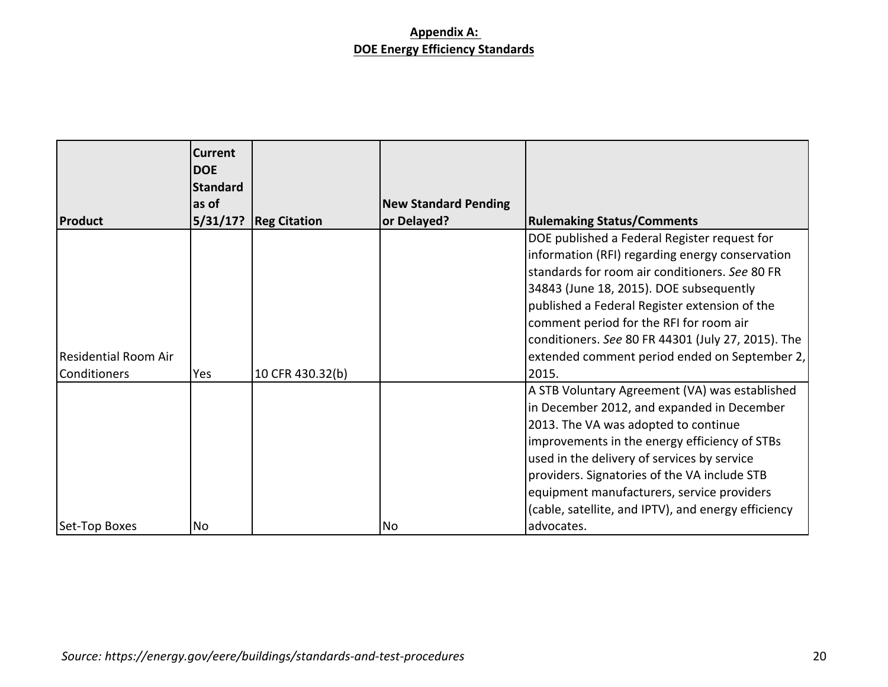**Appendix A:**
**DOE Energy Efficiency Standards**

| Product | Current DOE Standard as of 5/31/17? | Reg Citation | New Standard Pending or Delayed? | Rulemaking Status/Comments |
|---|---|---|---|---|
| Residential Room Air Conditioners | Yes | 10 CFR 430.32(b) | | DOE published a Federal Register request for information (RFI) regarding energy conservation standards for room air conditioners. *See* 80 FR 34843 (June 18, 2015). DOE subsequently published a Federal Register extension of the comment period for the RFI for room air conditioners. *See* 80 FR 44301 (July 27, 2015). The extended comment period ended on September 2, 2015. |
| Set-Top Boxes | No | | No | A STB Voluntary Agreement (VA) was established in December 2012, and expanded in December 2013. The VA was adopted to continue improvements in the energy efficiency of STBs used in the delivery of services by service providers. Signatories of the VA include STB equipment manufacturers, service providers (cable, satellite, and IPTV), and energy efficiency advocates. |

*Source: https://energy.gov/eere/buildings/standards-and-test-procedures*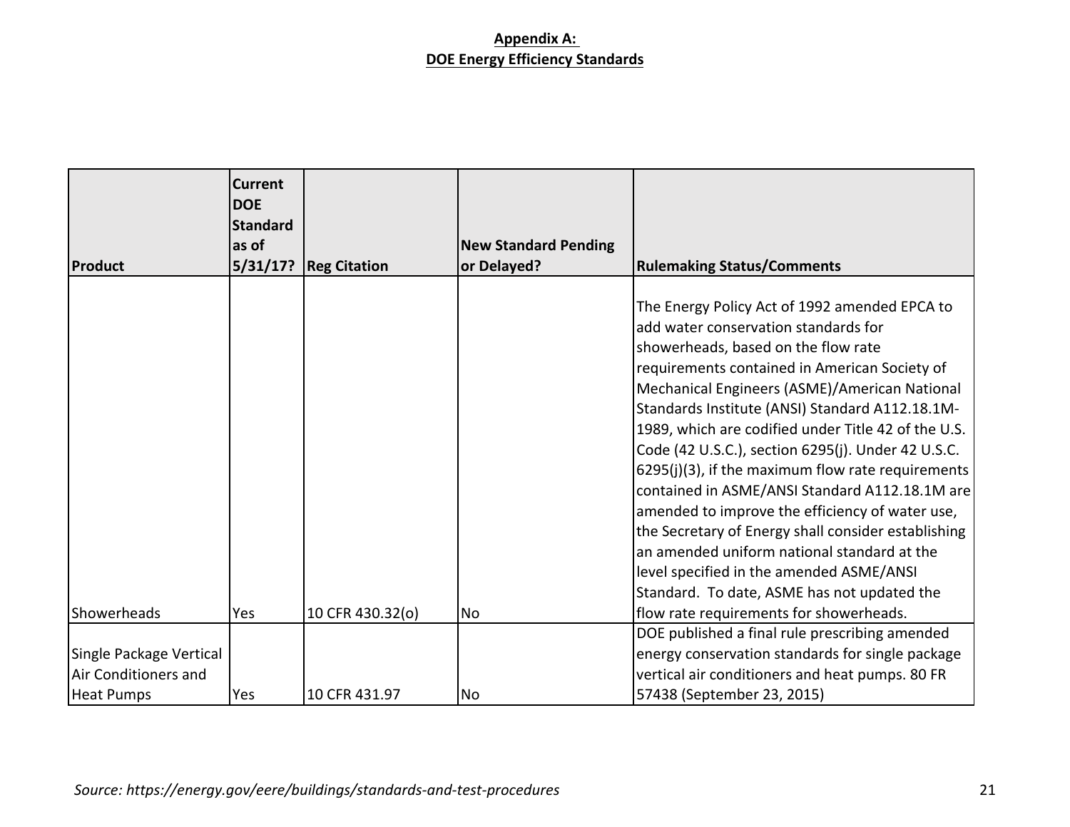**Appendix A:**
**DOE Energy Efficiency Standards**

| Product | Current DOE Standard as of 5/31/17? | Reg Citation | New Standard Pending or Delayed? | Rulemaking Status/Comments |
|---|---|---|---|---|
| Showerheads | Yes | 10 CFR 430.32(o) | No | The Energy Policy Act of 1992 amended EPCA to add water conservation standards for showerheads, based on the flow rate requirements contained in American Society of Mechanical Engineers (ASME)/American National Standards Institute (ANSI) Standard A112.18.1M-1989, which are codified under Title 42 of the U.S. Code (42 U.S.C.), section 6295(j). Under 42 U.S.C. 6295(j)(3), if the maximum flow rate requirements contained in ASME/ANSI Standard A112.18.1M are amended to improve the efficiency of water use, the Secretary of Energy shall consider establishing an amended uniform national standard at the level specified in the amended ASME/ANSI Standard. To date, ASME has not updated the flow rate requirements for showerheads. |
| Single Package Vertical Air Conditioners and Heat Pumps | Yes | 10 CFR 431.97 | No | DOE published a final rule prescribing amended energy conservation standards for single package vertical air conditioners and heat pumps. 80 FR 57438 (September 23, 2015) |

*Source: https://energy.gov/eere/buildings/standards-and-test-procedures*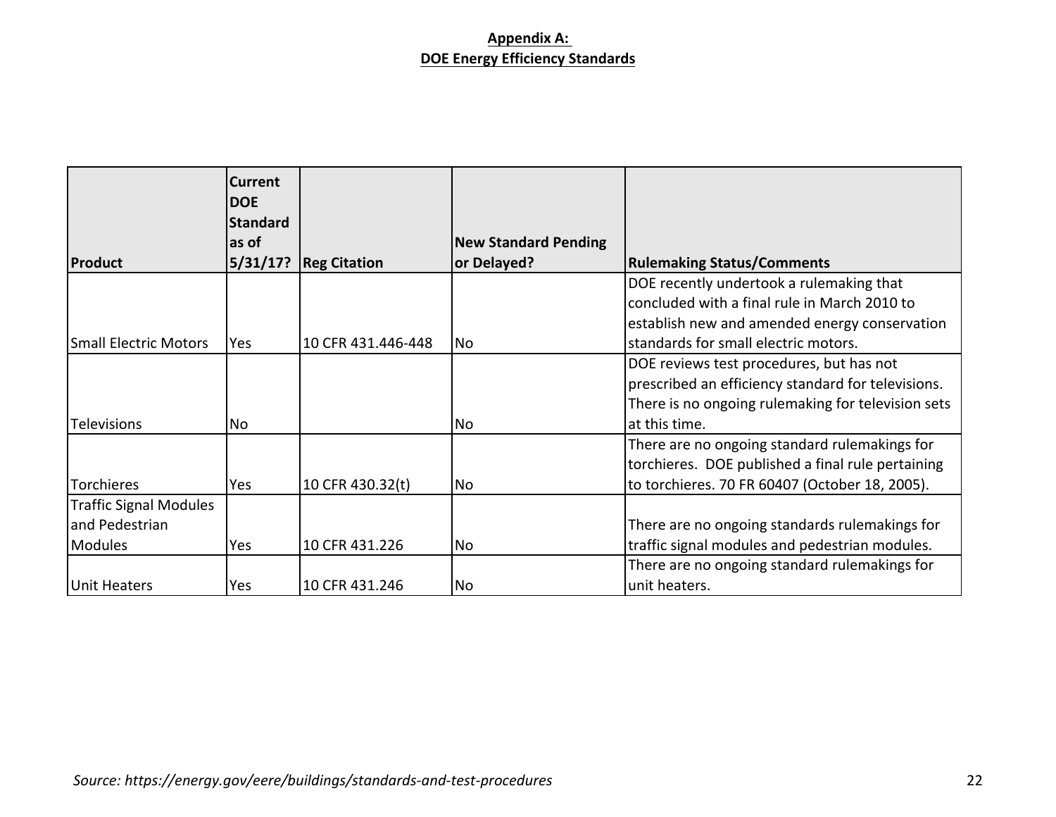**Appendix A:**
**DOE Energy Efficiency Standards**

| Product | Current DOE Standard as of 5/31/17? | Reg Citation | New Standard Pending or Delayed? | Rulemaking Status/Comments |
|---|---|---|---|---|
| Small Electric Motors | Yes | 10 CFR 431.446-448 | No | DOE recently undertook a rulemaking that concluded with a final rule in March 2010 to establish new and amended energy conservation standards for small electric motors. |
| Televisions | No | | No | DOE reviews test procedures, but has not prescribed an efficiency standard for televisions. There is no ongoing rulemaking for television sets at this time. |
| Torchieres | Yes | 10 CFR 430.32(t) | No | There are no ongoing standard rulemakings for torchieres. DOE published a final rule pertaining to torchieres. 70 FR 60407 (October 18, 2005). |
| Traffic Signal Modules and Pedestrian Modules | Yes | 10 CFR 431.226 | No | There are no ongoing standards rulemakings for traffic signal modules and pedestrian modules. |
| Unit Heaters | Yes | 10 CFR 431.246 | No | There are no ongoing standard rulemakings for unit heaters. |

*Source: https://energy.gov/eere/buildings/standards-and-test-procedures*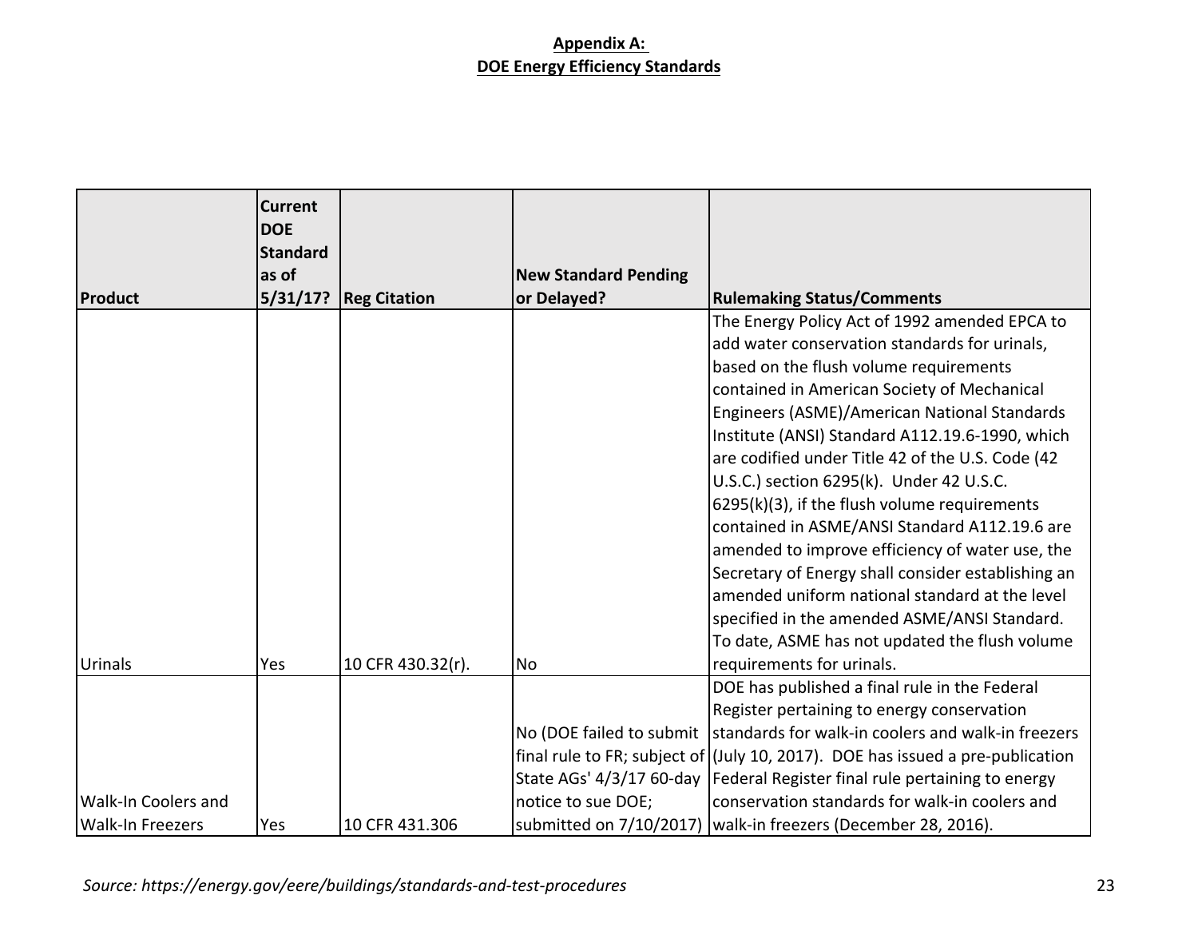**Appendix A:**
**DOE Energy Efficiency Standards**

| Product | Current DOE Standard as of 5/31/17? | Reg Citation | New Standard Pending or Delayed? | Rulemaking Status/Comments |
|---|---|---|---|---|
| Urinals | Yes | 10 CFR 430.32(r). | No | The Energy Policy Act of 1992 amended EPCA to add water conservation standards for urinals, based on the flush volume requirements contained in American Society of Mechanical Engineers (ASME)/American National Standards Institute (ANSI) Standard A112.19.6-1990, which are codified under Title 42 of the U.S. Code (42 U.S.C.) section 6295(k). Under 42 U.S.C. 6295(k)(3), if the flush volume requirements contained in ASME/ANSI Standard A112.19.6 are amended to improve efficiency of water use, the Secretary of Energy shall consider establishing an amended uniform national standard at the level specified in the amended ASME/ANSI Standard. To date, ASME has not updated the flush volume requirements for urinals. |
| Walk-In Coolers and Walk-In Freezers | Yes | 10 CFR 431.306 | No (DOE failed to submit final rule to FR; subject of State AGs' 4/3/17 60-day notice to sue DOE; submitted on 7/10/2017) | DOE has published a final rule in the Federal Register pertaining to energy conservation standards for walk-in coolers and walk-in freezers (July 10, 2017). DOE has issued a pre-publication Federal Register final rule pertaining to energy conservation standards for walk-in coolers and walk-in freezers (December 28, 2016). |

*Source: https://energy.gov/eere/buildings/standards-and-test-procedures*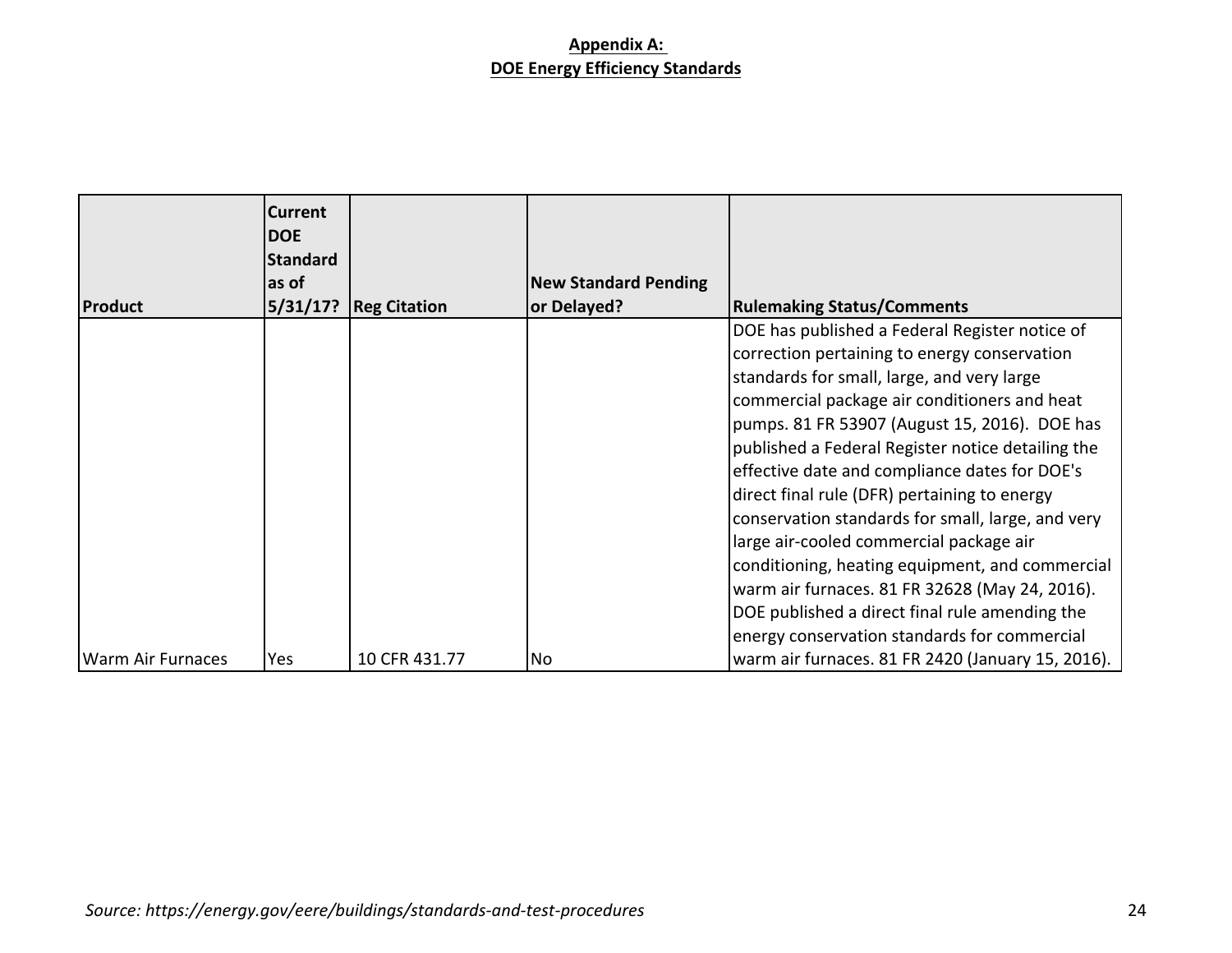**Appendix A:**
**DOE Energy Efficiency Standards**

| Product | Current DOE Standard as of 5/31/17? | Reg Citation | New Standard Pending or Delayed? | Rulemaking Status/Comments |
|---|---|---|---|---|
| Warm Air Furnaces | Yes | 10 CFR 431.77 | No | DOE has published a Federal Register notice of correction pertaining to energy conservation standards for small, large, and very large commercial package air conditioners and heat pumps. 81 FR 53907 (August 15, 2016). DOE has published a Federal Register notice detailing the effective date and compliance dates for DOE's direct final rule (DFR) pertaining to energy conservation standards for small, large, and very large air-cooled commercial package air conditioning, heating equipment, and commercial warm air furnaces. 81 FR 32628 (May 24, 2016). DOE published a direct final rule amending the energy conservation standards for commercial warm air furnaces. 81 FR 2420 (January 15, 2016). |

*Source: https://energy.gov/eere/buildings/standards-and-test-procedures*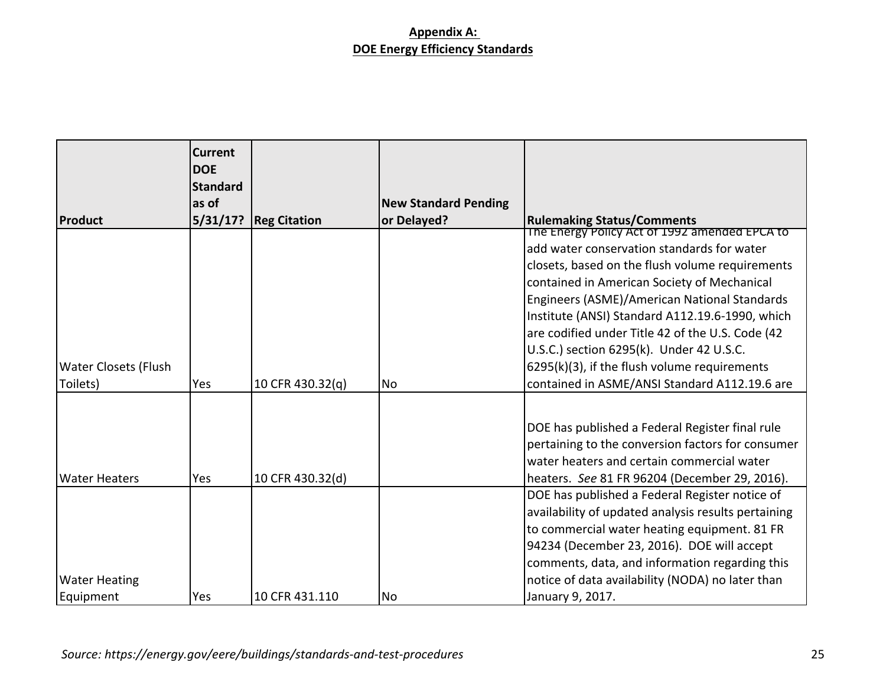**Appendix A:**
**DOE Energy Efficiency Standards**

| Product | Current DOE Standard as of 5/31/17? | Reg Citation | New Standard Pending or Delayed? | Rulemaking Status/Comments |
|---|---|---|---|---|
| Water Closets (Flush Toilets) | Yes | 10 CFR 430.32(q) | No | The Energy Policy Act of 1992 amended EPCA to add water conservation standards for water closets, based on the flush volume requirements contained in American Society of Mechanical Engineers (ASME)/American National Standards Institute (ANSI) Standard A112.19.6-1990, which are codified under Title 42 of the U.S. Code (42 U.S.C.) section 6295(k). Under 42 U.S.C. 6295(k)(3), if the flush volume requirements contained in ASME/ANSI Standard A112.19.6 are |
| Water Heaters | Yes | 10 CFR 430.32(d) | | DOE has published a Federal Register final rule pertaining to the conversion factors for consumer water heaters and certain commercial water heaters. *See* 81 FR 96204 (December 29, 2016). |
| Water Heating Equipment | Yes | 10 CFR 431.110 | No | DOE has published a Federal Register notice of availability of updated analysis results pertaining to commercial water heating equipment. 81 FR 94234 (December 23, 2016). DOE will accept comments, data, and information regarding this notice of data availability (NODA) no later than January 9, 2017. |

*Source: https://energy.gov/eere/buildings/standards-and-test-procedures*